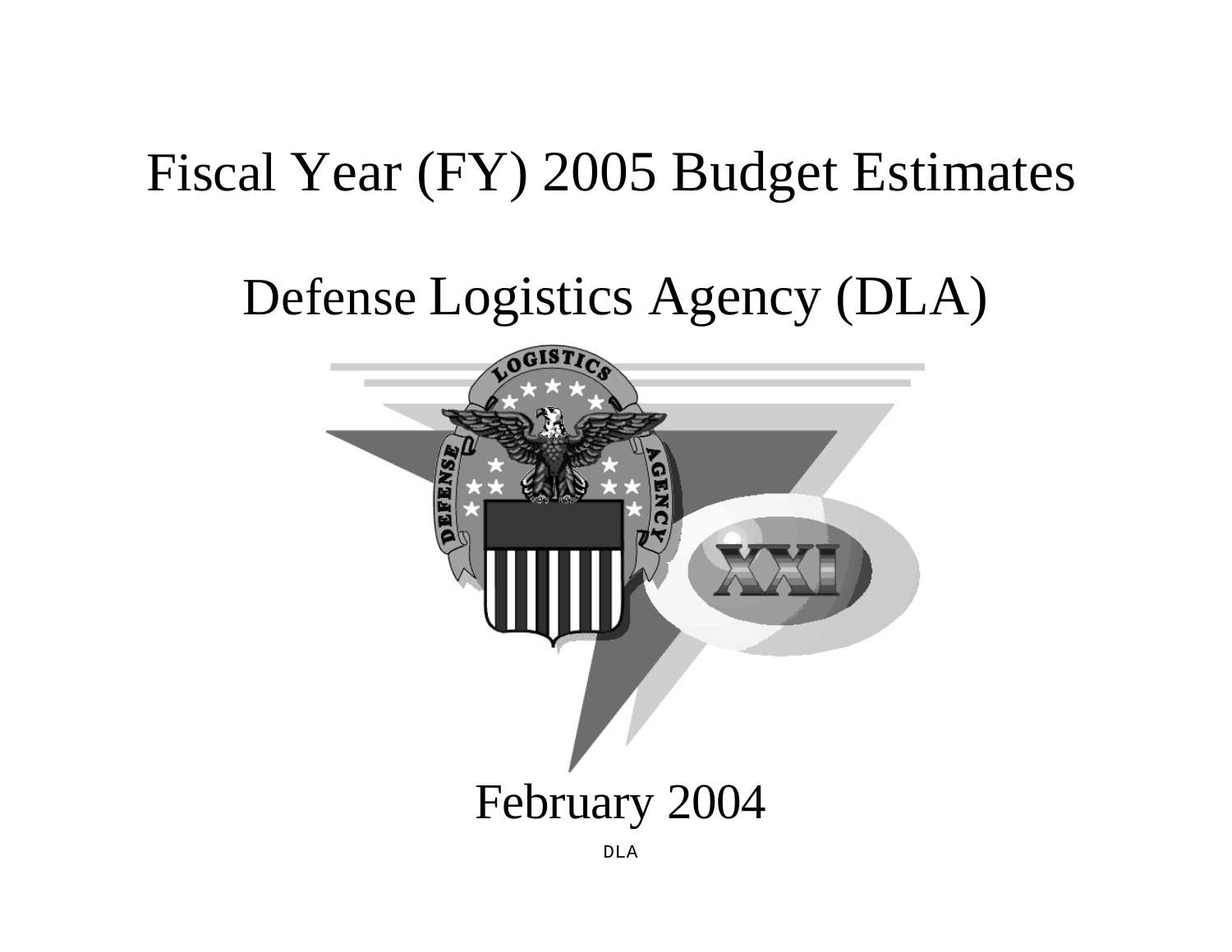# Fiscal Year (FY) 2005 Budget Estimates

## Defense Logistics Agency (DLA)

February 2004

DLA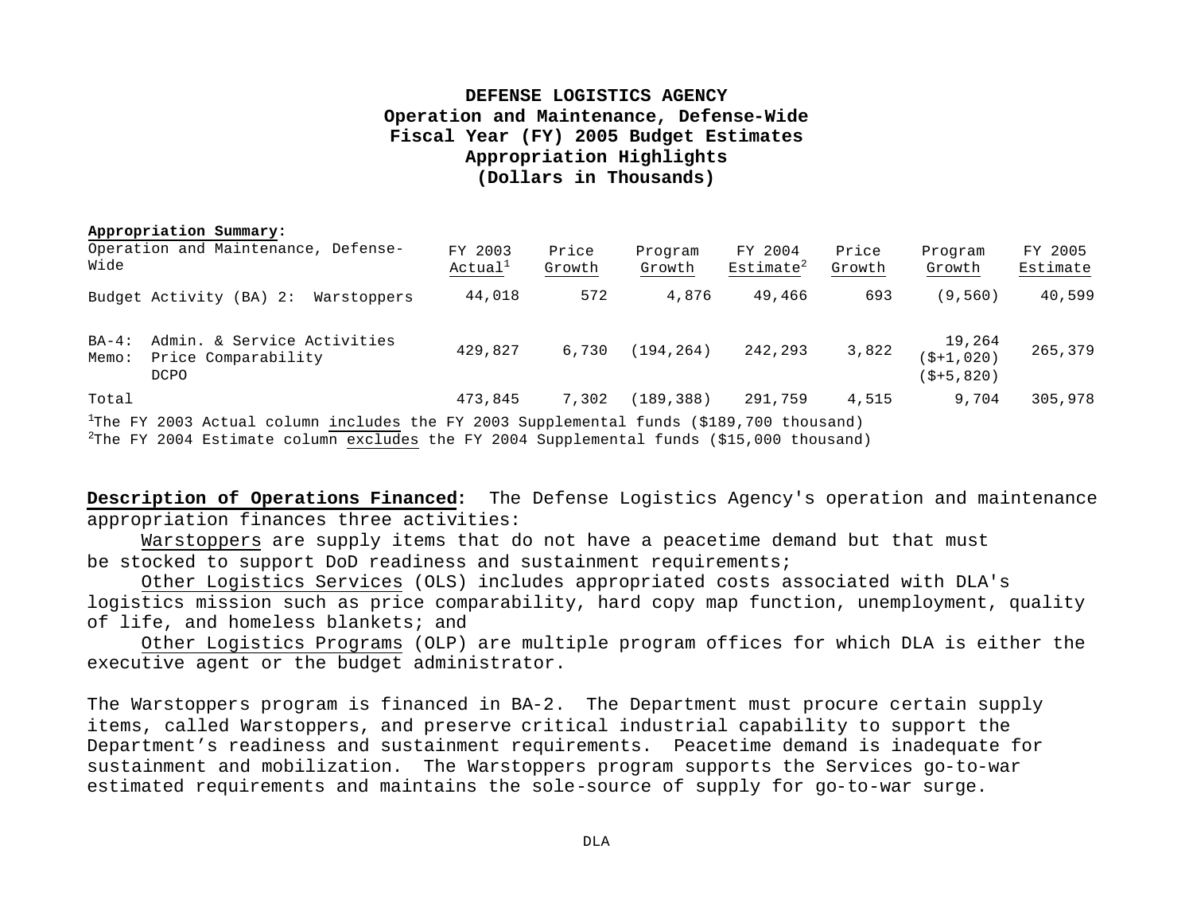**DEFENSE LOGISTICS AGENCY**
**Operation and Maintenance, Defense-Wide**
**Fiscal Year (FY) 2005 Budget Estimates**
**Appropriation Highlights**
**(Dollars in Thousands)**

**Appropriation Summary:**

| Operation and Maintenance, Defense-Wide | FY 2003 Actual[1] | Price Growth | Program Growth | FY 2004 Estimate[2] | Price Growth | Program Growth | FY 2005 Estimate |
|---|---|---|---|---|---|---|---|
| Budget Activity (BA) 2: Warstoppers | 44,018 | 572 | 4,876 | 49,466 | 693 | (9,560) | 40,599 |
| BA-4: Admin. & Service Activities<br>Memo: Price Comparability<br>DCPO | 429,827 | 6,730 | (194,264) | 242,293 | 3,822 | 19,264<br>($+1,020)<br>($+5,820) | 265,379 |
| Total | 473,845 | 7,302 | (189,388) | 291,759 | 4,515 | 9,704 | 305,978 |

[1]The FY 2003 Actual column includes the FY 2003 Supplemental funds ($189,700 thousand)
[2]The FY 2004 Estimate column excludes the FY 2004 Supplemental funds ($15,000 thousand)

**Description of Operations Financed:** The Defense Logistics Agency's operation and maintenance appropriation finances three activities:

Warstoppers are supply items that do not have a peacetime demand but that must be stocked to support DoD readiness and sustainment requirements;

Other Logistics Services (OLS) includes appropriated costs associated with DLA's logistics mission such as price comparability, hard copy map function, unemployment, quality of life, and homeless blankets; and

Other Logistics Programs (OLP) are multiple program offices for which DLA is either the executive agent or the budget administrator.

The Warstoppers program is financed in BA-2. The Department must procure certain supply items, called Warstoppers, and preserve critical industrial capability to support the Department's readiness and sustainment requirements. Peacetime demand is inadequate for sustainment and mobilization. The Warstoppers program supports the Services go-to-war estimated requirements and maintains the sole-source of supply for go-to-war surge.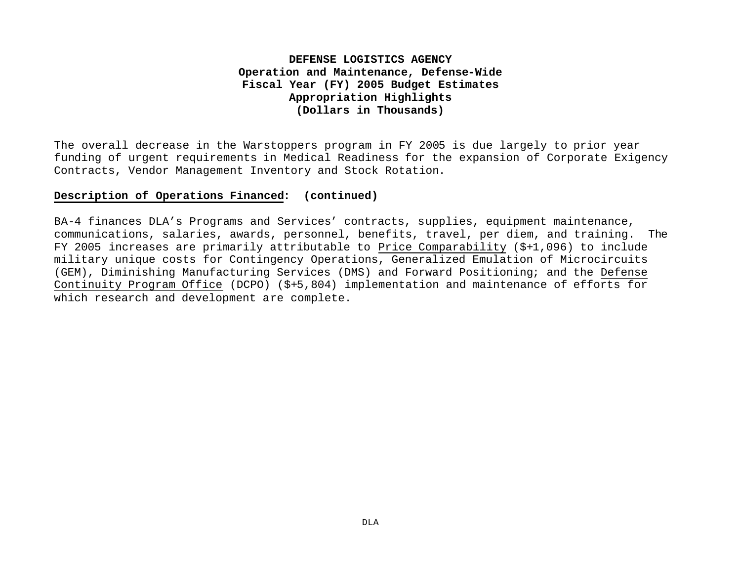**DEFENSE LOGISTICS AGENCY**
**Operation and Maintenance, Defense-Wide**
**Fiscal Year (FY) 2005 Budget Estimates**
**Appropriation Highlights**
**(Dollars in Thousands)**

The overall decrease in the Warstoppers program in FY 2005 is due largely to prior year funding of urgent requirements in Medical Readiness for the expansion of Corporate Exigency Contracts, Vendor Management Inventory and Stock Rotation.

**Description of Operations Financed: (continued)**

BA-4 finances DLA's Programs and Services' contracts, supplies, equipment maintenance, communications, salaries, awards, personnel, benefits, travel, per diem, and training. The FY 2005 increases are primarily attributable to Price Comparability ($+1,096) to include military unique costs for Contingency Operations, Generalized Emulation of Microcircuits (GEM), Diminishing Manufacturing Services (DMS) and Forward Positioning; and the Defense Continuity Program Office (DCPO) ($+5,804) implementation and maintenance of efforts for which research and development are complete.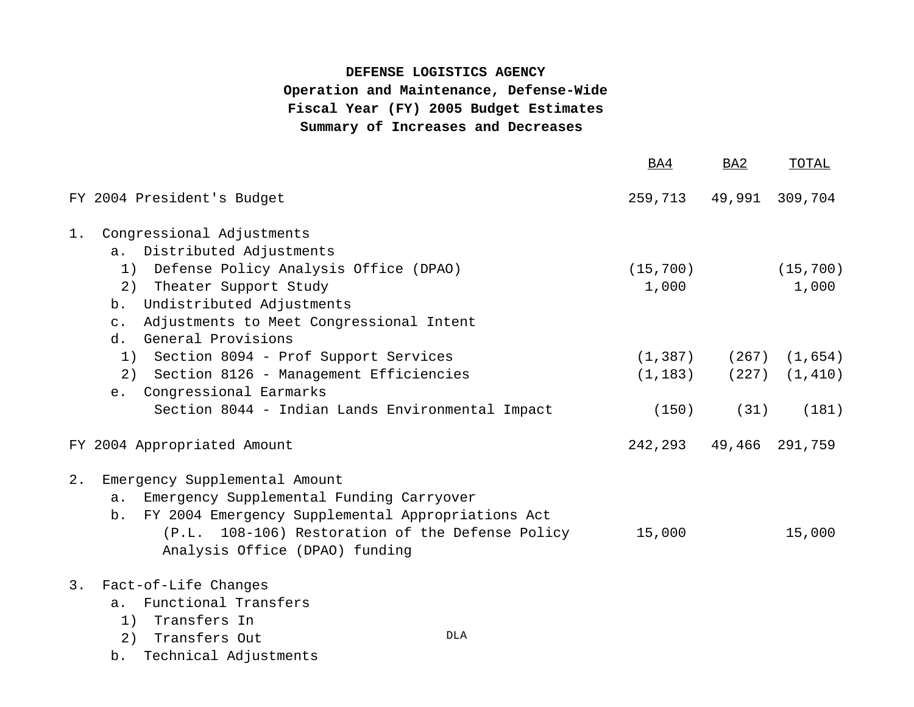**DEFENSE LOGISTICS AGENCY**
**Operation and Maintenance, Defense-Wide**
**Fiscal Year (FY) 2005 Budget Estimates**
**Summary of Increases and Decreases**

| | BA4 | BA2 | TOTAL |
|---|---|---|---|
| FY 2004 President's Budget | 259,713 | 49,991 | 309,704 |
| 1. Congressional Adjustments | | | |
| a. Distributed Adjustments | | | |
| 1) Defense Policy Analysis Office (DPAO) | (15,700) | | (15,700) |
| 2) Theater Support Study | 1,000 | | 1,000 |
| b. Undistributed Adjustments | | | |
| c. Adjustments to Meet Congressional Intent | | | |
| d. General Provisions | | | |
| 1) Section 8094 - Prof Support Services | (1,387) | (267) | (1,654) |
| 2) Section 8126 - Management Efficiencies | (1,183) | (227) | (1,410) |
| e. Congressional Earmarks | | | |
| Section 8044 - Indian Lands Environmental Impact | (150) | (31) | (181) |
| FY 2004 Appropriated Amount | 242,293 | 49,466 | 291,759 |
| 2. Emergency Supplemental Amount | | | |
| a. Emergency Supplemental Funding Carryover | | | |
| b. FY 2004 Emergency Supplemental Appropriations Act (P.L. 108-106) Restoration of the Defense Policy Analysis Office (DPAO) funding | 15,000 | | 15,000 |
| 3. Fact-of-Life Changes | | | |
| a. Functional Transfers | | | |
| 1) Transfers In | | | |
| 2) Transfers Out | | | |
| b. Technical Adjustments | | | |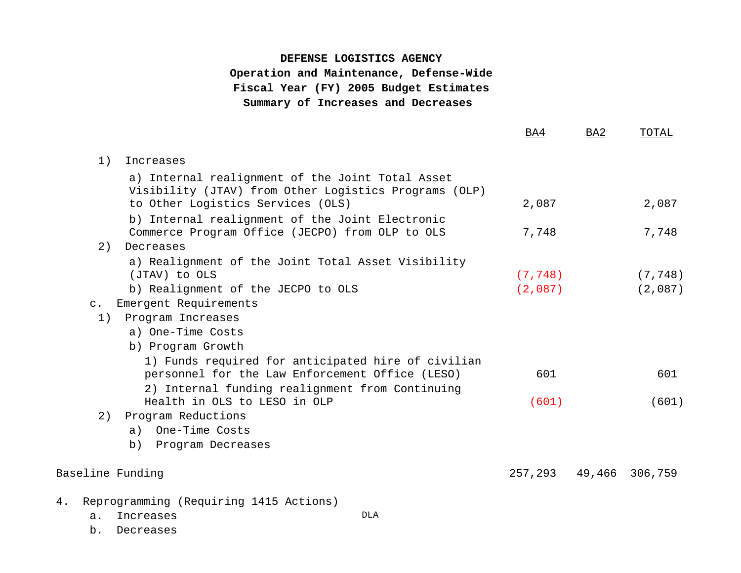**DEFENSE LOGISTICS AGENCY**
**Operation and Maintenance, Defense-Wide**
**Fiscal Year (FY) 2005 Budget Estimates**
**Summary of Increases and Decreases**

| | BA4 | BA2 | TOTAL |
|---|---|---|---|
| 1) Increases | | | |
| a) Internal realignment of the Joint Total Asset Visibility (JTAV) from Other Logistics Programs (OLP) to Other Logistics Services (OLS) | 2,087 | | 2,087 |
| b) Internal realignment of the Joint Electronic Commerce Program Office (JECPO) from OLP to OLS | 7,748 | | 7,748 |
| 2) Decreases | | | |
| a) Realignment of the Joint Total Asset Visibility (JTAV) to OLS | (7,748) | | (7,748) |
| b) Realignment of the JECPO to OLS | (2,087) | | (2,087) |
| c. Emergent Requirements | | | |
| 1) Program Increases | | | |
| a) One-Time Costs | | | |
| b) Program Growth | | | |
| 1) Funds required for anticipated hire of civilian personnel for the Law Enforcement Office (LESO) | 601 | | 601 |
| 2) Internal funding realignment from Continuing Health in OLS to LESO in OLP | (601) | | (601) |
| 2) Program Reductions | | | |
| a) One-Time Costs | | | |
| b) Program Decreases | | | |
| Baseline Funding | 257,293 | 49,466 | 306,759 |
| 4. Reprogramming (Requiring 1415 Actions) | | | |
| a. Increases | | | |
| b. Decreases | | | |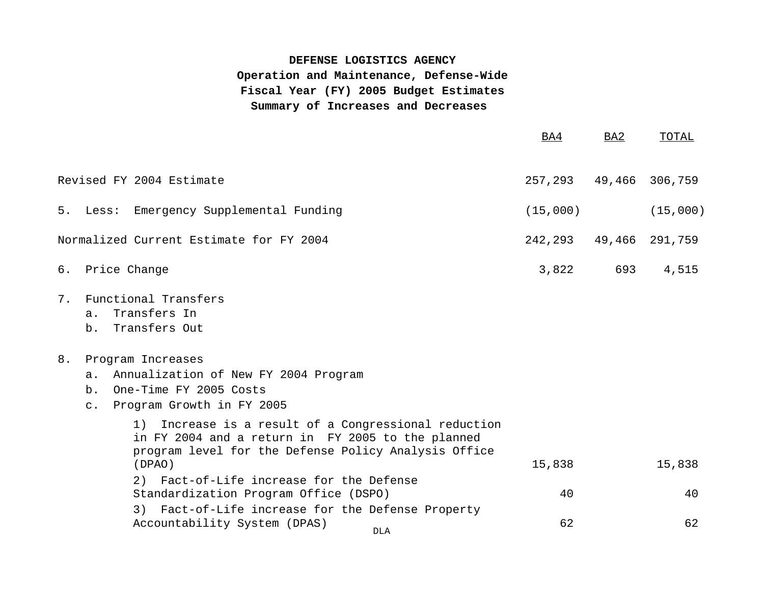**DEFENSE LOGISTICS AGENCY**
**Operation and Maintenance, Defense-Wide**
**Fiscal Year (FY) 2005 Budget Estimates**
**Summary of Increases and Decreases**

| | BA4 | BA2 | TOTAL |
|---|---|---|---|
| Revised FY 2004 Estimate | 257,293 | 49,466 | 306,759 |
| 5. Less: Emergency Supplemental Funding | (15,000) | | (15,000) |
| Normalized Current Estimate for FY 2004 | 242,293 | 49,466 | 291,759 |
| 6. Price Change | 3,822 | 693 | 4,515 |
| 7. Functional Transfers | | | |
| a. Transfers In | | | |
| b. Transfers Out | | | |
| 8. Program Increases | | | |
| a. Annualization of New FY 2004 Program | | | |
| b. One-Time FY 2005 Costs | | | |
| c. Program Growth in FY 2005 | | | |
| 1) Increase is a result of a Congressional reduction in FY 2004 and a return in FY 2005 to the planned program level for the Defense Policy Analysis Office (DPAO) | 15,838 | | 15,838 |
| 2) Fact-of-Life increase for the Defense Standardization Program Office (DSPO) | 40 | | 40 |
| 3) Fact-of-Life increase for the Defense Property Accountability System (DPAS) | 62 | | 62 |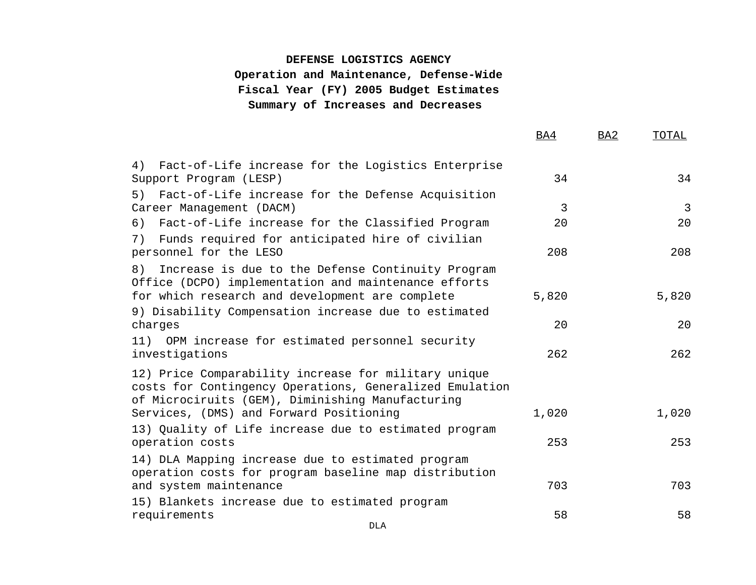**DEFENSE LOGISTICS AGENCY**
**Operation and Maintenance, Defense-Wide**
**Fiscal Year (FY) 2005 Budget Estimates**
**Summary of Increases and Decreases**

| | BA4 | BA2 | TOTAL |
|---|---|---|---|
| 4) Fact-of-Life increase for the Logistics Enterprise Support Program (LESP) | 34 | | 34 |
| 5) Fact-of-Life increase for the Defense Acquisition Career Management (DACM) | 3 | | 3 |
| 6) Fact-of-Life increase for the Classified Program | 20 | | 20 |
| 7) Funds required for anticipated hire of civilian personnel for the LESO | 208 | | 208 |
| 8) Increase is due to the Defense Continuity Program Office (DCPO) implementation and maintenance efforts for which research and development are complete | 5,820 | | 5,820 |
| 9) Disability Compensation increase due to estimated charges | 20 | | 20 |
| 11) OPM increase for estimated personnel security investigations | 262 | | 262 |
| 12) Price Comparability increase for military unique costs for Contingency Operations, Generalized Emulation of Microciruits (GEM), Diminishing Manufacturing Services, (DMS) and Forward Positioning | 1,020 | | 1,020 |
| 13) Quality of Life increase due to estimated program operation costs | 253 | | 253 |
| 14) DLA Mapping increase due to estimated program operation costs for program baseline map distribution and system maintenance | 703 | | 703 |
| 15) Blankets increase due to estimated program requirements | 58 | | 58 |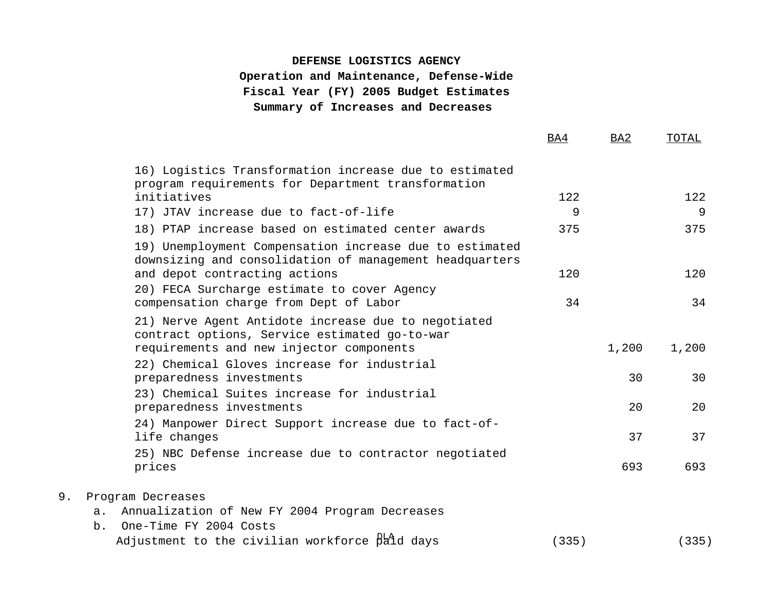**DEFENSE LOGISTICS AGENCY**
**Operation and Maintenance, Defense-Wide**
**Fiscal Year (FY) 2005 Budget Estimates**
**Summary of Increases and Decreases**

| | BA4 | BA2 | TOTAL |
|---|---|---|---|
| 16) Logistics Transformation increase due to estimated program requirements for Department transformation initiatives | 122 | | 122 |
| 17) JTAV increase due to fact-of-life | 9 | | 9 |
| 18) PTAP increase based on estimated center awards | 375 | | 375 |
| 19) Unemployment Compensation increase due to estimated downsizing and consolidation of management headquarters and depot contracting actions | 120 | | 120 |
| 20) FECA Surcharge estimate to cover Agency compensation charge from Dept of Labor | 34 | | 34 |
| 21) Nerve Agent Antidote increase due to negotiated contract options, Service estimated go-to-war requirements and new injector components | | 1,200 | 1,200 |
| 22) Chemical Gloves increase for industrial preparedness investments | | 30 | 30 |
| 23) Chemical Suites increase for industrial preparedness investments | | 20 | 20 |
| 24) Manpower Direct Support increase due to fact-of-life changes | | 37 | 37 |
| 25) NBC Defense increase due to contractor negotiated prices | | 693 | 693 |
| 9. Program Decreases | | | |
| a. Annualization of New FY 2004 Program Decreases | | | |
| b. One-Time FY 2004 Costs | | | |
| Adjustment to the civilian workforce paid days | (335) | | (335) |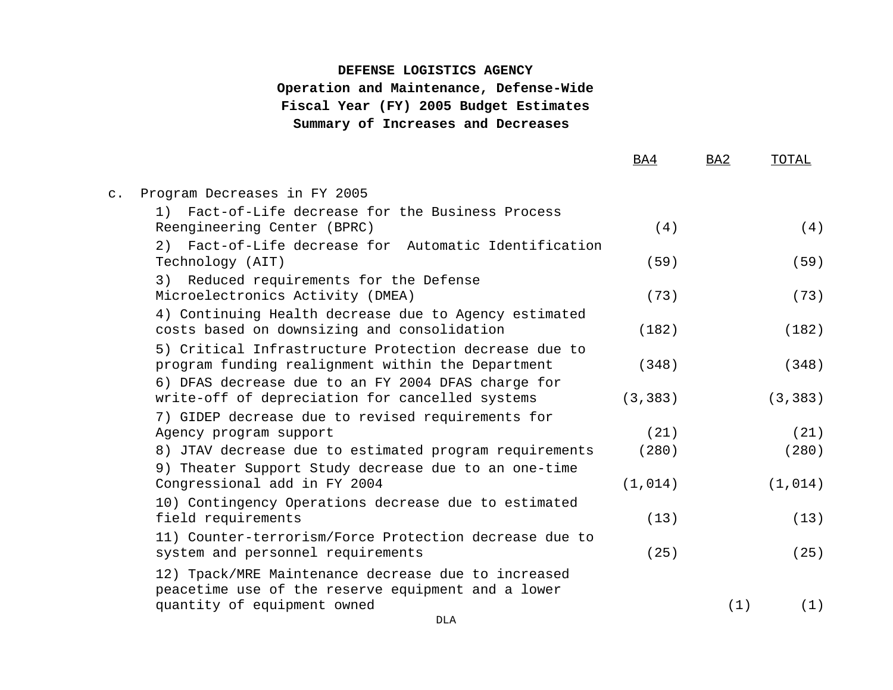**DEFENSE LOGISTICS AGENCY**
**Operation and Maintenance, Defense-Wide**
**Fiscal Year (FY) 2005 Budget Estimates**
**Summary of Increases and Decreases**

| | BA4 | BA2 | TOTAL |
|---|---|---|---|
| c. Program Decreases in FY 2005 | | | |
| 1) Fact-of-Life decrease for the Business Process Reengineering Center (BPRC) | (4) | | (4) |
| 2) Fact-of-Life decrease for Automatic Identification Technology (AIT) | (59) | | (59) |
| 3) Reduced requirements for the Defense Microelectronics Activity (DMEA) | (73) | | (73) |
| 4) Continuing Health decrease due to Agency estimated costs based on downsizing and consolidation | (182) | | (182) |
| 5) Critical Infrastructure Protection decrease due to program funding realignment within the Department | (348) | | (348) |
| 6) DFAS decrease due to an FY 2004 DFAS charge for write-off of depreciation for cancelled systems | (3,383) | | (3,383) |
| 7) GIDEP decrease due to revised requirements for Agency program support | (21) | | (21) |
| 8) JTAV decrease due to estimated program requirements | (280) | | (280) |
| 9) Theater Support Study decrease due to an one-time Congressional add in FY 2004 | (1,014) | | (1,014) |
| 10) Contingency Operations decrease due to estimated field requirements | (13) | | (13) |
| 11) Counter-terrorism/Force Protection decrease due to system and personnel requirements | (25) | | (25) |
| 12) Tpack/MRE Maintenance decrease due to increased peacetime use of the reserve equipment and a lower quantity of equipment owned | | (1) | (1) |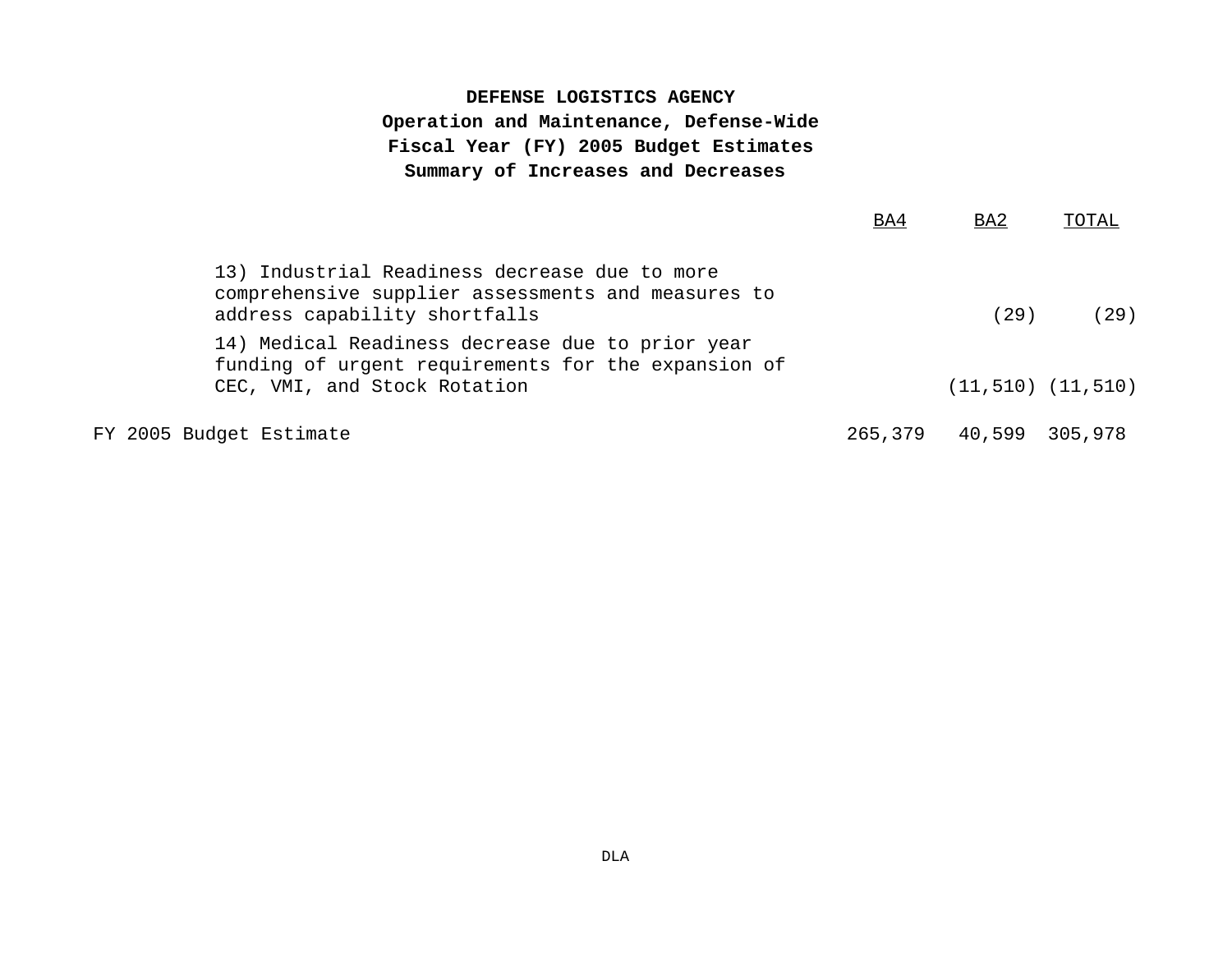**DEFENSE LOGISTICS AGENCY**
**Operation and Maintenance, Defense-Wide**
**Fiscal Year (FY) 2005 Budget Estimates**
**Summary of Increases and Decreases**

| | BA4 | BA2 | TOTAL |
|---|---|---|---|
| 13) Industrial Readiness decrease due to more comprehensive supplier assessments and measures to address capability shortfalls | | (29) | (29) |
| 14) Medical Readiness decrease due to prior year funding of urgent requirements for the expansion of CEC, VMI, and Stock Rotation | | (11,510) | (11,510) |
| FY 2005 Budget Estimate | 265,379 | 40,599 | 305,978 |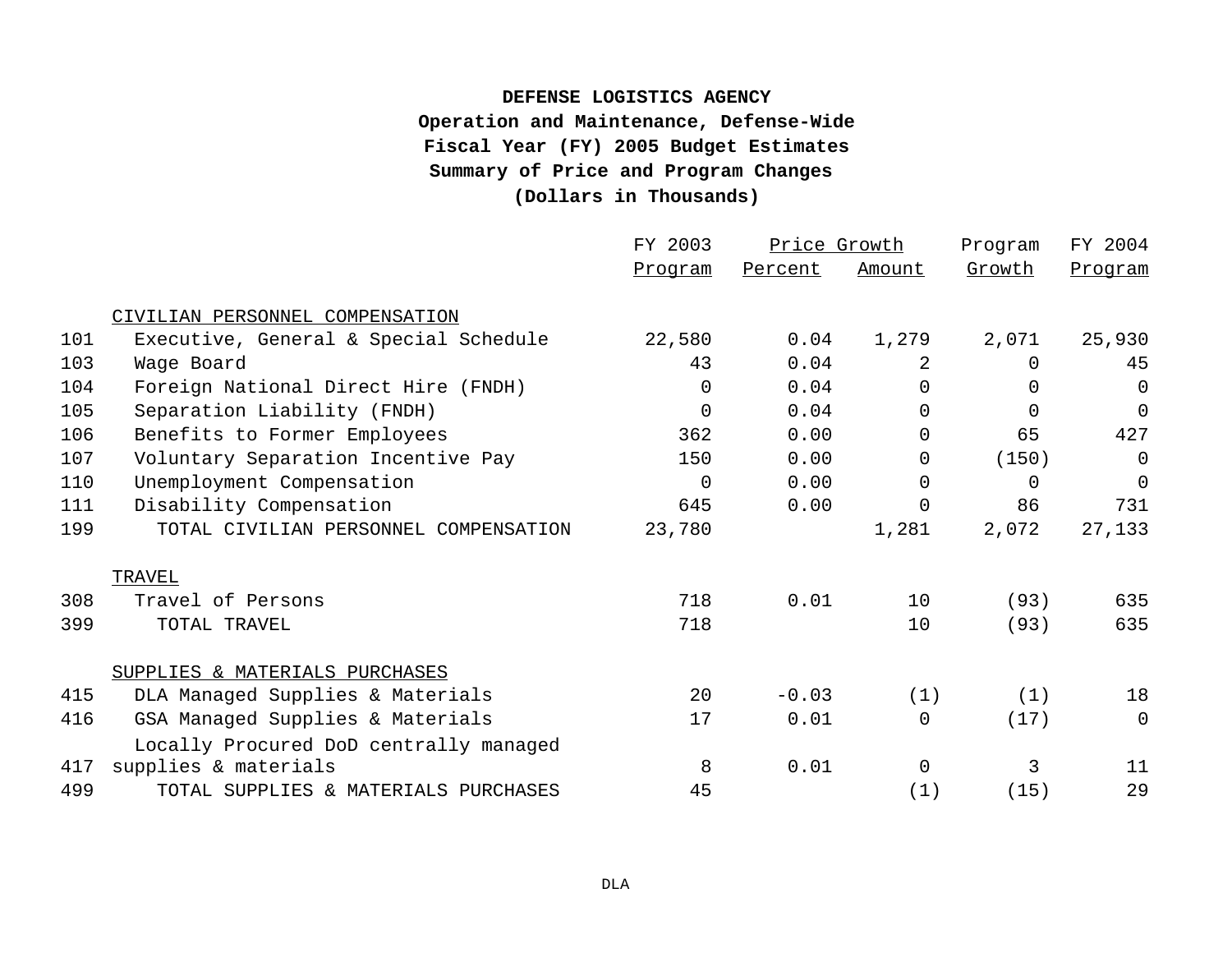**DEFENSE LOGISTICS AGENCY**
**Operation and Maintenance, Defense-Wide**
**Fiscal Year (FY) 2005 Budget Estimates**
**Summary of Price and Program Changes**
**(Dollars in Thousands)**

| | | FY 2003 Program | Price Growth Percent | Price Growth Amount | Program Growth | FY 2004 Program |
|---|---|---|---|---|---|---|
| | CIVILIAN PERSONNEL COMPENSATION | | | | | |
| 101 | Executive, General & Special Schedule | 22,580 | 0.04 | 1,279 | 2,071 | 25,930 |
| 103 | Wage Board | 43 | 0.04 | 2 | 0 | 45 |
| 104 | Foreign National Direct Hire (FNDH) | 0 | 0.04 | 0 | 0 | 0 |
| 105 | Separation Liability (FNDH) | 0 | 0.04 | 0 | 0 | 0 |
| 106 | Benefits to Former Employees | 362 | 0.00 | 0 | 65 | 427 |
| 107 | Voluntary Separation Incentive Pay | 150 | 0.00 | 0 | (150) | 0 |
| 110 | Unemployment Compensation | 0 | 0.00 | 0 | 0 | 0 |
| 111 | Disability Compensation | 645 | 0.00 | 0 | 86 | 731 |
| 199 | TOTAL CIVILIAN PERSONNEL COMPENSATION | 23,780 | | 1,281 | 2,072 | 27,133 |
| | TRAVEL | | | | | |
| 308 | Travel of Persons | 718 | 0.01 | 10 | (93) | 635 |
| 399 | TOTAL TRAVEL | 718 | | 10 | (93) | 635 |
| | SUPPLIES & MATERIALS PURCHASES | | | | | |
| 415 | DLA Managed Supplies & Materials | 20 | -0.03 | (1) | (1) | 18 |
| 416 | GSA Managed Supplies & Materials | 17 | 0.01 | 0 | (17) | 0 |
| 417 | Locally Procured DoD centrally managed supplies & materials | 8 | 0.01 | 0 | 3 | 11 |
| 499 | TOTAL SUPPLIES & MATERIALS PURCHASES | 45 | | (1) | (15) | 29 |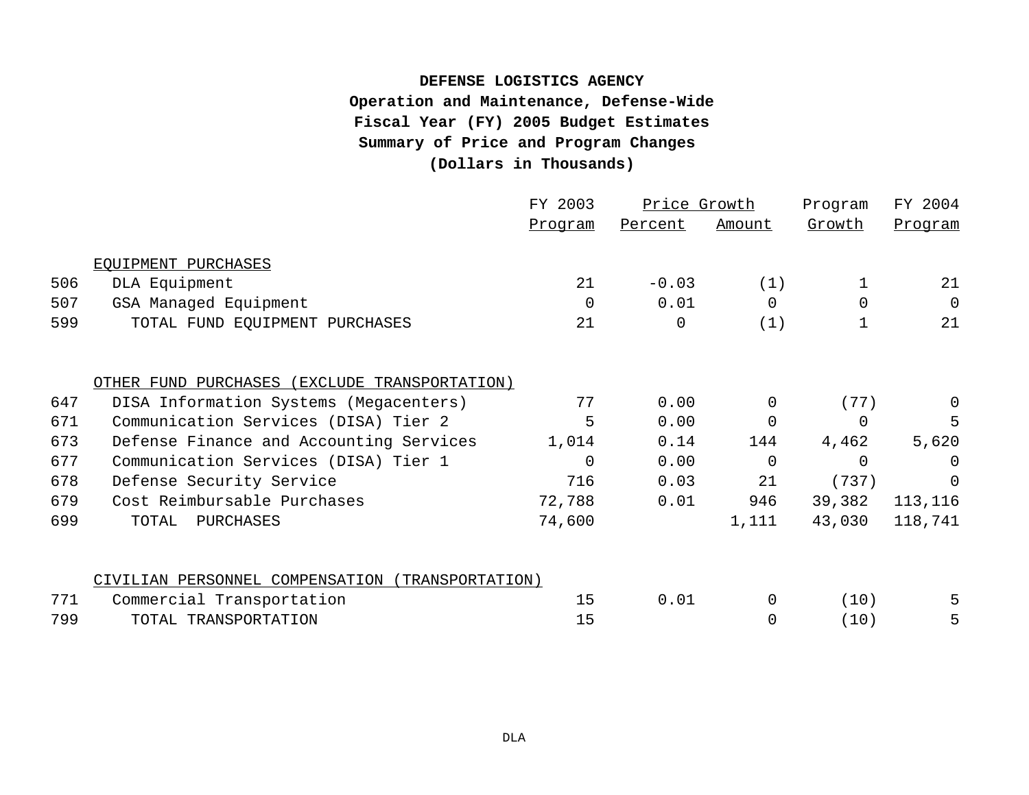**DEFENSE LOGISTICS AGENCY**
**Operation and Maintenance, Defense-Wide**
**Fiscal Year (FY) 2005 Budget Estimates**
**Summary of Price and Program Changes**
**(Dollars in Thousands)**

| | | FY 2003 | Price Growth | | Program | FY 2004 |
|---|---|---|---|---|---|---|
| | | Program | Percent | Amount | Growth | Program |
| | EQUIPMENT PURCHASES | | | | | |
| 506 | DLA Equipment | 21 | -0.03 | (1) | 1 | 21 |
| 507 | GSA Managed Equipment | 0 | 0.01 | 0 | 0 | 0 |
| 599 | TOTAL FUND EQUIPMENT PURCHASES | 21 | 0 | (1) | 1 | 21 |
| | OTHER FUND PURCHASES (EXCLUDE TRANSPORTATION) | | | | | |
| 647 | DISA Information Systems (Megacenters) | 77 | 0.00 | 0 | (77) | 0 |
| 671 | Communication Services (DISA) Tier 2 | 5 | 0.00 | 0 | 0 | 5 |
| 673 | Defense Finance and Accounting Services | 1,014 | 0.14 | 144 | 4,462 | 5,620 |
| 677 | Communication Services (DISA) Tier 1 | 0 | 0.00 | 0 | 0 | 0 |
| 678 | Defense Security Service | 716 | 0.03 | 21 | (737) | 0 |
| 679 | Cost Reimbursable Purchases | 72,788 | 0.01 | 946 | 39,382 | 113,116 |
| 699 | TOTAL PURCHASES | 74,600 | | 1,111 | 43,030 | 118,741 |
| | CIVILIAN PERSONNEL COMPENSATION (TRANSPORTATION) | | | | | |
| 771 | Commercial Transportation | 15 | 0.01 | 0 | (10) | 5 |
| 799 | TOTAL TRANSPORTATION | 15 | | 0 | (10) | 5 |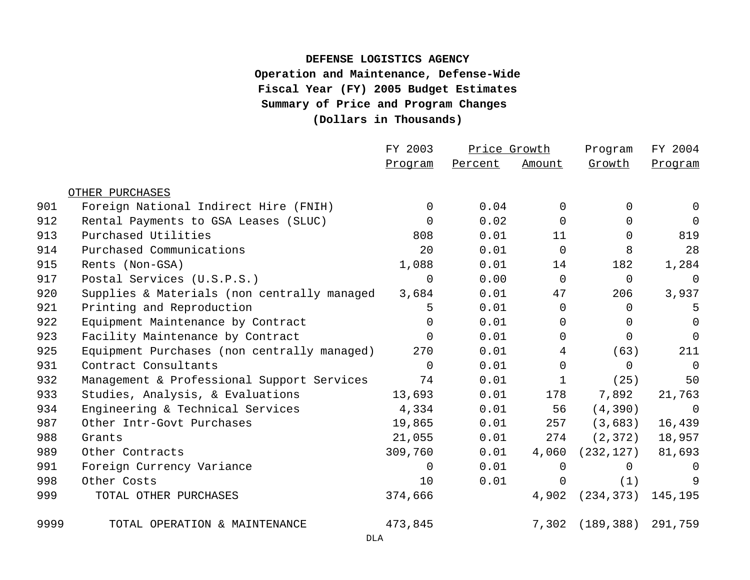**DEFENSE LOGISTICS AGENCY**
**Operation and Maintenance, Defense-Wide**
**Fiscal Year (FY) 2005 Budget Estimates**
**Summary of Price and Program Changes**
**(Dollars in Thousands)**

| | | FY 2003 | Price Growth | | Program | FY 2004 |
|---|---|---|---|---|---|---|
| | | Program | Percent | Amount | Growth | Program |
| | OTHER PURCHASES | | | | | |
| 901 | Foreign National Indirect Hire (FNIH) | 0 | 0.04 | 0 | 0 | 0 |
| 912 | Rental Payments to GSA Leases (SLUC) | 0 | 0.02 | 0 | 0 | 0 |
| 913 | Purchased Utilities | 808 | 0.01 | 11 | 0 | 819 |
| 914 | Purchased Communications | 20 | 0.01 | 0 | 8 | 28 |
| 915 | Rents (Non-GSA) | 1,088 | 0.01 | 14 | 182 | 1,284 |
| 917 | Postal Services (U.S.P.S.) | 0 | 0.00 | 0 | 0 | 0 |
| 920 | Supplies & Materials (non centrally managed | 3,684 | 0.01 | 47 | 206 | 3,937 |
| 921 | Printing and Reproduction | 5 | 0.01 | 0 | 0 | 5 |
| 922 | Equipment Maintenance by Contract | 0 | 0.01 | 0 | 0 | 0 |
| 923 | Facility Maintenance by Contract | 0 | 0.01 | 0 | 0 | 0 |
| 925 | Equipment Purchases (non centrally managed) | 270 | 0.01 | 4 | (63) | 211 |
| 931 | Contract Consultants | 0 | 0.01 | 0 | 0 | 0 |
| 932 | Management & Professional Support Services | 74 | 0.01 | 1 | (25) | 50 |
| 933 | Studies, Analysis, & Evaluations | 13,693 | 0.01 | 178 | 7,892 | 21,763 |
| 934 | Engineering & Technical Services | 4,334 | 0.01 | 56 | (4,390) | 0 |
| 987 | Other Intr-Govt Purchases | 19,865 | 0.01 | 257 | (3,683) | 16,439 |
| 988 | Grants | 21,055 | 0.01 | 274 | (2,372) | 18,957 |
| 989 | Other Contracts | 309,760 | 0.01 | 4,060 | (232,127) | 81,693 |
| 991 | Foreign Currency Variance | 0 | 0.01 | 0 | 0 | 0 |
| 998 | Other Costs | 10 | 0.01 | 0 | (1) | 9 |
| 999 | TOTAL OTHER PURCHASES | 374,666 | | 4,902 | (234,373) | 145,195 |
| | | | | | | |
| 9999 | TOTAL OPERATION & MAINTENANCE | 473,845 | | 7,302 | (189,388) | 291,759 |

DLA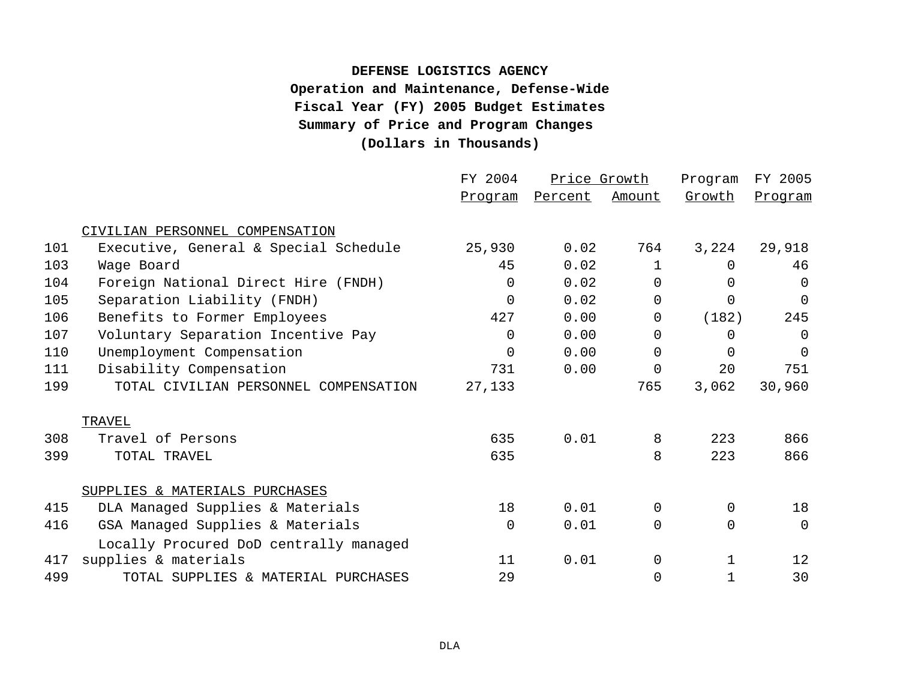**DEFENSE LOGISTICS AGENCY**
**Operation and Maintenance, Defense-Wide**
**Fiscal Year (FY) 2005 Budget Estimates**
**Summary of Price and Program Changes**
**(Dollars in Thousands)**

| | | FY 2004 Program | Price Growth Percent | Price Growth Amount | Program Growth | FY 2005 Program |
|---|---|---|---|---|---|---|
| | CIVILIAN PERSONNEL COMPENSATION | | | | | |
| 101 | Executive, General & Special Schedule | 25,930 | 0.02 | 764 | 3,224 | 29,918 |
| 103 | Wage Board | 45 | 0.02 | 1 | 0 | 46 |
| 104 | Foreign National Direct Hire (FNDH) | 0 | 0.02 | 0 | 0 | 0 |
| 105 | Separation Liability (FNDH) | 0 | 0.02 | 0 | 0 | 0 |
| 106 | Benefits to Former Employees | 427 | 0.00 | 0 | (182) | 245 |
| 107 | Voluntary Separation Incentive Pay | 0 | 0.00 | 0 | 0 | 0 |
| 110 | Unemployment Compensation | 0 | 0.00 | 0 | 0 | 0 |
| 111 | Disability Compensation | 731 | 0.00 | 0 | 20 | 751 |
| 199 | TOTAL CIVILIAN PERSONNEL COMPENSATION | 27,133 | | 765 | 3,062 | 30,960 |
| | TRAVEL | | | | | |
| 308 | Travel of Persons | 635 | 0.01 | 8 | 223 | 866 |
| 399 | TOTAL TRAVEL | 635 | | 8 | 223 | 866 |
| | SUPPLIES & MATERIALS PURCHASES | | | | | |
| 415 | DLA Managed Supplies & Materials | 18 | 0.01 | 0 | 0 | 18 |
| 416 | GSA Managed Supplies & Materials | 0 | 0.01 | 0 | 0 | 0 |
| 417 | Locally Procured DoD centrally managed supplies & materials | 11 | 0.01 | 0 | 1 | 12 |
| 499 | TOTAL SUPPLIES & MATERIAL PURCHASES | 29 | | 0 | 1 | 30 |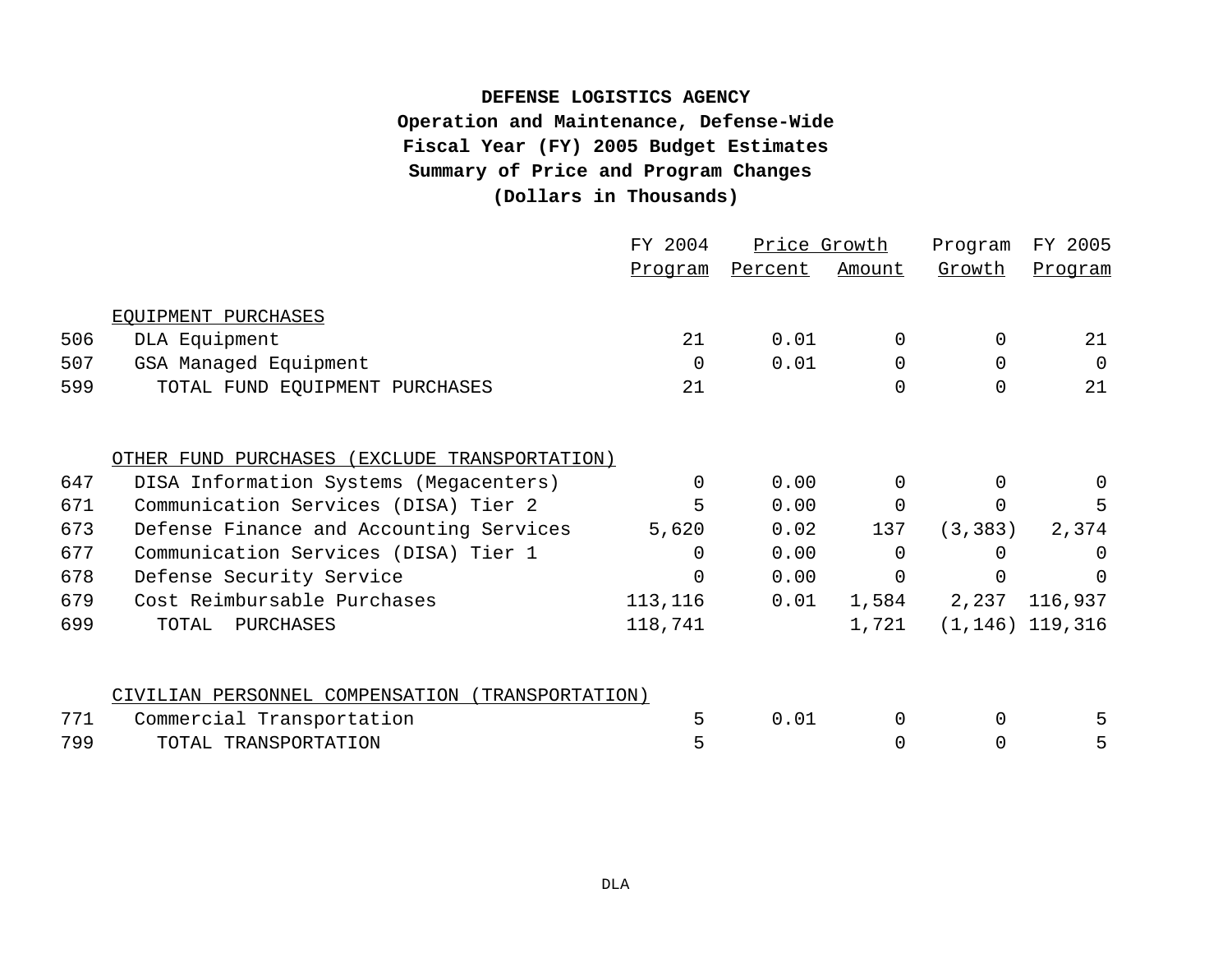**DEFENSE LOGISTICS AGENCY**
**Operation and Maintenance, Defense-Wide**
**Fiscal Year (FY) 2005 Budget Estimates**
**Summary of Price and Program Changes**
**(Dollars in Thousands)**

| | | FY 2004 | Price Growth | | Program | FY 2005 |
|---|---|---|---|---|---|---|
| | | Program | Percent | Amount | Growth | Program |
| | EQUIPMENT PURCHASES | | | | | |
| 506 | DLA Equipment | 21 | 0.01 | 0 | 0 | 21 |
| 507 | GSA Managed Equipment | 0 | 0.01 | 0 | 0 | 0 |
| 599 | TOTAL FUND EQUIPMENT PURCHASES | 21 | | 0 | 0 | 21 |
| | OTHER FUND PURCHASES (EXCLUDE TRANSPORTATION) | | | | | |
| 647 | DISA Information Systems (Megacenters) | 0 | 0.00 | 0 | 0 | 0 |
| 671 | Communication Services (DISA) Tier 2 | 5 | 0.00 | 0 | 0 | 5 |
| 673 | Defense Finance and Accounting Services | 5,620 | 0.02 | 137 | (3,383) | 2,374 |
| 677 | Communication Services (DISA) Tier 1 | 0 | 0.00 | 0 | 0 | 0 |
| 678 | Defense Security Service | 0 | 0.00 | 0 | 0 | 0 |
| 679 | Cost Reimbursable Purchases | 113,116 | 0.01 | 1,584 | 2,237 | 116,937 |
| 699 | TOTAL PURCHASES | 118,741 | | 1,721 | (1,146) | 119,316 |
| | CIVILIAN PERSONNEL COMPENSATION (TRANSPORTATION) | | | | | |
| 771 | Commercial Transportation | 5 | 0.01 | 0 | 0 | 5 |
| 799 | TOTAL TRANSPORTATION | 5 | | 0 | 0 | 5 |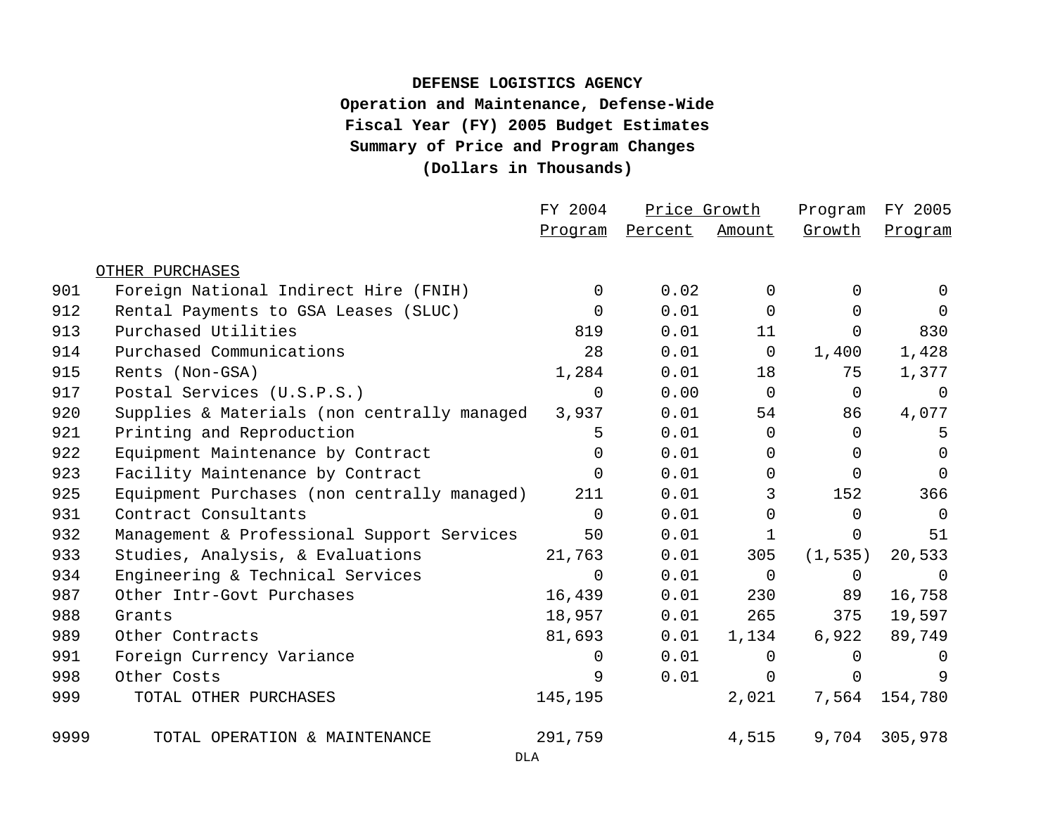**DEFENSE LOGISTICS AGENCY**
**Operation and Maintenance, Defense-Wide**
**Fiscal Year (FY) 2005 Budget Estimates**
**Summary of Price and Program Changes**
**(Dollars in Thousands)**

| | | FY 2004 | Price Growth | | Program | FY 2005 |
|---|---|---|---|---|---|---|
| | | Program | Percent | Amount | Growth | Program |
| | OTHER PURCHASES | | | | | |
| 901 | Foreign National Indirect Hire (FNIH) | 0 | 0.02 | 0 | 0 | 0 |
| 912 | Rental Payments to GSA Leases (SLUC) | 0 | 0.01 | 0 | 0 | 0 |
| 913 | Purchased Utilities | 819 | 0.01 | 11 | 0 | 830 |
| 914 | Purchased Communications | 28 | 0.01 | 0 | 1,400 | 1,428 |
| 915 | Rents (Non-GSA) | 1,284 | 0.01 | 18 | 75 | 1,377 |
| 917 | Postal Services (U.S.P.S.) | 0 | 0.00 | 0 | 0 | 0 |
| 920 | Supplies & Materials (non centrally managed | 3,937 | 0.01 | 54 | 86 | 4,077 |
| 921 | Printing and Reproduction | 5 | 0.01 | 0 | 0 | 5 |
| 922 | Equipment Maintenance by Contract | 0 | 0.01 | 0 | 0 | 0 |
| 923 | Facility Maintenance by Contract | 0 | 0.01 | 0 | 0 | 0 |
| 925 | Equipment Purchases (non centrally managed) | 211 | 0.01 | 3 | 152 | 366 |
| 931 | Contract Consultants | 0 | 0.01 | 0 | 0 | 0 |
| 932 | Management & Professional Support Services | 50 | 0.01 | 1 | 0 | 51 |
| 933 | Studies, Analysis, & Evaluations | 21,763 | 0.01 | 305 | (1,535) | 20,533 |
| 934 | Engineering & Technical Services | 0 | 0.01 | 0 | 0 | 0 |
| 987 | Other Intr-Govt Purchases | 16,439 | 0.01 | 230 | 89 | 16,758 |
| 988 | Grants | 18,957 | 0.01 | 265 | 375 | 19,597 |
| 989 | Other Contracts | 81,693 | 0.01 | 1,134 | 6,922 | 89,749 |
| 991 | Foreign Currency Variance | 0 | 0.01 | 0 | 0 | 0 |
| 998 | Other Costs | 9 | 0.01 | 0 | 0 | 9 |
| 999 | TOTAL OTHER PURCHASES | 145,195 | | 2,021 | 7,564 | 154,780 |
| | | | | | | |
| 9999 | TOTAL OPERATION & MAINTENANCE | 291,759 | | 4,515 | 9,704 | 305,978 |

DLA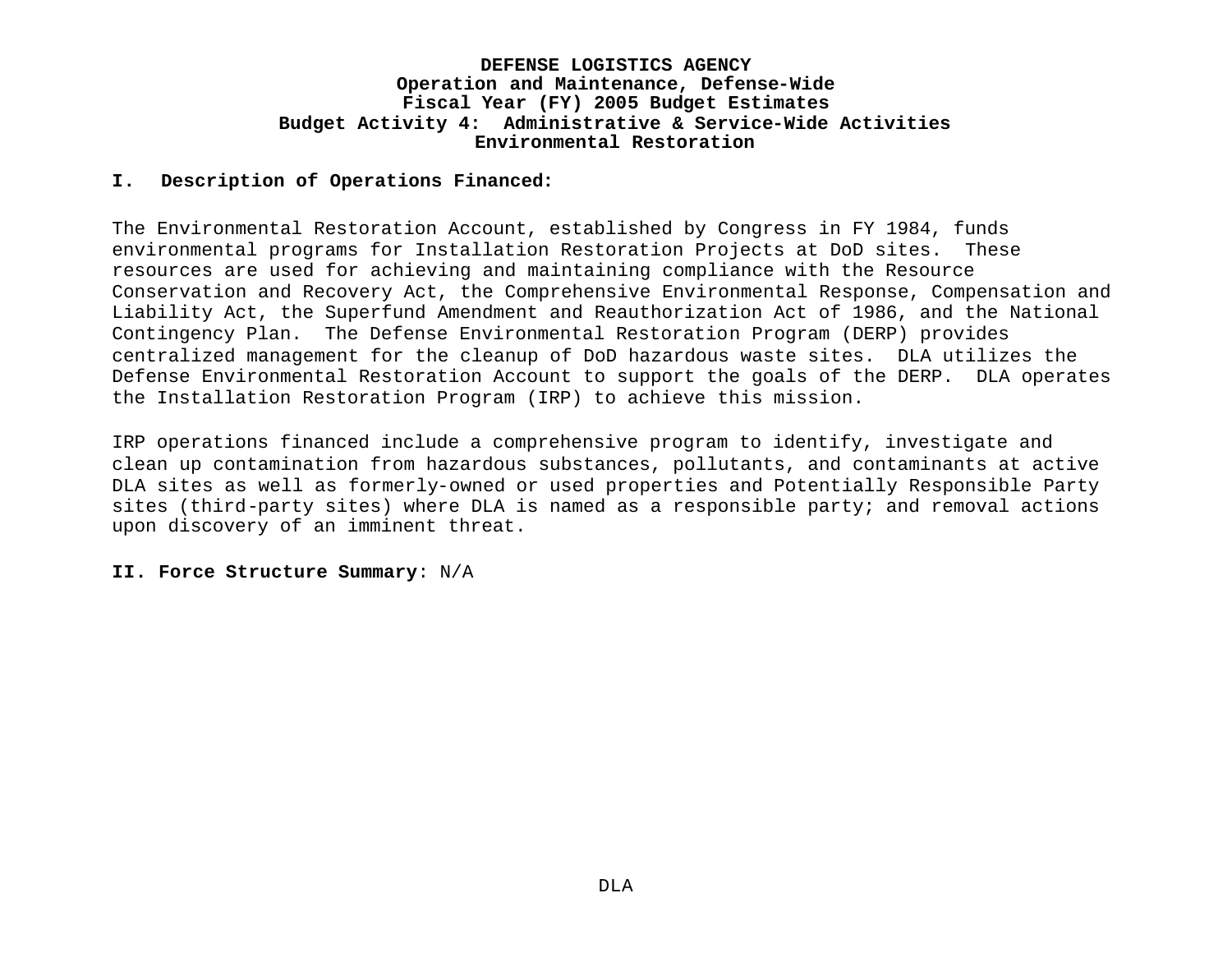**DEFENSE LOGISTICS AGENCY**
**Operation and Maintenance, Defense-Wide**
**Fiscal Year (FY) 2005 Budget Estimates**
**Budget Activity 4: Administrative & Service-Wide Activities**
**Environmental Restoration**

## I. Description of Operations Financed:

The Environmental Restoration Account, established by Congress in FY 1984, funds environmental programs for Installation Restoration Projects at DoD sites. These resources are used for achieving and maintaining compliance with the Resource Conservation and Recovery Act, the Comprehensive Environmental Response, Compensation and Liability Act, the Superfund Amendment and Reauthorization Act of 1986, and the National Contingency Plan. The Defense Environmental Restoration Program (DERP) provides centralized management for the cleanup of DoD hazardous waste sites. DLA utilizes the Defense Environmental Restoration Account to support the goals of the DERP. DLA operates the Installation Restoration Program (IRP) to achieve this mission.

IRP operations financed include a comprehensive program to identify, investigate and clean up contamination from hazardous substances, pollutants, and contaminants at active DLA sites as well as formerly-owned or used properties and Potentially Responsible Party sites (third-party sites) where DLA is named as a responsible party; and removal actions upon discovery of an imminent threat.

## II. Force Structure Summary: N/A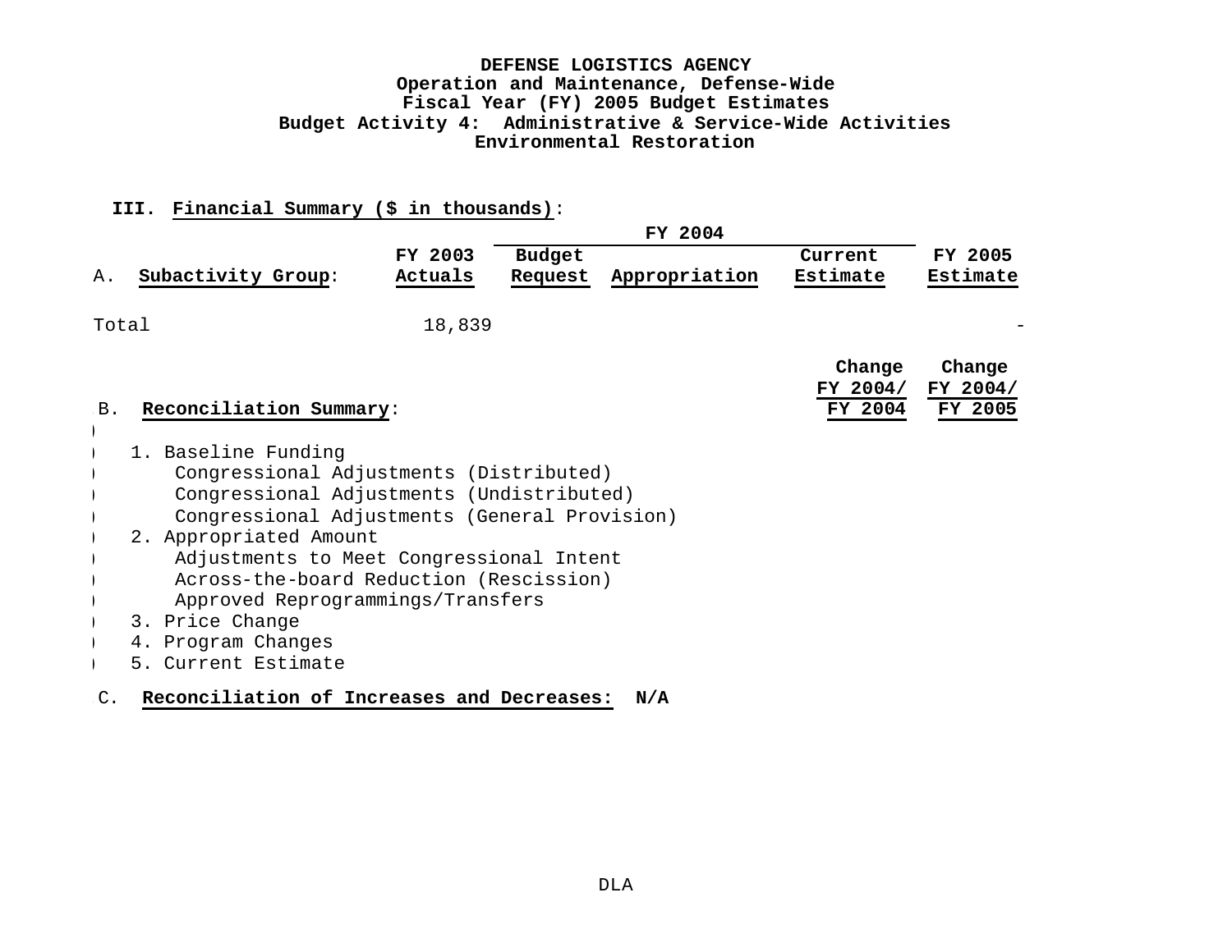**DEFENSE LOGISTICS AGENCY**
**Operation and Maintenance, Defense-Wide**
**Fiscal Year (FY) 2005 Budget Estimates**
**Budget Activity 4: Administrative & Service-Wide Activities**
**Environmental Restoration**

**III. Financial Summary ($ in thousands):**

| A. Subactivity Group: | FY 2003 Actuals | FY 2004 Budget Request | FY 2004 Appropriation | FY 2004 Current Estimate | FY 2005 Estimate |
|---|---|---|---|---|---|
| Total | 18,839 | | | | - |

| B. Reconciliation Summary: | Change FY 2004/ FY 2004 | Change FY 2004/ FY 2005 |
|---|---|---|
| 1. Baseline Funding | | |
| Congressional Adjustments (Distributed) | | |
| Congressional Adjustments (Undistributed) | | |
| Congressional Adjustments (General Provision) | | |
| 2. Appropriated Amount | | |
| Adjustments to Meet Congressional Intent | | |
| Across-the-board Reduction (Rescission) | | |
| Approved Reprogrammings/Transfers | | |
| 3. Price Change | | |
| 4. Program Changes | | |
| 5. Current Estimate | | |

C. **Reconciliation of Increases and Decreases: N/A**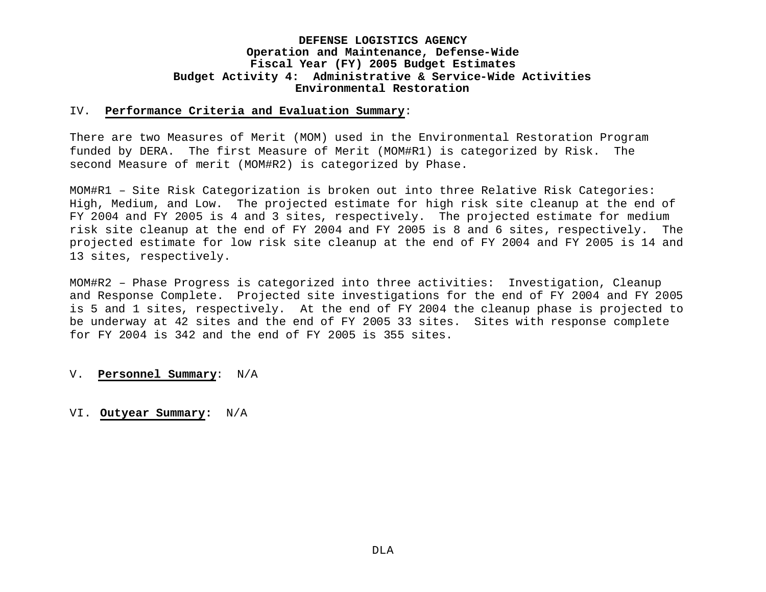**DEFENSE LOGISTICS AGENCY**
**Operation and Maintenance, Defense-Wide**
**Fiscal Year (FY) 2005 Budget Estimates**
**Budget Activity 4: Administrative & Service-Wide Activities**
**Environmental Restoration**

## IV. **Performance Criteria and Evaluation Summary**:

There are two Measures of Merit (MOM) used in the Environmental Restoration Program funded by DERA. The first Measure of Merit (MOM#R1) is categorized by Risk. The second Measure of merit (MOM#R2) is categorized by Phase.

MOM#R1 – Site Risk Categorization is broken out into three Relative Risk Categories: High, Medium, and Low. The projected estimate for high risk site cleanup at the end of FY 2004 and FY 2005 is 4 and 3 sites, respectively. The projected estimate for medium risk site cleanup at the end of FY 2004 and FY 2005 is 8 and 6 sites, respectively. The projected estimate for low risk site cleanup at the end of FY 2004 and FY 2005 is 14 and 13 sites, respectively.

MOM#R2 – Phase Progress is categorized into three activities: Investigation, Cleanup and Response Complete. Projected site investigations for the end of FY 2004 and FY 2005 is 5 and 1 sites, respectively. At the end of FY 2004 the cleanup phase is projected to be underway at 42 sites and the end of FY 2005 33 sites. Sites with response complete for FY 2004 is 342 and the end of FY 2005 is 355 sites.

## V. **Personnel Summary**: N/A

## VI. **Outyear Summary:** N/A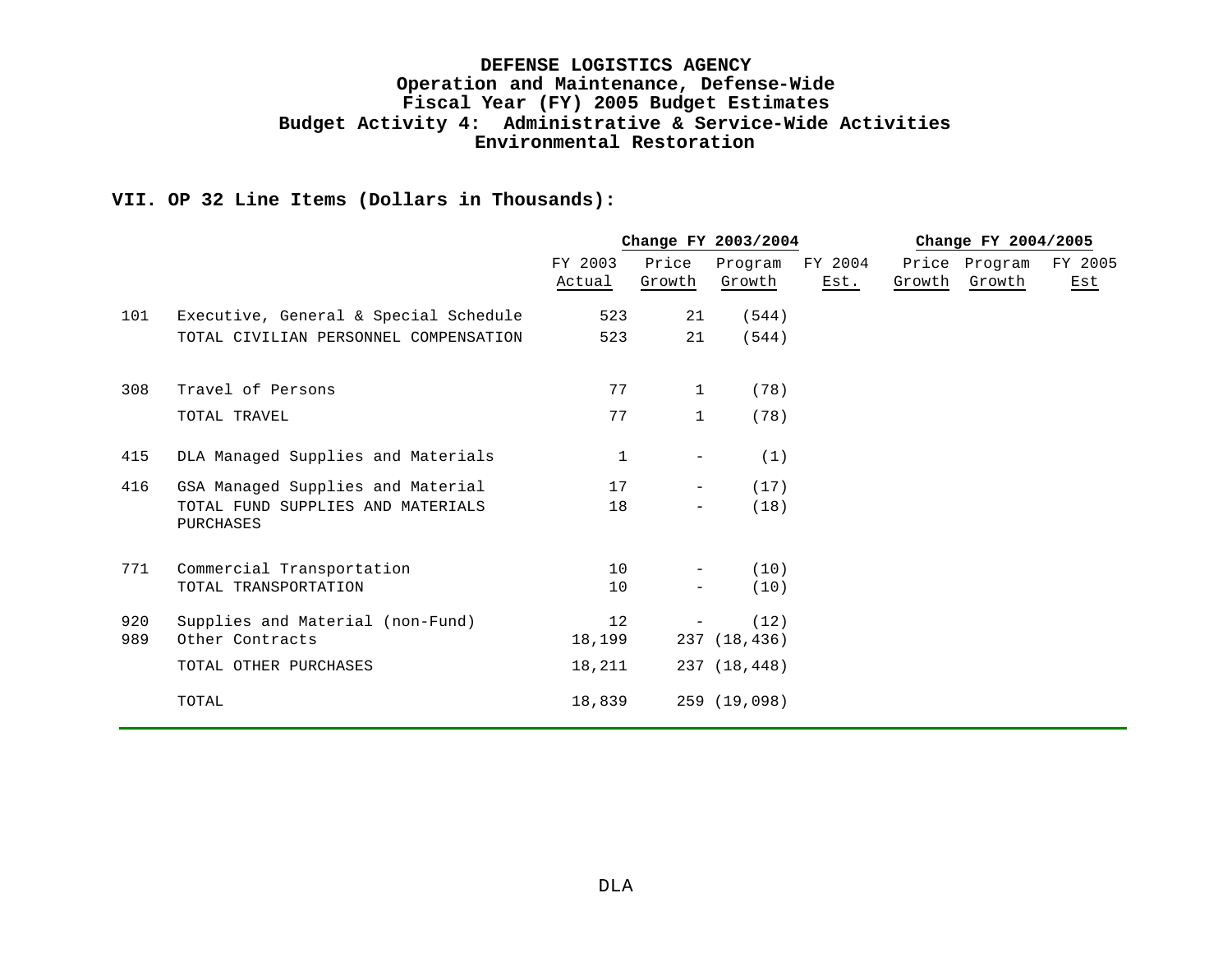**DEFENSE LOGISTICS AGENCY**
**Operation and Maintenance, Defense-Wide**
**Fiscal Year (FY) 2005 Budget Estimates**
**Budget Activity 4: Administrative & Service-Wide Activities**
**Environmental Restoration**

## VII. OP 32 Line Items (Dollars in Thousands):

| | | | Change FY 2003/2004 | | | Change FY 2004/2005 | | |
|---|---|---|---|---|---|---|---|---|
| | | FY 2003 Actual | Price Growth | Program Growth | FY 2004 Est. | Price Growth | Program Growth | FY 2005 Est |
| 101 | Executive, General & Special Schedule | 523 | 21 | (544) | | | | |
| | TOTAL CIVILIAN PERSONNEL COMPENSATION | 523 | 21 | (544) | | | | |
| 308 | Travel of Persons | 77 | 1 | (78) | | | | |
| | TOTAL TRAVEL | 77 | 1 | (78) | | | | |
| 415 | DLA Managed Supplies and Materials | 1 | - | (1) | | | | |
| 416 | GSA Managed Supplies and Material | 17 | - | (17) | | | | |
| | TOTAL FUND SUPPLIES AND MATERIALS PURCHASES | 18 | - | (18) | | | | |
| 771 | Commercial Transportation | 10 | - | (10) | | | | |
| | TOTAL TRANSPORTATION | 10 | - | (10) | | | | |
| 920 | Supplies and Material (non-Fund) | 12 | - | (12) | | | | |
| 989 | Other Contracts | 18,199 | 237 | (18,436) | | | | |
| | TOTAL OTHER PURCHASES | 18,211 | 237 | (18,448) | | | | |
| | TOTAL | 18,839 | 259 | (19,098) | | | | |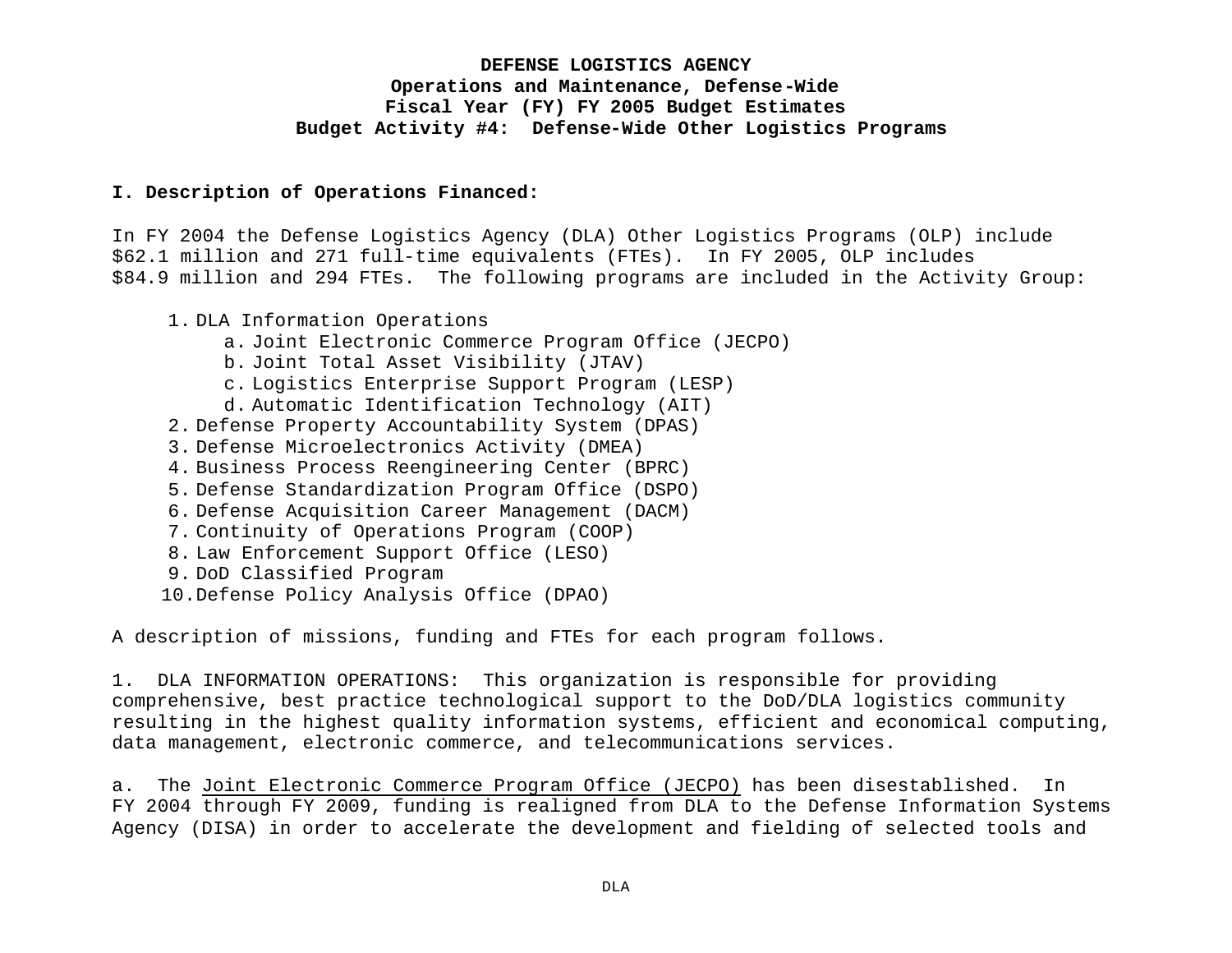**DEFENSE LOGISTICS AGENCY**
**Operations and Maintenance, Defense-Wide**
**Fiscal Year (FY) FY 2005 Budget Estimates**
**Budget Activity #4: Defense-Wide Other Logistics Programs**

**I. Description of Operations Financed:**

In FY 2004 the Defense Logistics Agency (DLA) Other Logistics Programs (OLP) include $62.1 million and 271 full-time equivalents (FTEs). In FY 2005, OLP includes $84.9 million and 294 FTEs. The following programs are included in the Activity Group:

1. DLA Information Operations
    a. Joint Electronic Commerce Program Office (JECPO)
    b. Joint Total Asset Visibility (JTAV)
    c. Logistics Enterprise Support Program (LESP)
    d. Automatic Identification Technology (AIT)
2. Defense Property Accountability System (DPAS)
3. Defense Microelectronics Activity (DMEA)
4. Business Process Reengineering Center (BPRC)
5. Defense Standardization Program Office (DSPO)
6. Defense Acquisition Career Management (DACM)
7. Continuity of Operations Program (COOP)
8. Law Enforcement Support Office (LESO)
9. DoD Classified Program
10. Defense Policy Analysis Office (DPAO)

A description of missions, funding and FTEs for each program follows.

1. DLA INFORMATION OPERATIONS: This organization is responsible for providing comprehensive, best practice technological support to the DoD/DLA logistics community resulting in the highest quality information systems, efficient and economical computing, data management, electronic commerce, and telecommunications services.

a. The <u>Joint Electronic Commerce Program Office (JECPO)</u> has been disestablished. In FY 2004 through FY 2009, funding is realigned from DLA to the Defense Information Systems Agency (DISA) in order to accelerate the development and fielding of selected tools and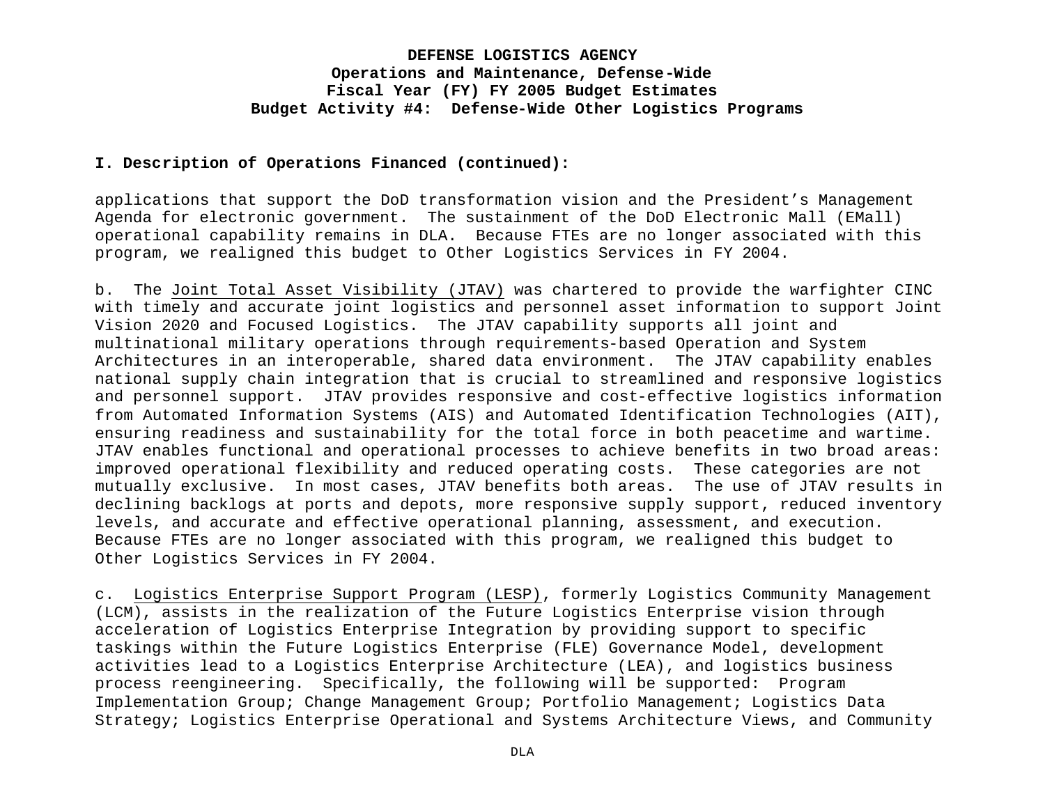**I. Description of Operations Financed (continued):**

applications that support the DoD transformation vision and the President's Management Agenda for electronic government. The sustainment of the DoD Electronic Mall (EMall) operational capability remains in DLA. Because FTEs are no longer associated with this program, we realigned this budget to Other Logistics Services in FY 2004.

b. The Joint Total Asset Visibility (JTAV) was chartered to provide the warfighter CINC with timely and accurate joint logistics and personnel asset information to support Joint Vision 2020 and Focused Logistics. The JTAV capability supports all joint and multinational military operations through requirements-based Operation and System Architectures in an interoperable, shared data environment. The JTAV capability enables national supply chain integration that is crucial to streamlined and responsive logistics and personnel support. JTAV provides responsive and cost-effective logistics information from Automated Information Systems (AIS) and Automated Identification Technologies (AIT), ensuring readiness and sustainability for the total force in both peacetime and wartime. JTAV enables functional and operational processes to achieve benefits in two broad areas: improved operational flexibility and reduced operating costs. These categories are not mutually exclusive. In most cases, JTAV benefits both areas. The use of JTAV results in declining backlogs at ports and depots, more responsive supply support, reduced inventory levels, and accurate and effective operational planning, assessment, and execution. Because FTEs are no longer associated with this program, we realigned this budget to Other Logistics Services in FY 2004.

c. Logistics Enterprise Support Program (LESP), formerly Logistics Community Management (LCM), assists in the realization of the Future Logistics Enterprise vision through acceleration of Logistics Enterprise Integration by providing support to specific taskings within the Future Logistics Enterprise (FLE) Governance Model, development activities lead to a Logistics Enterprise Architecture (LEA), and logistics business process reengineering. Specifically, the following will be supported: Program Implementation Group; Change Management Group; Portfolio Management; Logistics Data Strategy; Logistics Enterprise Operational and Systems Architecture Views, and Community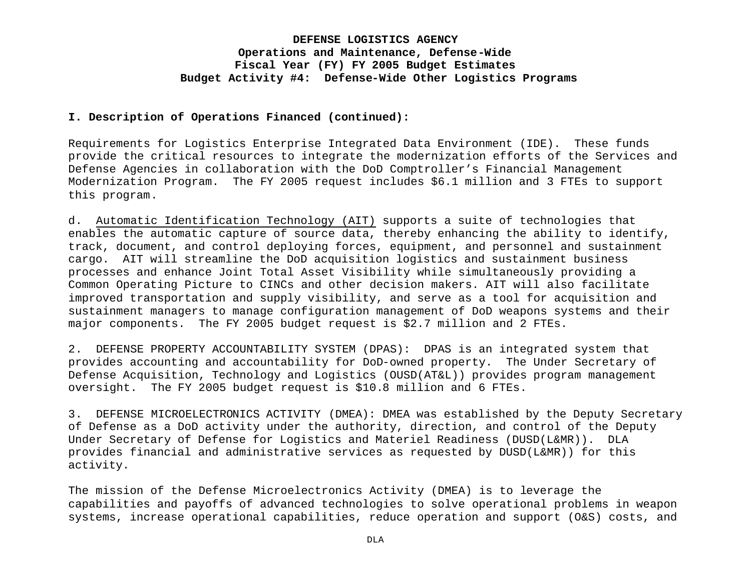**I. Description of Operations Financed (continued):**

Requirements for Logistics Enterprise Integrated Data Environment (IDE). These funds provide the critical resources to integrate the modernization efforts of the Services and Defense Agencies in collaboration with the DoD Comptroller's Financial Management Modernization Program. The FY 2005 request includes $6.1 million and 3 FTEs to support this program.

d. Automatic Identification Technology (AIT) supports a suite of technologies that enables the automatic capture of source data, thereby enhancing the ability to identify, track, document, and control deploying forces, equipment, and personnel and sustainment cargo. AIT will streamline the DoD acquisition logistics and sustainment business processes and enhance Joint Total Asset Visibility while simultaneously providing a Common Operating Picture to CINCs and other decision makers. AIT will also facilitate improved transportation and supply visibility, and serve as a tool for acquisition and sustainment managers to manage configuration management of DoD weapons systems and their major components. The FY 2005 budget request is $2.7 million and 2 FTEs.

2. DEFENSE PROPERTY ACCOUNTABILITY SYSTEM (DPAS): DPAS is an integrated system that provides accounting and accountability for DoD-owned property. The Under Secretary of Defense Acquisition, Technology and Logistics (OUSD(AT&L)) provides program management oversight. The FY 2005 budget request is $10.8 million and 6 FTEs.

3. DEFENSE MICROELECTRONICS ACTIVITY (DMEA): DMEA was established by the Deputy Secretary of Defense as a DoD activity under the authority, direction, and control of the Deputy Under Secretary of Defense for Logistics and Materiel Readiness (DUSD(L&MR)). DLA provides financial and administrative services as requested by DUSD(L&MR)) for this activity.

The mission of the Defense Microelectronics Activity (DMEA) is to leverage the capabilities and payoffs of advanced technologies to solve operational problems in weapon systems, increase operational capabilities, reduce operation and support (O&S) costs, and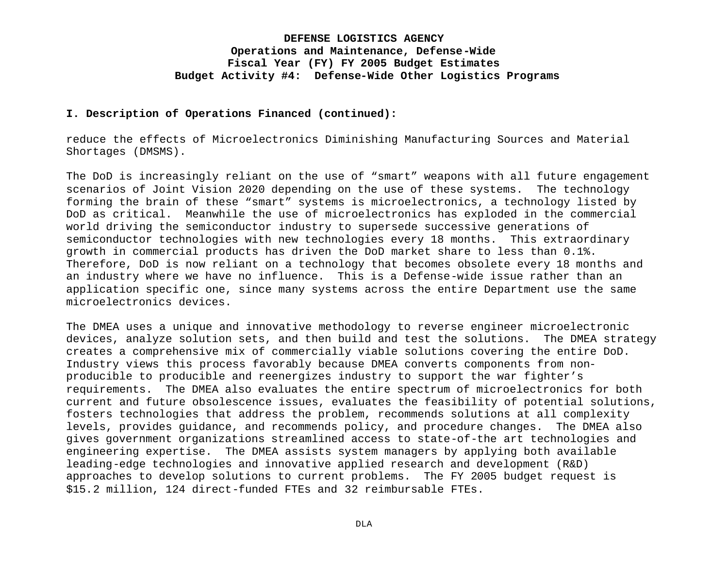**I. Description of Operations Financed (continued):**

reduce the effects of Microelectronics Diminishing Manufacturing Sources and Material Shortages (DMSMS).

The DoD is increasingly reliant on the use of “smart” weapons with all future engagement scenarios of Joint Vision 2020 depending on the use of these systems. The technology forming the brain of these “smart” systems is microelectronics, a technology listed by DoD as critical. Meanwhile the use of microelectronics has exploded in the commercial world driving the semiconductor industry to supersede successive generations of semiconductor technologies with new technologies every 18 months. This extraordinary growth in commercial products has driven the DoD market share to less than 0.1%. Therefore, DoD is now reliant on a technology that becomes obsolete every 18 months and an industry where we have no influence. This is a Defense-wide issue rather than an application specific one, since many systems across the entire Department use the same microelectronics devices.

The DMEA uses a unique and innovative methodology to reverse engineer microelectronic devices, analyze solution sets, and then build and test the solutions. The DMEA strategy creates a comprehensive mix of commercially viable solutions covering the entire DoD. Industry views this process favorably because DMEA converts components from non-producible to producible and reenergizes industry to support the war fighter’s requirements. The DMEA also evaluates the entire spectrum of microelectronics for both current and future obsolescence issues, evaluates the feasibility of potential solutions, fosters technologies that address the problem, recommends solutions at all complexity levels, provides guidance, and recommends policy, and procedure changes. The DMEA also gives government organizations streamlined access to state-of-the art technologies and engineering expertise. The DMEA assists system managers by applying both available leading-edge technologies and innovative applied research and development (R&D) approaches to develop solutions to current problems. The FY 2005 budget request is $15.2 million, 124 direct-funded FTEs and 32 reimbursable FTEs.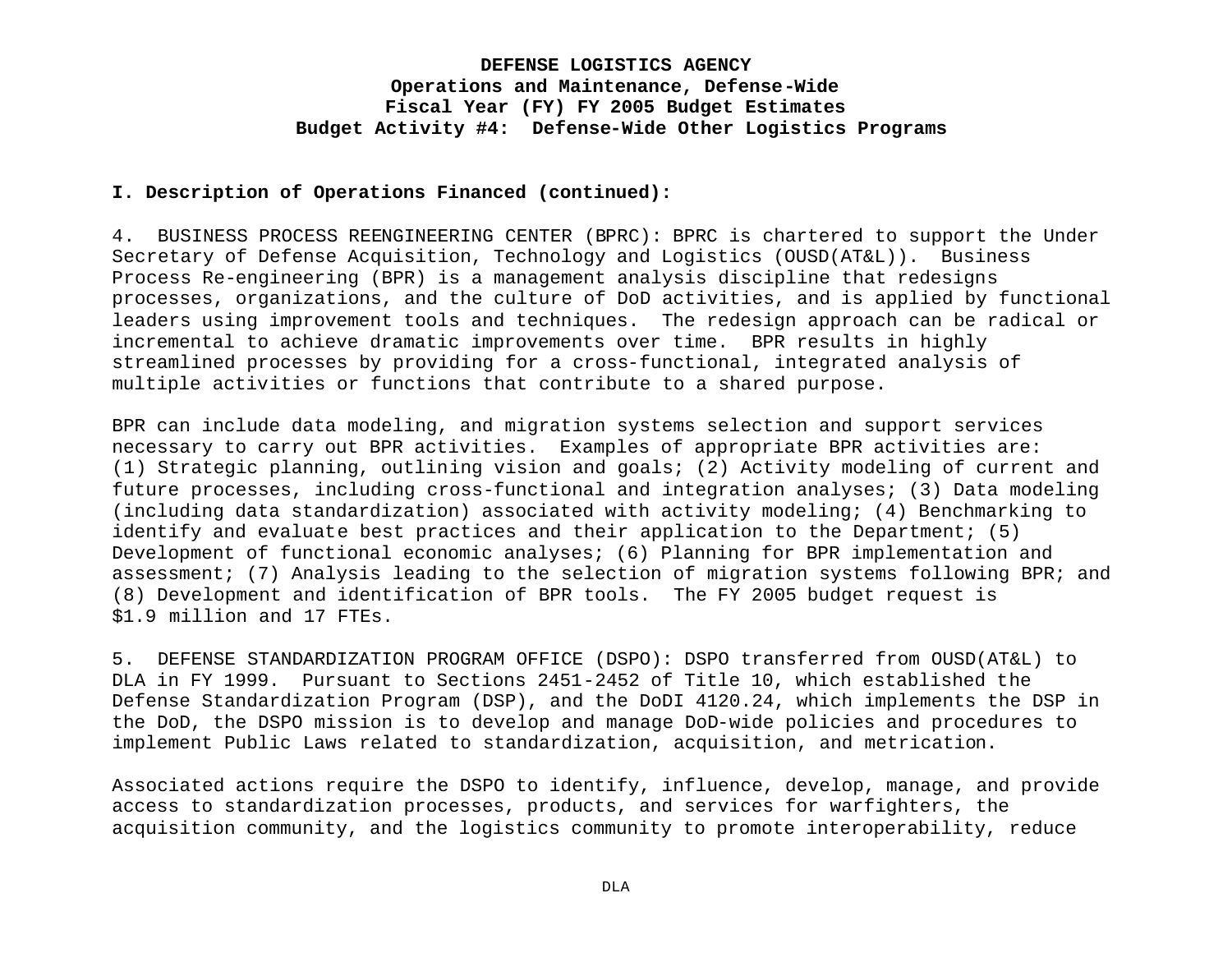**DEFENSE LOGISTICS AGENCY**
**Operations and Maintenance, Defense-Wide**
**Fiscal Year (FY) FY 2005 Budget Estimates**
**Budget Activity #4: Defense-Wide Other Logistics Programs**

**I. Description of Operations Financed (continued):**

4. BUSINESS PROCESS REENGINEERING CENTER (BPRC): BPRC is chartered to support the Under Secretary of Defense Acquisition, Technology and Logistics (OUSD(AT&L)). Business Process Re-engineering (BPR) is a management analysis discipline that redesigns processes, organizations, and the culture of DoD activities, and is applied by functional leaders using improvement tools and techniques. The redesign approach can be radical or incremental to achieve dramatic improvements over time. BPR results in highly streamlined processes by providing for a cross-functional, integrated analysis of multiple activities or functions that contribute to a shared purpose.

BPR can include data modeling, and migration systems selection and support services necessary to carry out BPR activities. Examples of appropriate BPR activities are: (1) Strategic planning, outlining vision and goals; (2) Activity modeling of current and future processes, including cross-functional and integration analyses; (3) Data modeling (including data standardization) associated with activity modeling; (4) Benchmarking to identify and evaluate best practices and their application to the Department; (5) Development of functional economic analyses; (6) Planning for BPR implementation and assessment; (7) Analysis leading to the selection of migration systems following BPR; and (8) Development and identification of BPR tools. The FY 2005 budget request is $1.9 million and 17 FTEs.

5. DEFENSE STANDARDIZATION PROGRAM OFFICE (DSPO): DSPO transferred from OUSD(AT&L) to DLA in FY 1999. Pursuant to Sections 2451-2452 of Title 10, which established the Defense Standardization Program (DSP), and the DoDI 4120.24, which implements the DSP in the DoD, the DSPO mission is to develop and manage DoD-wide policies and procedures to implement Public Laws related to standardization, acquisition, and metrication.

Associated actions require the DSPO to identify, influence, develop, manage, and provide access to standardization processes, products, and services for warfighters, the acquisition community, and the logistics community to promote interoperability, reduce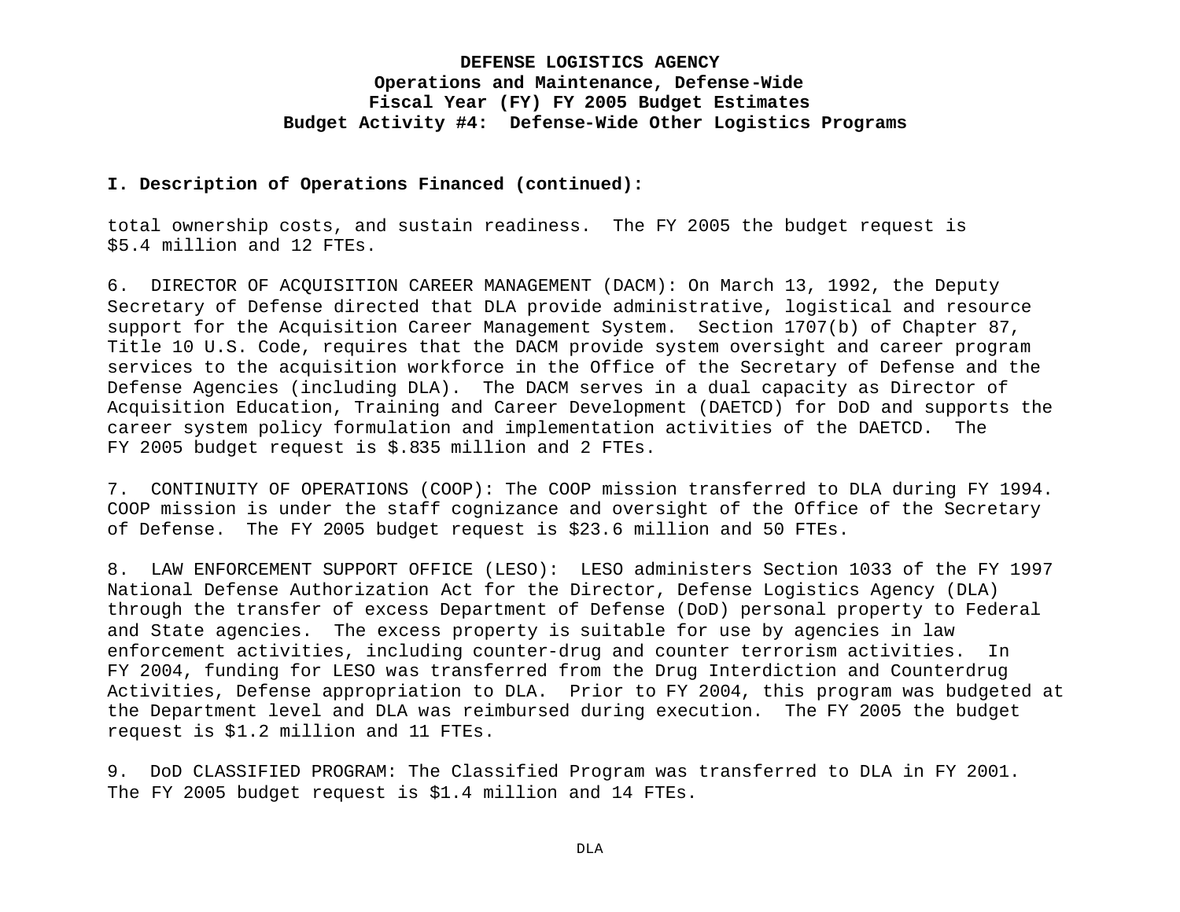**DEFENSE LOGISTICS AGENCY**
**Operations and Maintenance, Defense-Wide**
**Fiscal Year (FY) FY 2005 Budget Estimates**
**Budget Activity #4: Defense-Wide Other Logistics Programs**

**I. Description of Operations Financed (continued):**

total ownership costs, and sustain readiness. The FY 2005 the budget request is $5.4 million and 12 FTEs.

6. DIRECTOR OF ACQUISITION CAREER MANAGEMENT (DACM): On March 13, 1992, the Deputy Secretary of Defense directed that DLA provide administrative, logistical and resource support for the Acquisition Career Management System. Section 1707(b) of Chapter 87, Title 10 U.S. Code, requires that the DACM provide system oversight and career program services to the acquisition workforce in the Office of the Secretary of Defense and the Defense Agencies (including DLA). The DACM serves in a dual capacity as Director of Acquisition Education, Training and Career Development (DAETCD) for DoD and supports the career system policy formulation and implementation activities of the DAETCD. The FY 2005 budget request is $.835 million and 2 FTEs.

7. CONTINUITY OF OPERATIONS (COOP): The COOP mission transferred to DLA during FY 1994. COOP mission is under the staff cognizance and oversight of the Office of the Secretary of Defense. The FY 2005 budget request is $23.6 million and 50 FTEs.

8. LAW ENFORCEMENT SUPPORT OFFICE (LESO): LESO administers Section 1033 of the FY 1997 National Defense Authorization Act for the Director, Defense Logistics Agency (DLA) through the transfer of excess Department of Defense (DoD) personal property to Federal and State agencies. The excess property is suitable for use by agencies in law enforcement activities, including counter-drug and counter terrorism activities. In FY 2004, funding for LESO was transferred from the Drug Interdiction and Counterdrug Activities, Defense appropriation to DLA. Prior to FY 2004, this program was budgeted at the Department level and DLA was reimbursed during execution. The FY 2005 the budget request is $1.2 million and 11 FTEs.

9. DoD CLASSIFIED PROGRAM: The Classified Program was transferred to DLA in FY 2001. The FY 2005 budget request is $1.4 million and 14 FTEs.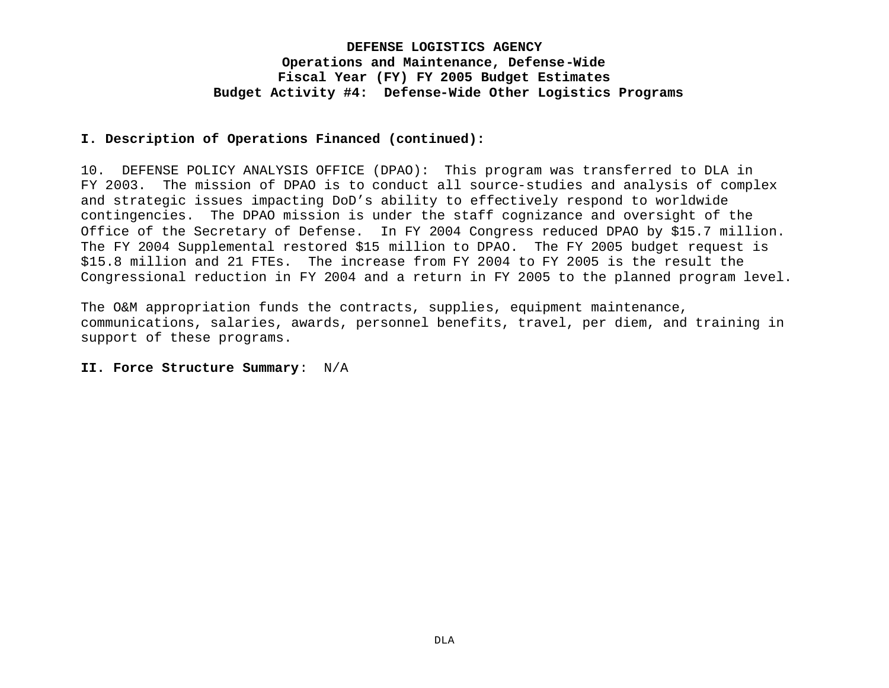**DEFENSE LOGISTICS AGENCY**
**Operations and Maintenance, Defense-Wide**
**Fiscal Year (FY) FY 2005 Budget Estimates**
**Budget Activity #4: Defense-Wide Other Logistics Programs**

**I. Description of Operations Financed (continued):**

10. DEFENSE POLICY ANALYSIS OFFICE (DPAO): This program was transferred to DLA in FY 2003. The mission of DPAO is to conduct all source-studies and analysis of complex and strategic issues impacting DoD's ability to effectively respond to worldwide contingencies. The DPAO mission is under the staff cognizance and oversight of the Office of the Secretary of Defense. In FY 2004 Congress reduced DPAO by $15.7 million. The FY 2004 Supplemental restored $15 million to DPAO. The FY 2005 budget request is $15.8 million and 21 FTEs. The increase from FY 2004 to FY 2005 is the result the Congressional reduction in FY 2004 and a return in FY 2005 to the planned program level.

The O&M appropriation funds the contracts, supplies, equipment maintenance, communications, salaries, awards, personnel benefits, travel, per diem, and training in support of these programs.

**II. Force Structure Summary**: N/A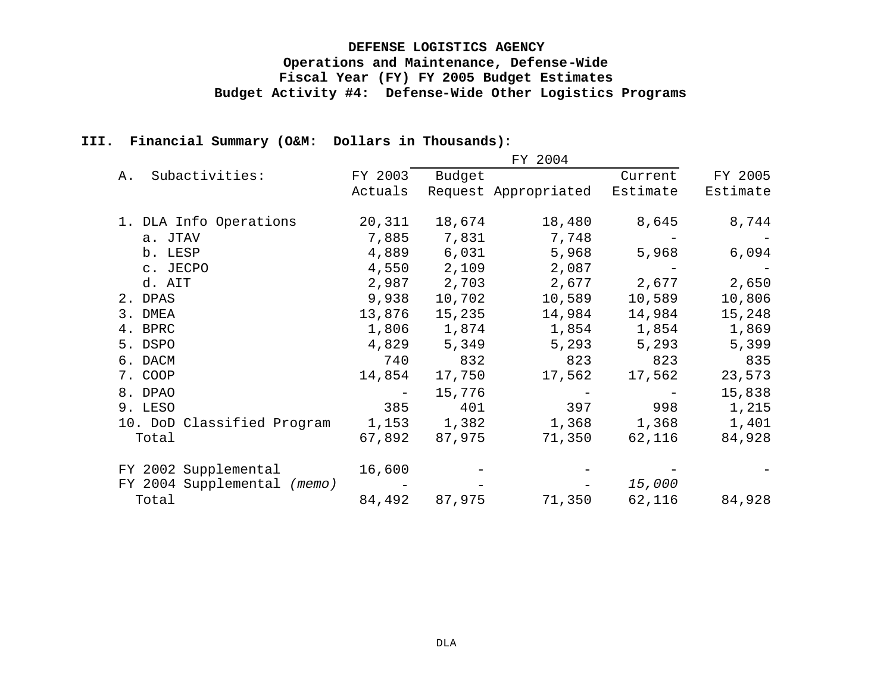**DEFENSE LOGISTICS AGENCY**
**Operations and Maintenance, Defense-Wide**
**Fiscal Year (FY) FY 2005 Budget Estimates**
**Budget Activity #4: Defense-Wide Other Logistics Programs**

**III. Financial Summary (O&M: Dollars in Thousands):**

| A. Subactivities: | FY 2003 Actuals | FY 2004 Budget Request | FY 2004 Appropriated | FY 2004 Current Estimate | FY 2005 Estimate |
|---|---|---|---|---|---|
| 1. DLA Info Operations | 20,311 | 18,674 | 18,480 | 8,645 | 8,744 |
| a. JTAV | 7,885 | 7,831 | 7,748 | - | - |
| b. LESP | 4,889 | 6,031 | 5,968 | 5,968 | 6,094 |
| c. JECPO | 4,550 | 2,109 | 2,087 | - | - |
| d. AIT | 2,987 | 2,703 | 2,677 | 2,677 | 2,650 |
| 2. DPAS | 9,938 | 10,702 | 10,589 | 10,589 | 10,806 |
| 3. DMEA | 13,876 | 15,235 | 14,984 | 14,984 | 15,248 |
| 4. BPRC | 1,806 | 1,874 | 1,854 | 1,854 | 1,869 |
| 5. DSPO | 4,829 | 5,349 | 5,293 | 5,293 | 5,399 |
| 6. DACM | 740 | 832 | 823 | 823 | 835 |
| 7. COOP | 14,854 | 17,750 | 17,562 | 17,562 | 23,573 |
| 8. DPAO | - | 15,776 | - | - | 15,838 |
| 9. LESO | 385 | 401 | 397 | 998 | 1,215 |
| 10. DoD Classified Program | 1,153 | 1,382 | 1,368 | 1,368 | 1,401 |
| Total | 67,892 | 87,975 | 71,350 | 62,116 | 84,928 |
| | | | | | |
| FY 2002 Supplemental | 16,600 | - | - | - | - |
| FY 2004 Supplemental *(memo)* | - | - | - | *15,000* | |
| Total | 84,492 | 87,975 | 71,350 | 62,116 | 84,928 |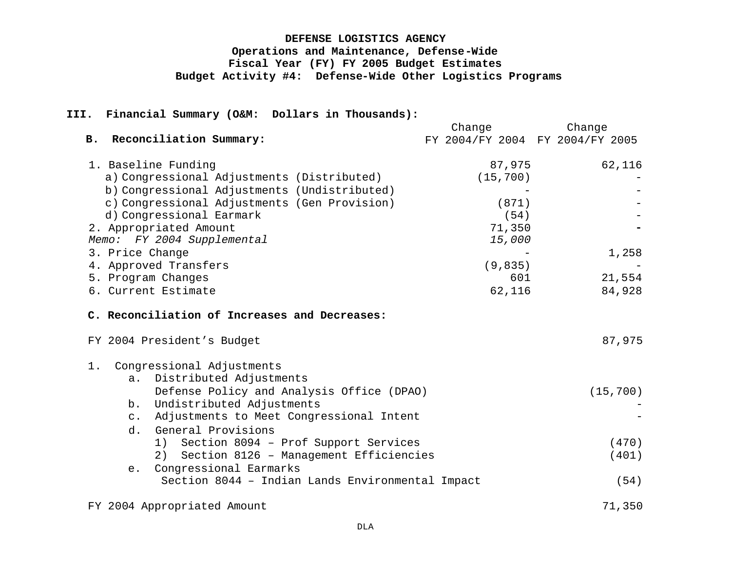**DEFENSE LOGISTICS AGENCY**
**Operations and Maintenance, Defense-Wide**
**Fiscal Year (FY) FY 2005 Budget Estimates**
**Budget Activity #4: Defense-Wide Other Logistics Programs**

**III. Financial Summary (O&M: Dollars in Thousands):**

**B. Reconciliation Summary:**

| | Change FY 2004/FY 2004 | Change FY 2004/FY 2005 |
|---|---|---|
| 1. Baseline Funding | 87,975 | 62,116 |
| a) Congressional Adjustments (Distributed) | (15,700) | - |
| b) Congressional Adjustments (Undistributed) | - | - |
| c) Congressional Adjustments (Gen Provision) | (871) | - |
| d) Congressional Earmark | (54) | - |
| 2. Appropriated Amount | 71,350 | - |
| *Memo: FY 2004 Supplemental* | *15,000* | |
| 3. Price Change | - | 1,258 |
| 4. Approved Transfers | (9,835) | - |
| 5. Program Changes | 601 | 21,554 |
| 6. Current Estimate | 62,116 | 84,928 |

**C. Reconciliation of Increases and Decreases:**

| | |
|---|---|
| FY 2004 President's Budget | 87,975 |
| 1. Congressional Adjustments | |
| a. Distributed Adjustments | |
| Defense Policy and Analysis Office (DPAO) | (15,700) |
| b. Undistributed Adjustments | - |
| c. Adjustments to Meet Congressional Intent | - |
| d. General Provisions | |
| 1) Section 8094 – Prof Support Services | (470) |
| 2) Section 8126 – Management Efficiencies | (401) |
| e. Congressional Earmarks | |
| Section 8044 – Indian Lands Environmental Impact | (54) |
| FY 2004 Appropriated Amount | 71,350 |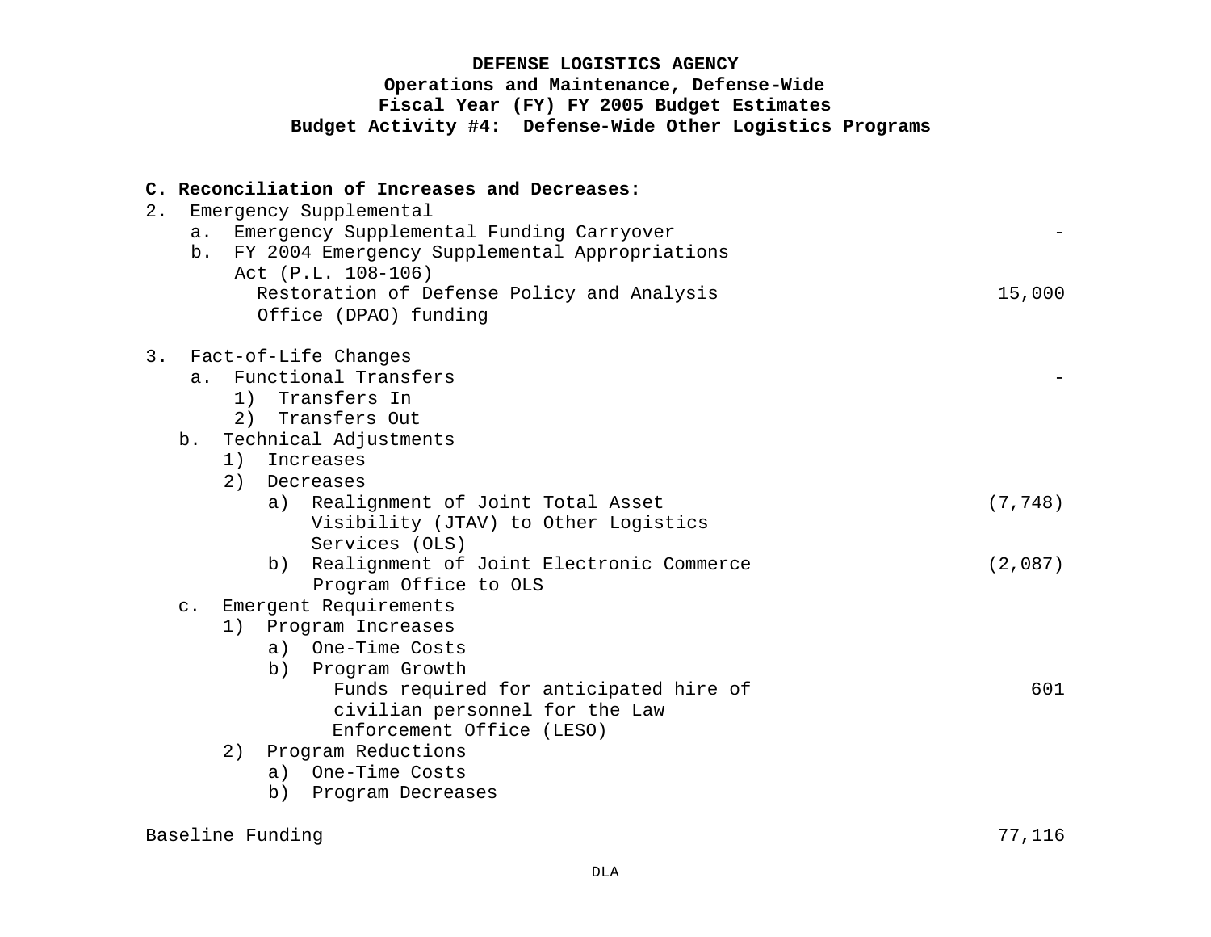**DEFENSE LOGISTICS AGENCY**
**Operations and Maintenance, Defense-Wide**
**Fiscal Year (FY) FY 2005 Budget Estimates**
**Budget Activity #4: Defense-Wide Other Logistics Programs**

**C. Reconciliation of Increases and Decreases:**

| | |
|---|---|
| 2. Emergency Supplemental | |
| a. Emergency Supplemental Funding Carryover | - |
| b. FY 2004 Emergency Supplemental Appropriations Act (P.L. 108-106) | |
| Restoration of Defense Policy and Analysis Office (DPAO) funding | 15,000 |
| | |
| 3. Fact-of-Life Changes | |
| a. Functional Transfers | - |
| 1) Transfers In | |
| 2) Transfers Out | |
| b. Technical Adjustments | |
| 1) Increases | |
| 2) Decreases | |
| a) Realignment of Joint Total Asset Visibility (JTAV) to Other Logistics Services (OLS) | (7,748) |
| b) Realignment of Joint Electronic Commerce Program Office to OLS | (2,087) |
| c. Emergent Requirements | |
| 1) Program Increases | |
| a) One-Time Costs | |
| b) Program Growth | |
| Funds required for anticipated hire of civilian personnel for the Law Enforcement Office (LESO) | 601 |
| 2) Program Reductions | |
| a) One-Time Costs | |
| b) Program Decreases | |
| | |
| Baseline Funding | 77,116 |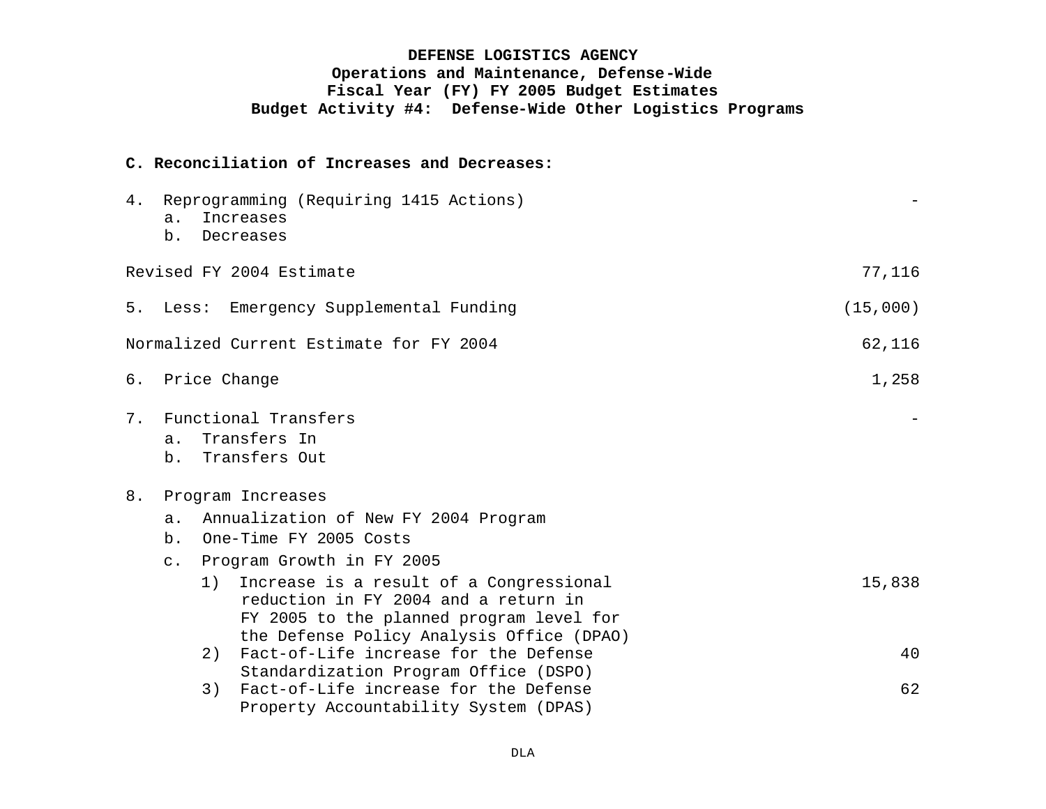**DEFENSE LOGISTICS AGENCY**
**Operations and Maintenance, Defense-Wide**
**Fiscal Year (FY) FY 2005 Budget Estimates**
**Budget Activity #4: Defense-Wide Other Logistics Programs**

**C. Reconciliation of Increases and Decreases:**

| | |
|---|---:|
| 4. Reprogramming (Requiring 1415 Actions) | - |
| a. Increases | |
| b. Decreases | |
| Revised FY 2004 Estimate | 77,116 |
| 5. Less: Emergency Supplemental Funding | (15,000) |
| Normalized Current Estimate for FY 2004 | 62,116 |
| 6. Price Change | 1,258 |
| 7. Functional Transfers | - |
| a. Transfers In | |
| b. Transfers Out | |
| 8. Program Increases | |
| a. Annualization of New FY 2004 Program | |
| b. One-Time FY 2005 Costs | |
| c. Program Growth in FY 2005 | |
| 1) Increase is a result of a Congressional reduction in FY 2004 and a return in FY 2005 to the planned program level for the Defense Policy Analysis Office (DPAO) | 15,838 |
| 2) Fact-of-Life increase for the Defense Standardization Program Office (DSPO) | 40 |
| 3) Fact-of-Life increase for the Defense Property Accountability System (DPAS) | 62 |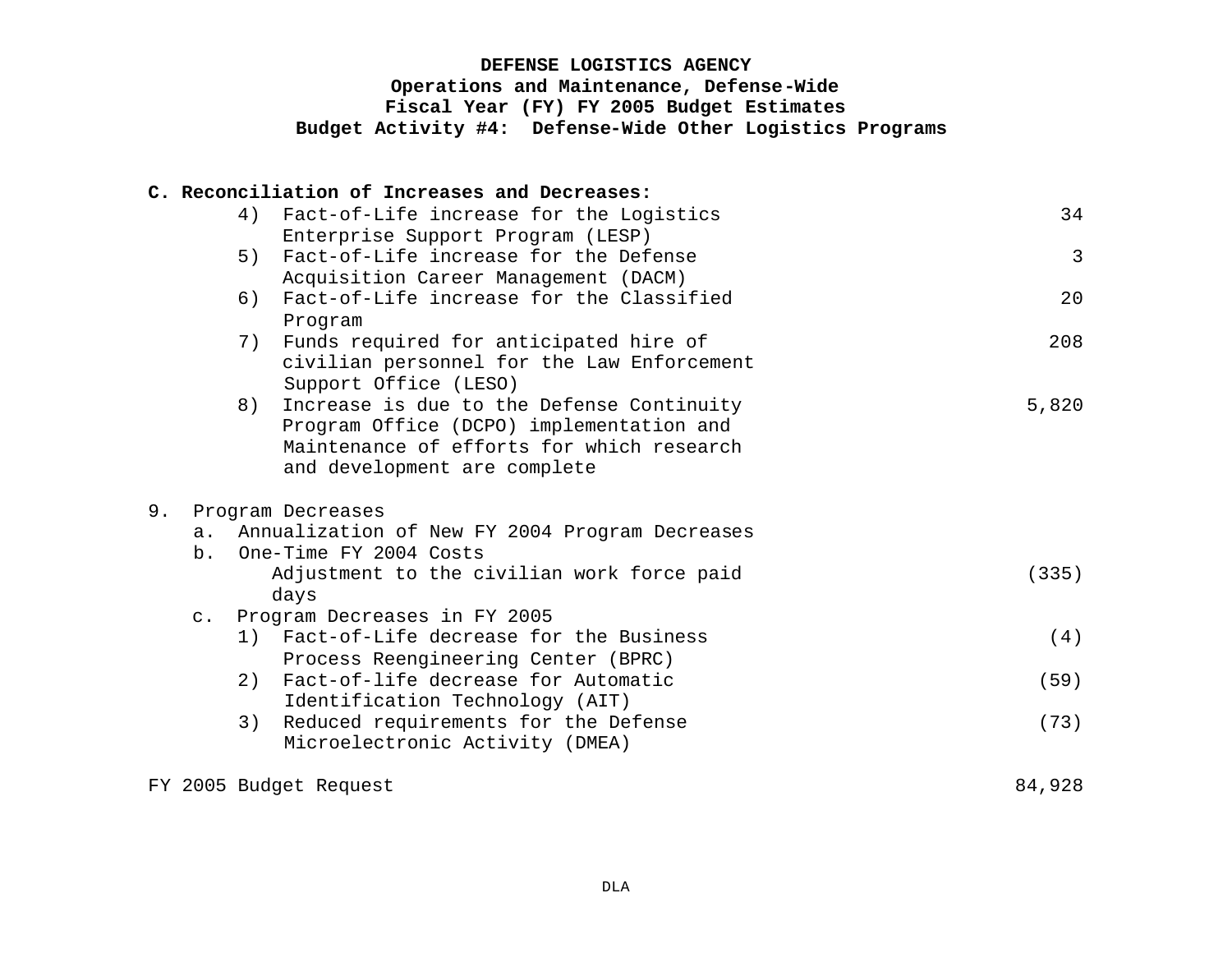**DEFENSE LOGISTICS AGENCY**
**Operations and Maintenance, Defense-Wide**
**Fiscal Year (FY) FY 2005 Budget Estimates**
**Budget Activity #4: Defense-Wide Other Logistics Programs**

**C. Reconciliation of Increases and Decreases:**

| | |
|---|---:|
| 4) Fact-of-Life increase for the Logistics Enterprise Support Program (LESP) | 34 |
| 5) Fact-of-Life increase for the Defense Acquisition Career Management (DACM) | 3 |
| 6) Fact-of-Life increase for the Classified Program | 20 |
| 7) Funds required for anticipated hire of civilian personnel for the Law Enforcement Support Office (LESO) | 208 |
| 8) Increase is due to the Defense Continuity Program Office (DCPO) implementation and Maintenance of efforts for which research and development are complete | 5,820 |
| 9. Program Decreases | |
| a. Annualization of New FY 2004 Program Decreases | |
| b. One-Time FY 2004 Costs | |
| Adjustment to the civilian work force paid days | (335) |
| c. Program Decreases in FY 2005 | |
| 1) Fact-of-Life decrease for the Business Process Reengineering Center (BPRC) | (4) |
| 2) Fact-of-life decrease for Automatic Identification Technology (AIT) | (59) |
| 3) Reduced requirements for the Defense Microelectronic Activity (DMEA) | (73) |
| FY 2005 Budget Request | 84,928 |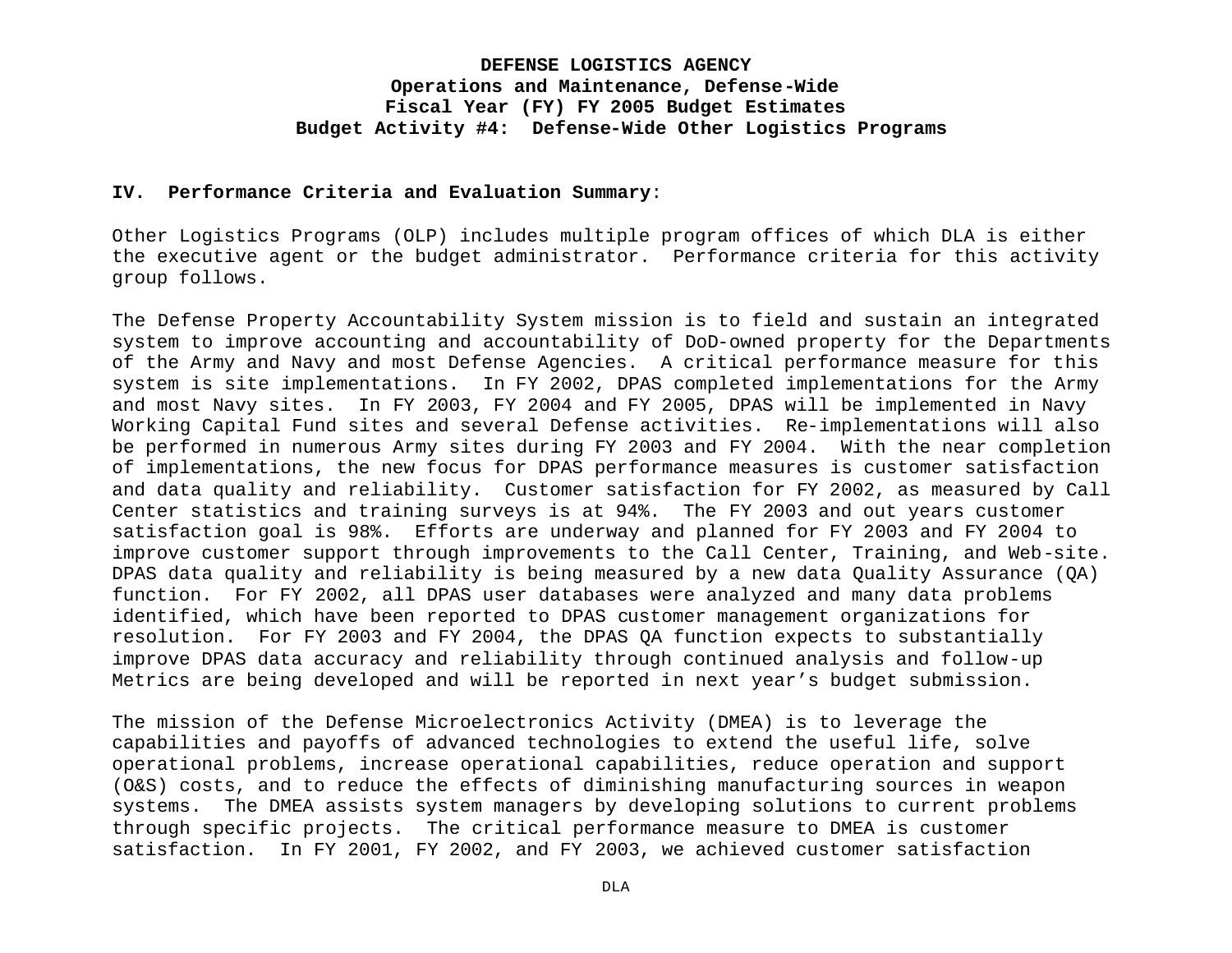**DEFENSE LOGISTICS AGENCY**
**Operations and Maintenance, Defense-Wide**
**Fiscal Year (FY) FY 2005 Budget Estimates**
**Budget Activity #4: Defense-Wide Other Logistics Programs**

**IV. Performance Criteria and Evaluation Summary**:

Other Logistics Programs (OLP) includes multiple program offices of which DLA is either the executive agent or the budget administrator. Performance criteria for this activity group follows.

The Defense Property Accountability System mission is to field and sustain an integrated system to improve accounting and accountability of DoD-owned property for the Departments of the Army and Navy and most Defense Agencies. A critical performance measure for this system is site implementations. In FY 2002, DPAS completed implementations for the Army and most Navy sites. In FY 2003, FY 2004 and FY 2005, DPAS will be implemented in Navy Working Capital Fund sites and several Defense activities. Re-implementations will also be performed in numerous Army sites during FY 2003 and FY 2004. With the near completion of implementations, the new focus for DPAS performance measures is customer satisfaction and data quality and reliability. Customer satisfaction for FY 2002, as measured by Call Center statistics and training surveys is at 94%. The FY 2003 and out years customer satisfaction goal is 98%. Efforts are underway and planned for FY 2003 and FY 2004 to improve customer support through improvements to the Call Center, Training, and Web-site. DPAS data quality and reliability is being measured by a new data Quality Assurance (QA) function. For FY 2002, all DPAS user databases were analyzed and many data problems identified, which have been reported to DPAS customer management organizations for resolution. For FY 2003 and FY 2004, the DPAS QA function expects to substantially improve DPAS data accuracy and reliability through continued analysis and follow-up Metrics are being developed and will be reported in next year's budget submission.

The mission of the Defense Microelectronics Activity (DMEA) is to leverage the capabilities and payoffs of advanced technologies to extend the useful life, solve operational problems, increase operational capabilities, reduce operation and support (O&S) costs, and to reduce the effects of diminishing manufacturing sources in weapon systems. The DMEA assists system managers by developing solutions to current problems through specific projects. The critical performance measure to DMEA is customer satisfaction. In FY 2001, FY 2002, and FY 2003, we achieved customer satisfaction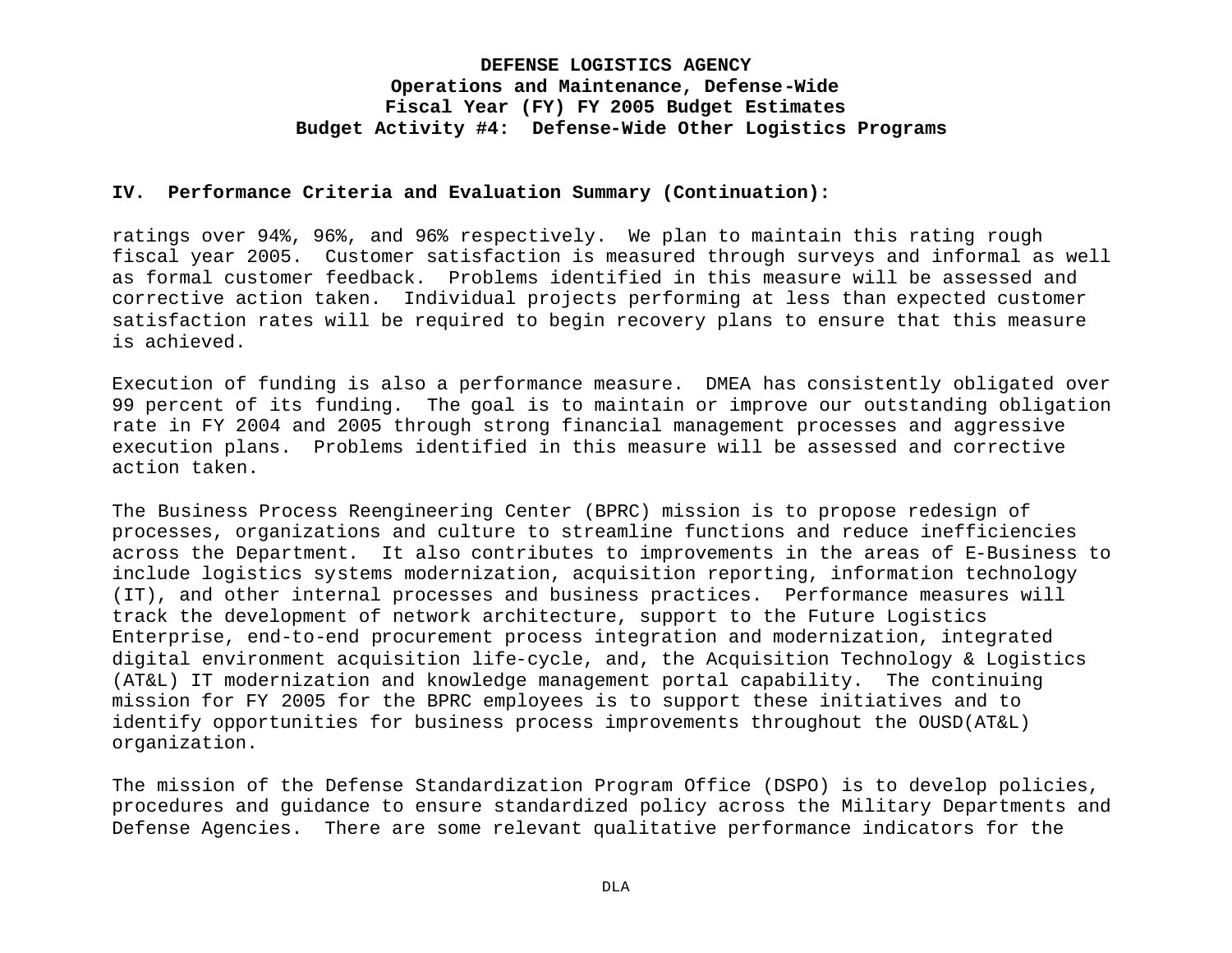**IV. Performance Criteria and Evaluation Summary (Continuation):**

ratings over 94%, 96%, and 96% respectively. We plan to maintain this rating rough fiscal year 2005. Customer satisfaction is measured through surveys and informal as well as formal customer feedback. Problems identified in this measure will be assessed and corrective action taken. Individual projects performing at less than expected customer satisfaction rates will be required to begin recovery plans to ensure that this measure is achieved.

Execution of funding is also a performance measure. DMEA has consistently obligated over 99 percent of its funding. The goal is to maintain or improve our outstanding obligation rate in FY 2004 and 2005 through strong financial management processes and aggressive execution plans. Problems identified in this measure will be assessed and corrective action taken.

The Business Process Reengineering Center (BPRC) mission is to propose redesign of processes, organizations and culture to streamline functions and reduce inefficiencies across the Department. It also contributes to improvements in the areas of E-Business to include logistics systems modernization, acquisition reporting, information technology (IT), and other internal processes and business practices. Performance measures will track the development of network architecture, support to the Future Logistics Enterprise, end-to-end procurement process integration and modernization, integrated digital environment acquisition life-cycle, and, the Acquisition Technology & Logistics (AT&L) IT modernization and knowledge management portal capability. The continuing mission for FY 2005 for the BPRC employees is to support these initiatives and to identify opportunities for business process improvements throughout the OUSD(AT&L) organization.

The mission of the Defense Standardization Program Office (DSPO) is to develop policies, procedures and guidance to ensure standardized policy across the Military Departments and Defense Agencies. There are some relevant qualitative performance indicators for the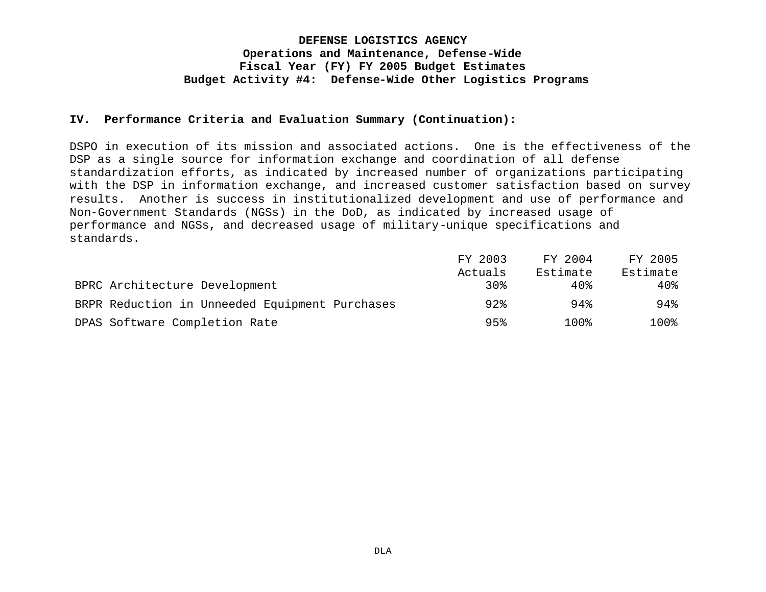**DEFENSE LOGISTICS AGENCY**
**Operations and Maintenance, Defense-Wide**
**Fiscal Year (FY) FY 2005 Budget Estimates**
**Budget Activity #4: Defense-Wide Other Logistics Programs**

**IV. Performance Criteria and Evaluation Summary (Continuation):**

DSPO in execution of its mission and associated actions. One is the effectiveness of the DSP as a single source for information exchange and coordination of all defense standardization efforts, as indicated by increased number of organizations participating with the DSP in information exchange, and increased customer satisfaction based on survey results. Another is success in institutionalized development and use of performance and Non-Government Standards (NGSs) in the DoD, as indicated by increased usage of performance and NGSs, and decreased usage of military-unique specifications and standards.

| | FY 2003 Actuals | FY 2004 Estimate | FY 2005 Estimate |
|---|---|---|---|
| BPRC Architecture Development | 30% | 40% | 40% |
| BRPR Reduction in Unneeded Equipment Purchases | 92% | 94% | 94% |
| DPAS Software Completion Rate | 95% | 100% | 100% |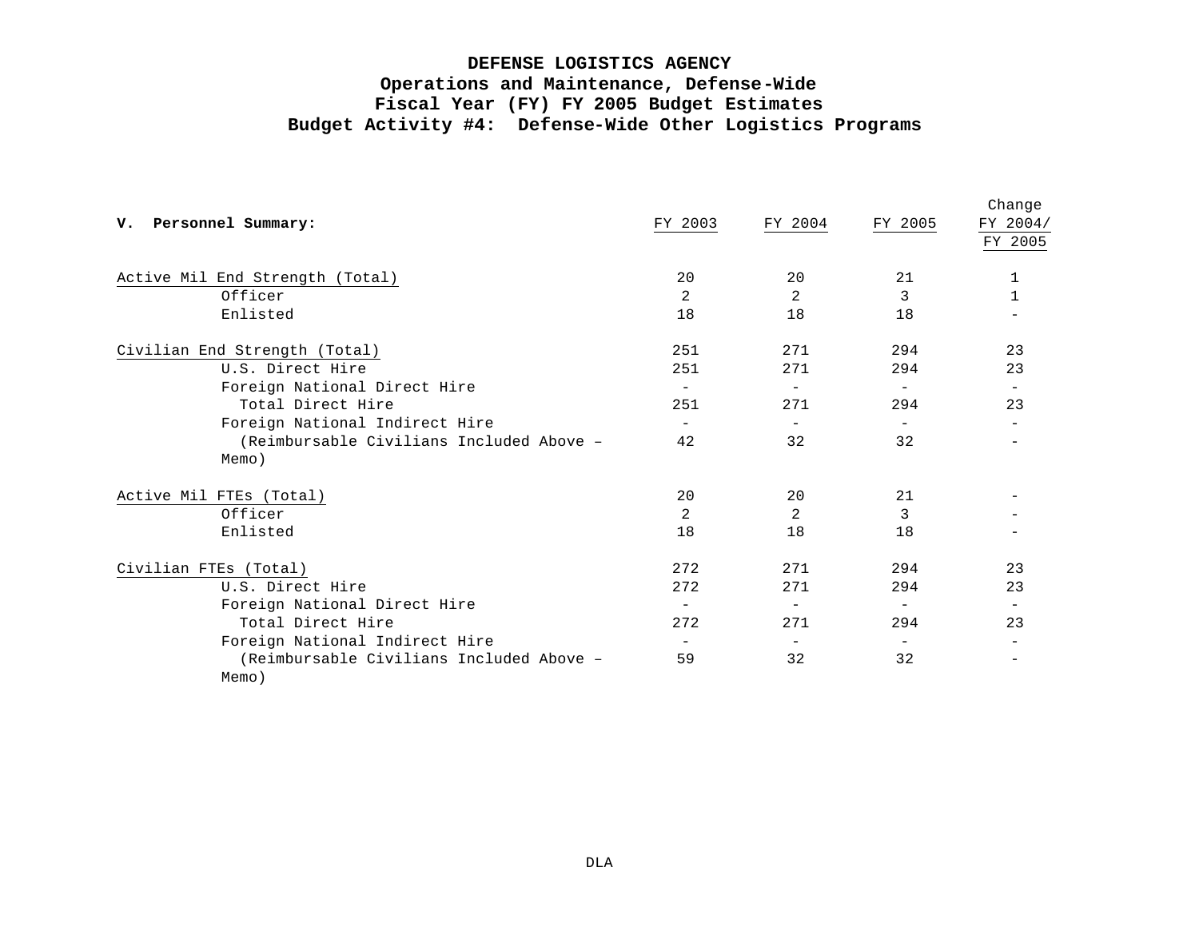# DEFENSE LOGISTICS AGENCY
## Operations and Maintenance, Defense-Wide
## Fiscal Year (FY) FY 2005 Budget Estimates
## Budget Activity #4: Defense-Wide Other Logistics Programs

| **V. Personnel Summary:** | FY 2003 | FY 2004 | FY 2005 | Change FY 2004/ FY 2005 |
|---|---|---|---|---|
| Active Mil End Strength (Total) | 20 | 20 | 21 | 1 |
| Officer | 2 | 2 | 3 | 1 |
| Enlisted | 18 | 18 | 18 | - |
| | | | | |
| Civilian End Strength (Total) | 251 | 271 | 294 | 23 |
| U.S. Direct Hire | 251 | 271 | 294 | 23 |
| Foreign National Direct Hire | - | - | - | - |
| Total Direct Hire | 251 | 271 | 294 | 23 |
| Foreign National Indirect Hire | - | - | - | - |
| (Reimbursable Civilians Included Above – Memo) | 42 | 32 | 32 | - |
| | | | | |
| Active Mil FTEs (Total) | 20 | 20 | 21 | - |
| Officer | 2 | 2 | 3 | - |
| Enlisted | 18 | 18 | 18 | - |
| | | | | |
| Civilian FTEs (Total) | 272 | 271 | 294 | 23 |
| U.S. Direct Hire | 272 | 271 | 294 | 23 |
| Foreign National Direct Hire | - | - | - | - |
| Total Direct Hire | 272 | 271 | 294 | 23 |
| Foreign National Indirect Hire | - | - | - | - |
| (Reimbursable Civilians Included Above – Memo) | 59 | 32 | 32 | - |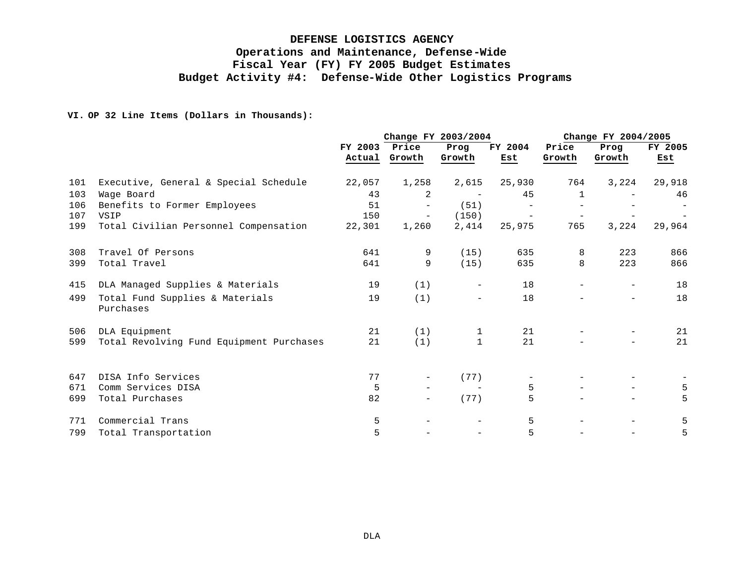# DEFENSE LOGISTICS AGENCY
## Operations and Maintenance, Defense-Wide
## Fiscal Year (FY) FY 2005 Budget Estimates
## Budget Activity #4: Defense-Wide Other Logistics Programs

**VI. OP 32 Line Items (Dollars in Thousands):**

| | | | Change FY 2003/2004 | | | Change FY 2004/2005 | | |
|---|---|---|---|---|---|---|---|---|
| | | FY 2003 Actual | Price Growth | Prog Growth | FY 2004 Est | Price Growth | Prog Growth | FY 2005 Est |
| 101 | Executive, General & Special Schedule | 22,057 | 1,258 | 2,615 | 25,930 | 764 | 3,224 | 29,918 |
| 103 | Wage Board | 43 | 2 | - | 45 | 1 | - | 46 |
| 106 | Benefits to Former Employees | 51 | - | (51) | - | - | - | - |
| 107 | VSIP | 150 | - | (150) | - | - | - | - |
| 199 | Total Civilian Personnel Compensation | 22,301 | 1,260 | 2,414 | 25,975 | 765 | 3,224 | 29,964 |
| 308 | Travel Of Persons | 641 | 9 | (15) | 635 | 8 | 223 | 866 |
| 399 | Total Travel | 641 | 9 | (15) | 635 | 8 | 223 | 866 |
| 415 | DLA Managed Supplies & Materials | 19 | (1) | - | 18 | - | - | 18 |
| 499 | Total Fund Supplies & Materials Purchases | 19 | (1) | - | 18 | - | - | 18 |
| 506 | DLA Equipment | 21 | (1) | 1 | 21 | - | - | 21 |
| 599 | Total Revolving Fund Equipment Purchases | 21 | (1) | 1 | 21 | - | - | 21 |
| 647 | DISA Info Services | 77 | - | (77) | - | - | - | - |
| 671 | Comm Services DISA | 5 | - | - | 5 | - | - | 5 |
| 699 | Total Purchases | 82 | - | (77) | 5 | - | - | 5 |
| 771 | Commercial Trans | 5 | - | - | 5 | - | - | 5 |
| 799 | Total Transportation | 5 | - | - | 5 | - | - | 5 |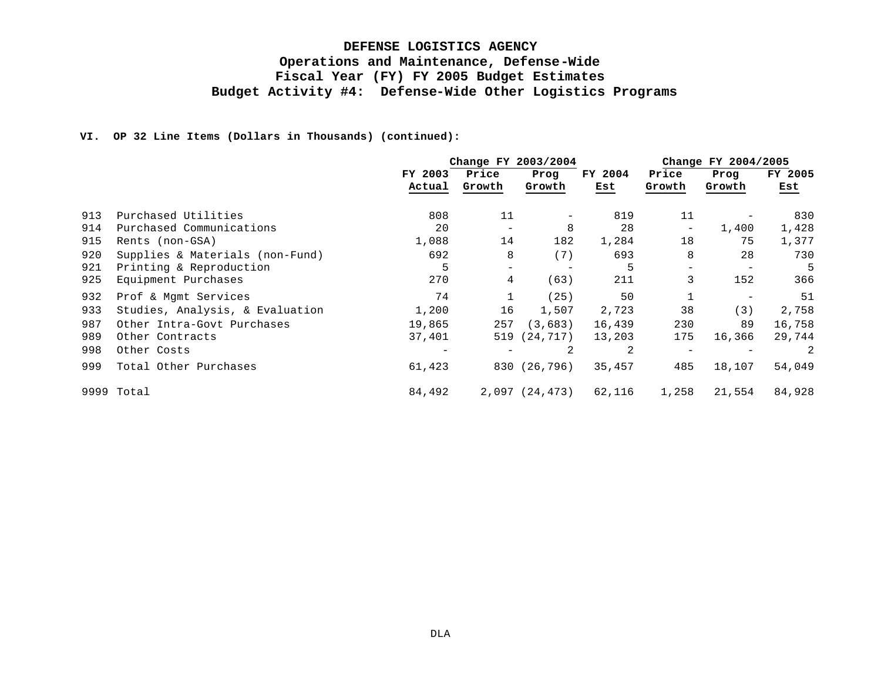# DEFENSE LOGISTICS AGENCY
## Operations and Maintenance, Defense-Wide
## Fiscal Year (FY) FY 2005 Budget Estimates
## Budget Activity #4: Defense-Wide Other Logistics Programs

**VI. OP 32 Line Items (Dollars in Thousands) (continued):**

| | | | Change FY 2003/2004 | | | Change FY 2004/2005 | | |
|---|---|---|---|---|---|---|---|---|
| | | FY 2003 Actual | Price Growth | Prog Growth | FY 2004 Est | Price Growth | Prog Growth | FY 2005 Est |
| 913 | Purchased Utilities | 808 | 11 | - | 819 | 11 | - | 830 |
| 914 | Purchased Communications | 20 | - | 8 | 28 | - | 1,400 | 1,428 |
| 915 | Rents (non-GSA) | 1,088 | 14 | 182 | 1,284 | 18 | 75 | 1,377 |
| 920 | Supplies & Materials (non-Fund) | 692 | 8 | (7) | 693 | 8 | 28 | 730 |
| 921 | Printing & Reproduction | 5 | - | - | 5 | - | - | 5 |
| 925 | Equipment Purchases | 270 | 4 | (63) | 211 | 3 | 152 | 366 |
| 932 | Prof & Mgmt Services | 74 | 1 | (25) | 50 | 1 | - | 51 |
| 933 | Studies, Analysis, & Evaluation | 1,200 | 16 | 1,507 | 2,723 | 38 | (3) | 2,758 |
| 987 | Other Intra-Govt Purchases | 19,865 | 257 | (3,683) | 16,439 | 230 | 89 | 16,758 |
| 989 | Other Contracts | 37,401 | 519 | (24,717) | 13,203 | 175 | 16,366 | 29,744 |
| 998 | Other Costs | - | - | 2 | 2 | - | - | 2 |
| 999 | Total Other Purchases | 61,423 | 830 | (26,796) | 35,457 | 485 | 18,107 | 54,049 |
| 9999 | Total | 84,492 | 2,097 | (24,473) | 62,116 | 1,258 | 21,554 | 84,928 |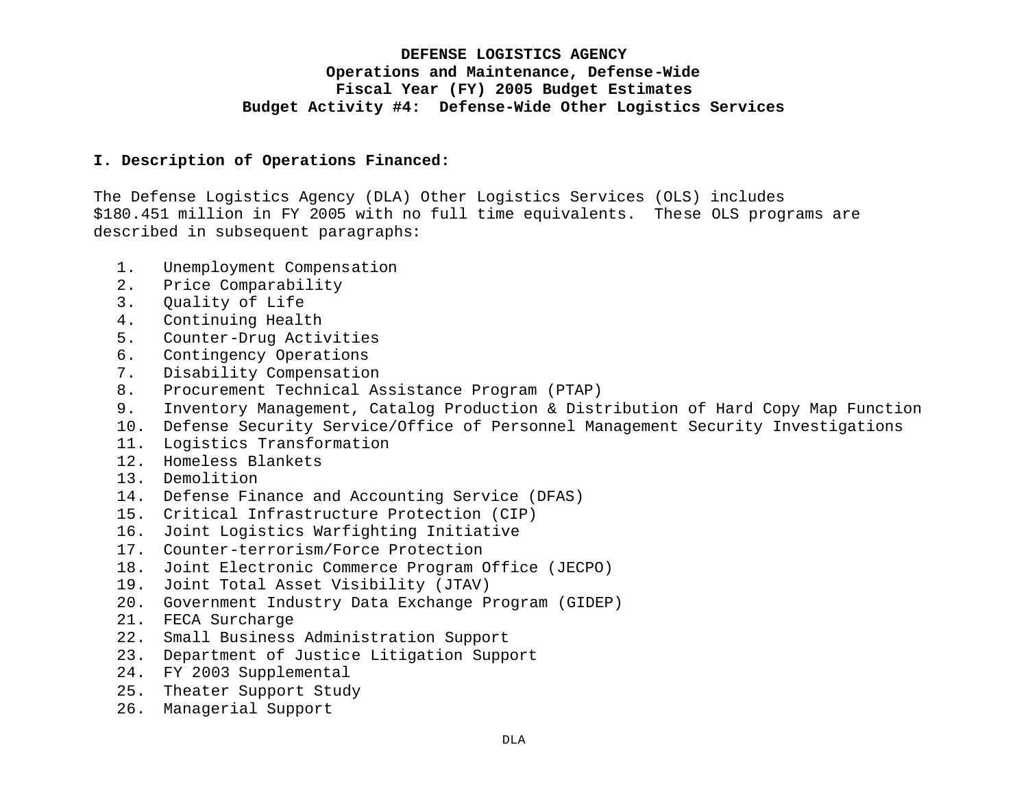**DEFENSE LOGISTICS AGENCY**
**Operations and Maintenance, Defense-Wide**
**Fiscal Year (FY) 2005 Budget Estimates**
**Budget Activity #4: Defense-Wide Other Logistics Services**

## I. Description of Operations Financed:

The Defense Logistics Agency (DLA) Other Logistics Services (OLS) includes $180.451 million in FY 2005 with no full time equivalents. These OLS programs are described in subsequent paragraphs:

1. Unemployment Compensation
2. Price Comparability
3. Quality of Life
4. Continuing Health
5. Counter-Drug Activities
6. Contingency Operations
7. Disability Compensation
8. Procurement Technical Assistance Program (PTAP)
9. Inventory Management, Catalog Production & Distribution of Hard Copy Map Function
10. Defense Security Service/Office of Personnel Management Security Investigations
11. Logistics Transformation
12. Homeless Blankets
13. Demolition
14. Defense Finance and Accounting Service (DFAS)
15. Critical Infrastructure Protection (CIP)
16. Joint Logistics Warfighting Initiative
17. Counter-terrorism/Force Protection
18. Joint Electronic Commerce Program Office (JECPO)
19. Joint Total Asset Visibility (JTAV)
20. Government Industry Data Exchange Program (GIDEP)
21. FECA Surcharge
22. Small Business Administration Support
23. Department of Justice Litigation Support
24. FY 2003 Supplemental
25. Theater Support Study
26. Managerial Support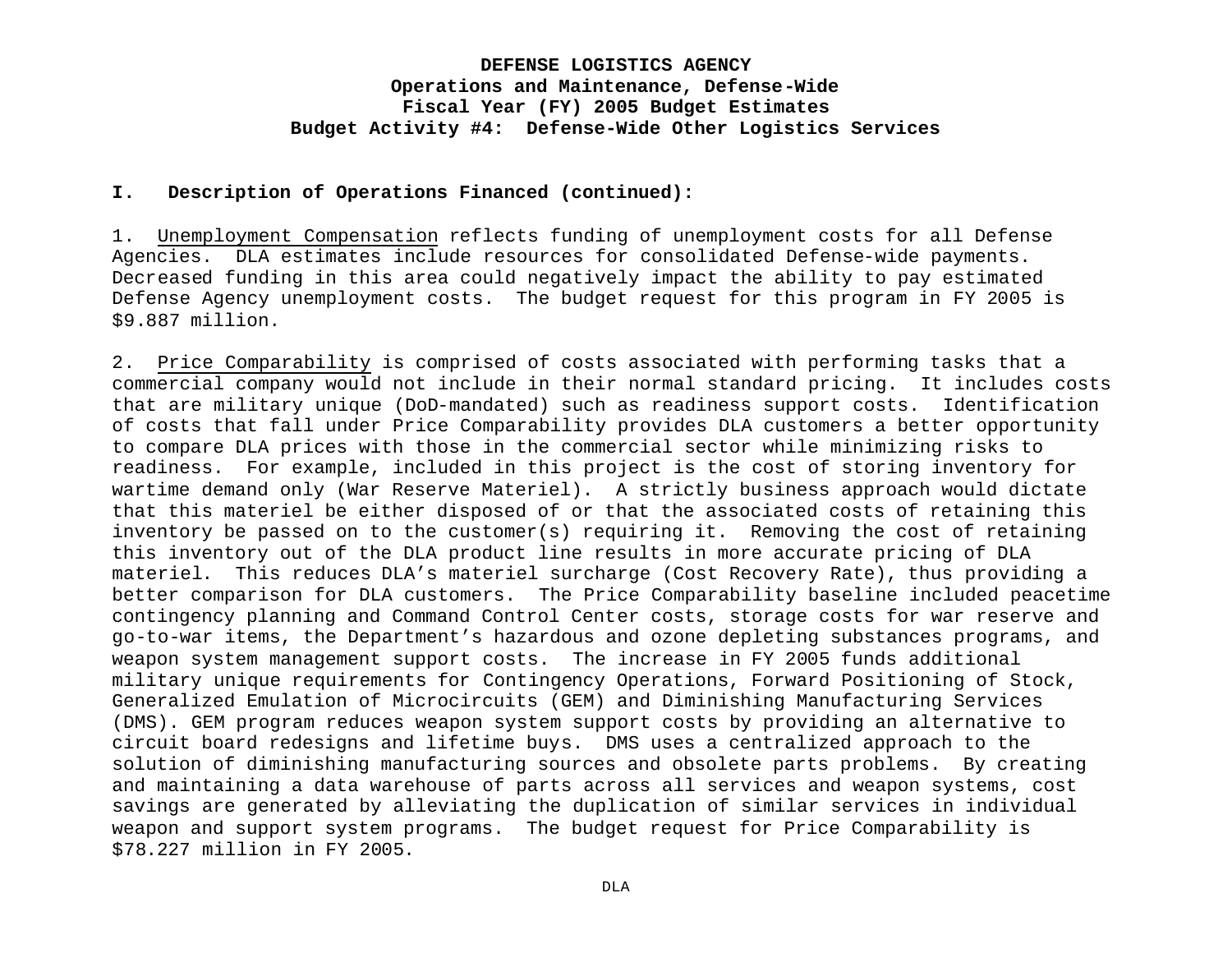**DEFENSE LOGISTICS AGENCY**
**Operations and Maintenance, Defense-Wide**
**Fiscal Year (FY) 2005 Budget Estimates**
**Budget Activity #4: Defense-Wide Other Logistics Services**

**I. Description of Operations Financed (continued):**

1. Unemployment Compensation reflects funding of unemployment costs for all Defense Agencies. DLA estimates include resources for consolidated Defense-wide payments. Decreased funding in this area could negatively impact the ability to pay estimated Defense Agency unemployment costs. The budget request for this program in FY 2005 is $9.887 million.

2. Price Comparability is comprised of costs associated with performing tasks that a commercial company would not include in their normal standard pricing. It includes costs that are military unique (DoD-mandated) such as readiness support costs. Identification of costs that fall under Price Comparability provides DLA customers a better opportunity to compare DLA prices with those in the commercial sector while minimizing risks to readiness. For example, included in this project is the cost of storing inventory for wartime demand only (War Reserve Materiel). A strictly business approach would dictate that this materiel be either disposed of or that the associated costs of retaining this inventory be passed on to the customer(s) requiring it. Removing the cost of retaining this inventory out of the DLA product line results in more accurate pricing of DLA materiel. This reduces DLA's materiel surcharge (Cost Recovery Rate), thus providing a better comparison for DLA customers. The Price Comparability baseline included peacetime contingency planning and Command Control Center costs, storage costs for war reserve and go-to-war items, the Department's hazardous and ozone depleting substances programs, and weapon system management support costs. The increase in FY 2005 funds additional military unique requirements for Contingency Operations, Forward Positioning of Stock, Generalized Emulation of Microcircuits (GEM) and Diminishing Manufacturing Services (DMS). GEM program reduces weapon system support costs by providing an alternative to circuit board redesigns and lifetime buys. DMS uses a centralized approach to the solution of diminishing manufacturing sources and obsolete parts problems. By creating and maintaining a data warehouse of parts across all services and weapon systems, cost savings are generated by alleviating the duplication of similar services in individual weapon and support system programs. The budget request for Price Comparability is $78.227 million in FY 2005.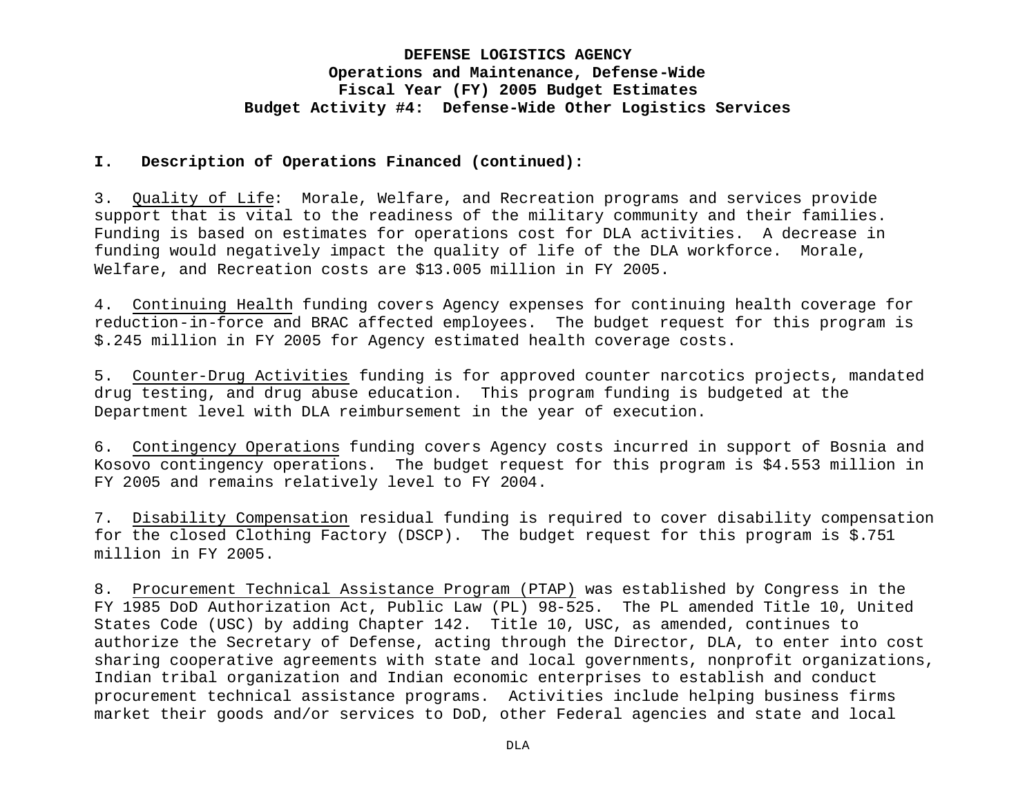**DEFENSE LOGISTICS AGENCY**
**Operations and Maintenance, Defense-Wide**
**Fiscal Year (FY) 2005 Budget Estimates**
**Budget Activity #4: Defense-Wide Other Logistics Services**

**I. Description of Operations Financed (continued):**

3. Quality of Life: Morale, Welfare, and Recreation programs and services provide support that is vital to the readiness of the military community and their families. Funding is based on estimates for operations cost for DLA activities. A decrease in funding would negatively impact the quality of life of the DLA workforce. Morale, Welfare, and Recreation costs are $13.005 million in FY 2005.

4. Continuing Health funding covers Agency expenses for continuing health coverage for reduction-in-force and BRAC affected employees. The budget request for this program is $.245 million in FY 2005 for Agency estimated health coverage costs.

5. Counter-Drug Activities funding is for approved counter narcotics projects, mandated drug testing, and drug abuse education. This program funding is budgeted at the Department level with DLA reimbursement in the year of execution.

6. Contingency Operations funding covers Agency costs incurred in support of Bosnia and Kosovo contingency operations. The budget request for this program is $4.553 million in FY 2005 and remains relatively level to FY 2004.

7. Disability Compensation residual funding is required to cover disability compensation for the closed Clothing Factory (DSCP). The budget request for this program is $.751 million in FY 2005.

8. Procurement Technical Assistance Program (PTAP) was established by Congress in the FY 1985 DoD Authorization Act, Public Law (PL) 98-525. The PL amended Title 10, United States Code (USC) by adding Chapter 142. Title 10, USC, as amended, continues to authorize the Secretary of Defense, acting through the Director, DLA, to enter into cost sharing cooperative agreements with state and local governments, nonprofit organizations, Indian tribal organization and Indian economic enterprises to establish and conduct procurement technical assistance programs. Activities include helping business firms market their goods and/or services to DoD, other Federal agencies and state and local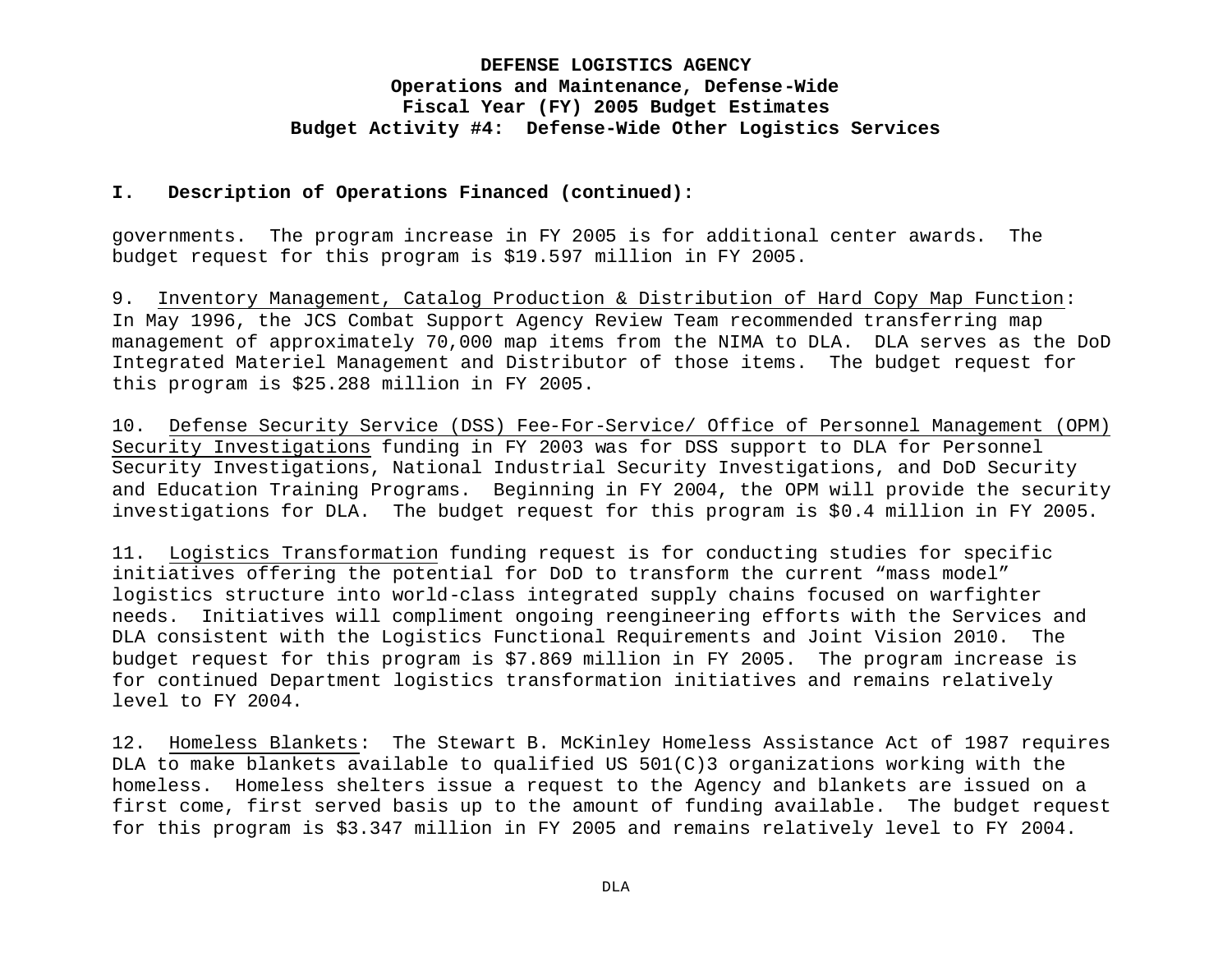**DEFENSE LOGISTICS AGENCY**
**Operations and Maintenance, Defense-Wide**
**Fiscal Year (FY) 2005 Budget Estimates**
**Budget Activity #4: Defense-Wide Other Logistics Services**

**I. Description of Operations Financed (continued):**

governments. The program increase in FY 2005 is for additional center awards. The budget request for this program is $19.597 million in FY 2005.

9. Inventory Management, Catalog Production & Distribution of Hard Copy Map Function: In May 1996, the JCS Combat Support Agency Review Team recommended transferring map management of approximately 70,000 map items from the NIMA to DLA. DLA serves as the DoD Integrated Materiel Management and Distributor of those items. The budget request for this program is $25.288 million in FY 2005.

10. Defense Security Service (DSS) Fee-For-Service/ Office of Personnel Management (OPM) Security Investigations funding in FY 2003 was for DSS support to DLA for Personnel Security Investigations, National Industrial Security Investigations, and DoD Security and Education Training Programs. Beginning in FY 2004, the OPM will provide the security investigations for DLA. The budget request for this program is $0.4 million in FY 2005.

11. Logistics Transformation funding request is for conducting studies for specific initiatives offering the potential for DoD to transform the current "mass model" logistics structure into world-class integrated supply chains focused on warfighter needs. Initiatives will compliment ongoing reengineering efforts with the Services and DLA consistent with the Logistics Functional Requirements and Joint Vision 2010. The budget request for this program is $7.869 million in FY 2005. The program increase is for continued Department logistics transformation initiatives and remains relatively level to FY 2004.

12. Homeless Blankets: The Stewart B. McKinley Homeless Assistance Act of 1987 requires DLA to make blankets available to qualified US 501(C)3 organizations working with the homeless. Homeless shelters issue a request to the Agency and blankets are issued on a first come, first served basis up to the amount of funding available. The budget request for this program is $3.347 million in FY 2005 and remains relatively level to FY 2004.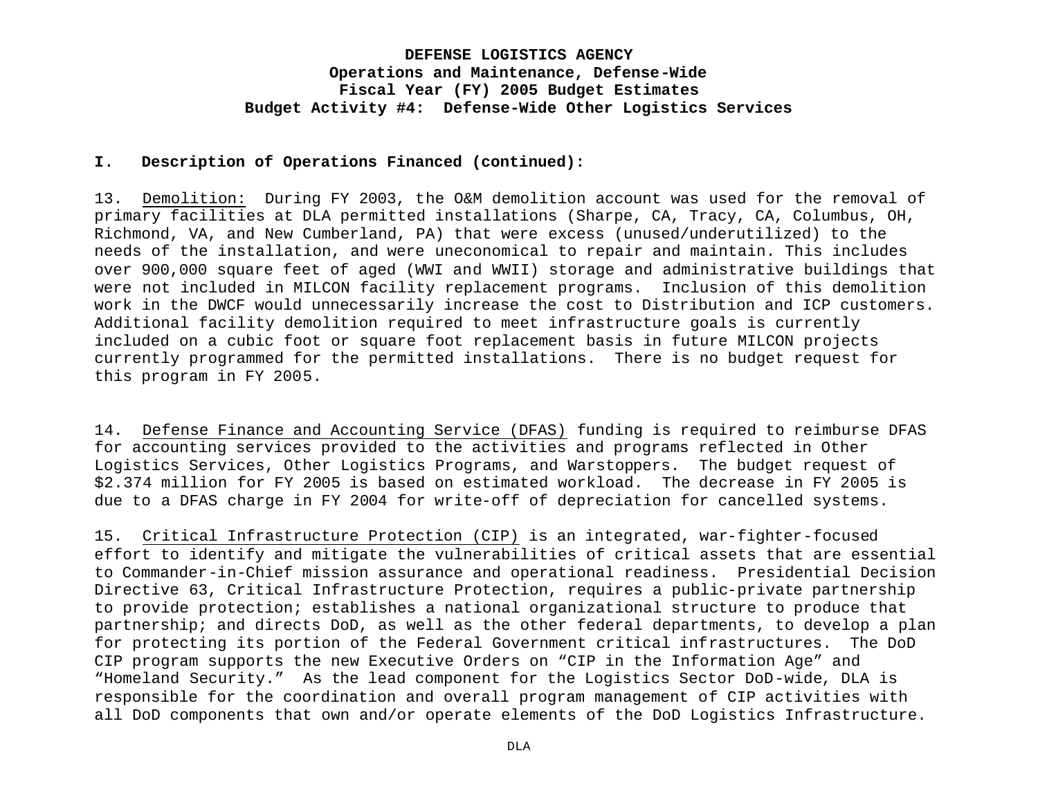**DEFENSE LOGISTICS AGENCY**
**Operations and Maintenance, Defense-Wide**
**Fiscal Year (FY) 2005 Budget Estimates**
**Budget Activity #4: Defense-Wide Other Logistics Services**

**I. Description of Operations Financed (continued):**

13. Demolition: During FY 2003, the O&M demolition account was used for the removal of primary facilities at DLA permitted installations (Sharpe, CA, Tracy, CA, Columbus, OH, Richmond, VA, and New Cumberland, PA) that were excess (unused/underutilized) to the needs of the installation, and were uneconomical to repair and maintain. This includes over 900,000 square feet of aged (WWI and WWII) storage and administrative buildings that were not included in MILCON facility replacement programs. Inclusion of this demolition work in the DWCF would unnecessarily increase the cost to Distribution and ICP customers. Additional facility demolition required to meet infrastructure goals is currently included on a cubic foot or square foot replacement basis in future MILCON projects currently programmed for the permitted installations. There is no budget request for this program in FY 2005.

14. Defense Finance and Accounting Service (DFAS) funding is required to reimburse DFAS for accounting services provided to the activities and programs reflected in Other Logistics Services, Other Logistics Programs, and Warstoppers. The budget request of $2.374 million for FY 2005 is based on estimated workload. The decrease in FY 2005 is due to a DFAS charge in FY 2004 for write-off of depreciation for cancelled systems.

15. Critical Infrastructure Protection (CIP) is an integrated, war-fighter-focused effort to identify and mitigate the vulnerabilities of critical assets that are essential to Commander-in-Chief mission assurance and operational readiness. Presidential Decision Directive 63, Critical Infrastructure Protection, requires a public-private partnership to provide protection; establishes a national organizational structure to produce that partnership; and directs DoD, as well as the other federal departments, to develop a plan for protecting its portion of the Federal Government critical infrastructures. The DoD CIP program supports the new Executive Orders on “CIP in the Information Age” and “Homeland Security.” As the lead component for the Logistics Sector DoD-wide, DLA is responsible for the coordination and overall program management of CIP activities with all DoD components that own and/or operate elements of the DoD Logistics Infrastructure.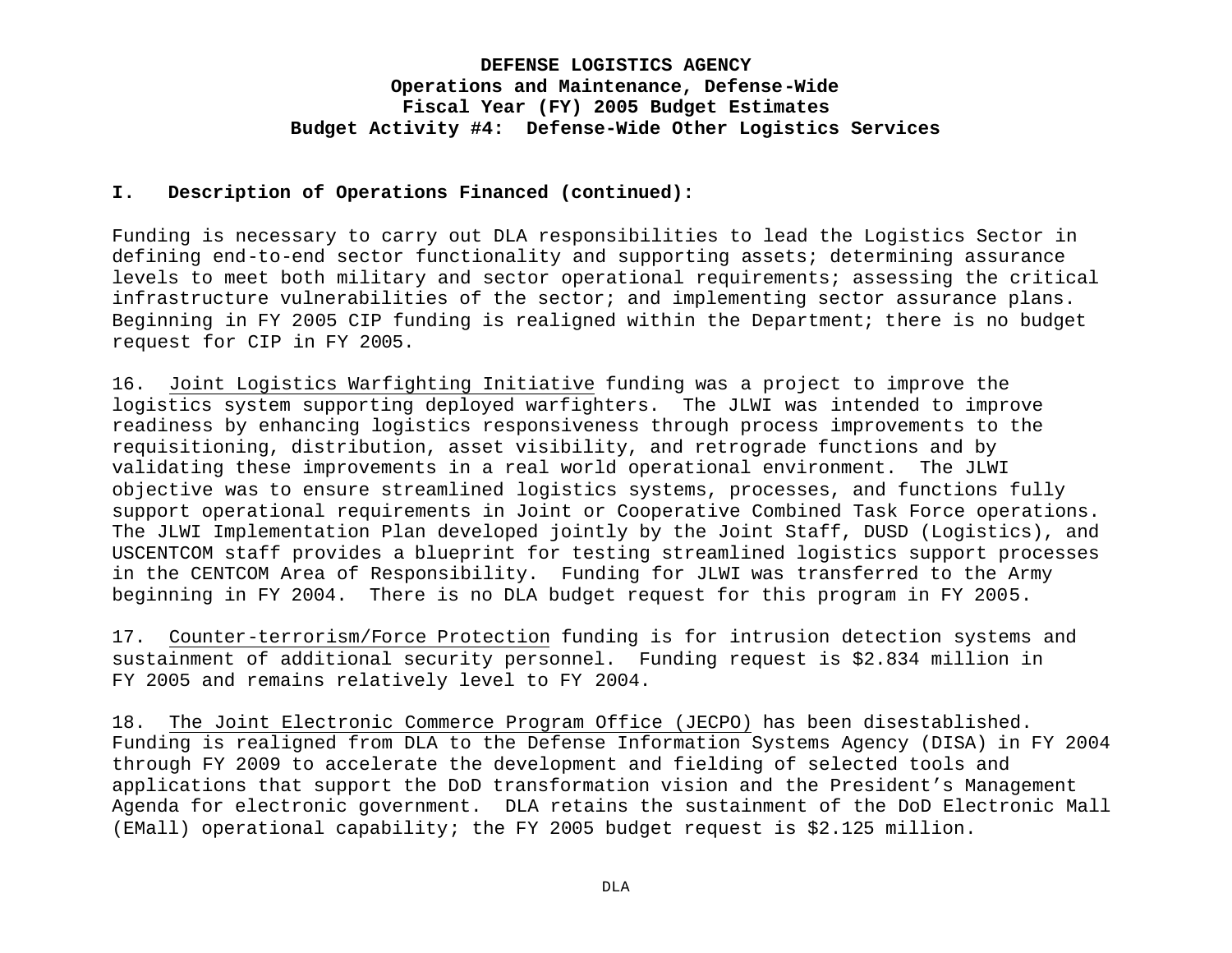**DEFENSE LOGISTICS AGENCY**
**Operations and Maintenance, Defense-Wide**
**Fiscal Year (FY) 2005 Budget Estimates**
**Budget Activity #4: Defense-Wide Other Logistics Services**

**I. Description of Operations Financed (continued):**

Funding is necessary to carry out DLA responsibilities to lead the Logistics Sector in defining end-to-end sector functionality and supporting assets; determining assurance levels to meet both military and sector operational requirements; assessing the critical infrastructure vulnerabilities of the sector; and implementing sector assurance plans. Beginning in FY 2005 CIP funding is realigned within the Department; there is no budget request for CIP in FY 2005.

16. Joint Logistics Warfighting Initiative funding was a project to improve the logistics system supporting deployed warfighters. The JLWI was intended to improve readiness by enhancing logistics responsiveness through process improvements to the requisitioning, distribution, asset visibility, and retrograde functions and by validating these improvements in a real world operational environment. The JLWI objective was to ensure streamlined logistics systems, processes, and functions fully support operational requirements in Joint or Cooperative Combined Task Force operations. The JLWI Implementation Plan developed jointly by the Joint Staff, DUSD (Logistics), and USCENTCOM staff provides a blueprint for testing streamlined logistics support processes in the CENTCOM Area of Responsibility. Funding for JLWI was transferred to the Army beginning in FY 2004. There is no DLA budget request for this program in FY 2005.

17. Counter-terrorism/Force Protection funding is for intrusion detection systems and sustainment of additional security personnel. Funding request is $2.834 million in FY 2005 and remains relatively level to FY 2004.

18. The Joint Electronic Commerce Program Office (JECPO) has been disestablished. Funding is realigned from DLA to the Defense Information Systems Agency (DISA) in FY 2004 through FY 2009 to accelerate the development and fielding of selected tools and applications that support the DoD transformation vision and the President's Management Agenda for electronic government. DLA retains the sustainment of the DoD Electronic Mall (EMall) operational capability; the FY 2005 budget request is $2.125 million.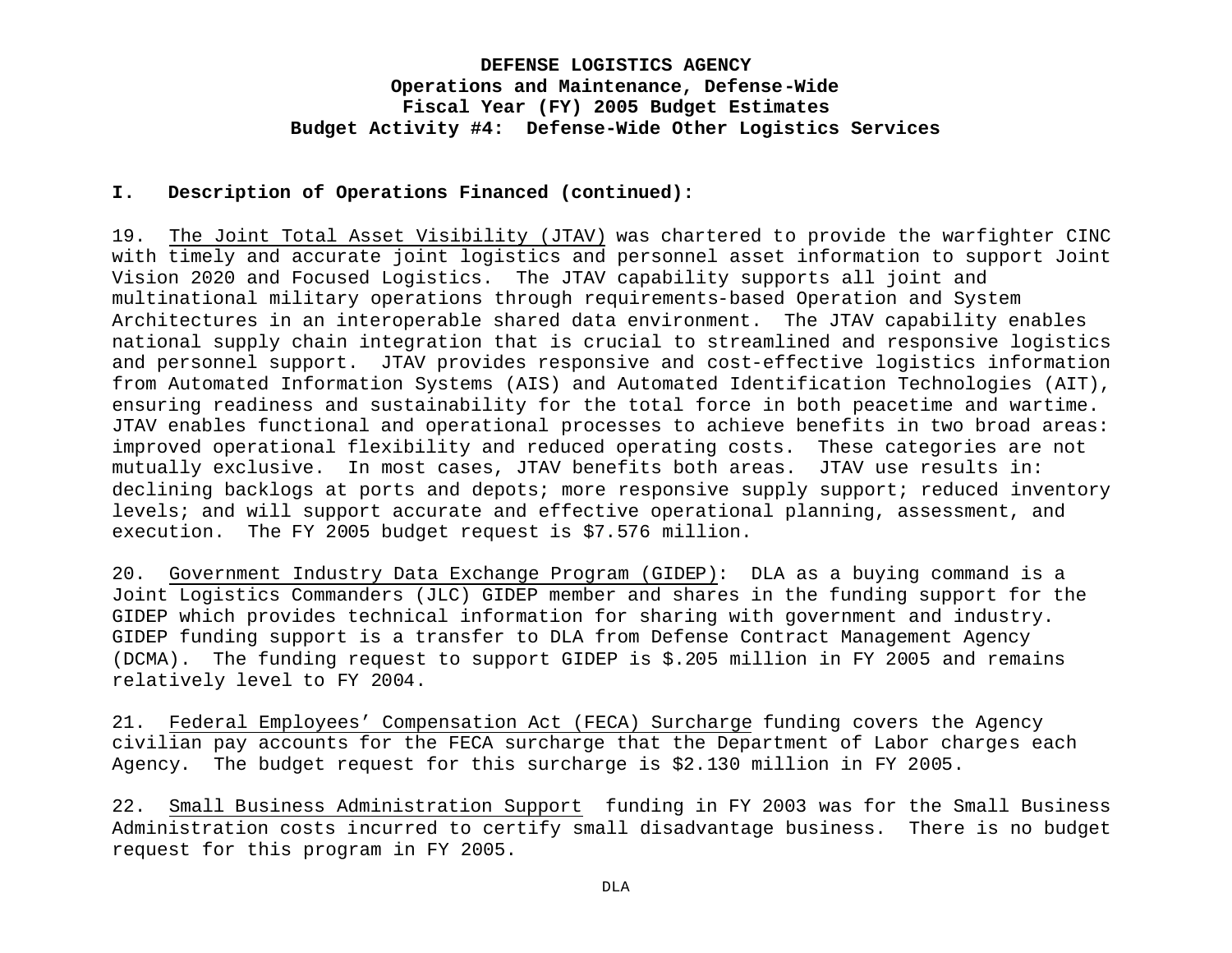**DEFENSE LOGISTICS AGENCY**
**Operations and Maintenance, Defense-Wide**
**Fiscal Year (FY) 2005 Budget Estimates**
**Budget Activity #4: Defense-Wide Other Logistics Services**

**I. Description of Operations Financed (continued):**

19. The Joint Total Asset Visibility (JTAV) was chartered to provide the warfighter CINC with timely and accurate joint logistics and personnel asset information to support Joint Vision 2020 and Focused Logistics. The JTAV capability supports all joint and multinational military operations through requirements-based Operation and System Architectures in an interoperable shared data environment. The JTAV capability enables national supply chain integration that is crucial to streamlined and responsive logistics and personnel support. JTAV provides responsive and cost-effective logistics information from Automated Information Systems (AIS) and Automated Identification Technologies (AIT), ensuring readiness and sustainability for the total force in both peacetime and wartime. JTAV enables functional and operational processes to achieve benefits in two broad areas: improved operational flexibility and reduced operating costs. These categories are not mutually exclusive. In most cases, JTAV benefits both areas. JTAV use results in: declining backlogs at ports and depots; more responsive supply support; reduced inventory levels; and will support accurate and effective operational planning, assessment, and execution. The FY 2005 budget request is $7.576 million.

20. Government Industry Data Exchange Program (GIDEP): DLA as a buying command is a Joint Logistics Commanders (JLC) GIDEP member and shares in the funding support for the GIDEP which provides technical information for sharing with government and industry. GIDEP funding support is a transfer to DLA from Defense Contract Management Agency (DCMA). The funding request to support GIDEP is $.205 million in FY 2005 and remains relatively level to FY 2004.

21. Federal Employees' Compensation Act (FECA) Surcharge funding covers the Agency civilian pay accounts for the FECA surcharge that the Department of Labor charges each Agency. The budget request for this surcharge is $2.130 million in FY 2005.

22. Small Business Administration Support funding in FY 2003 was for the Small Business Administration costs incurred to certify small disadvantage business. There is no budget request for this program in FY 2005.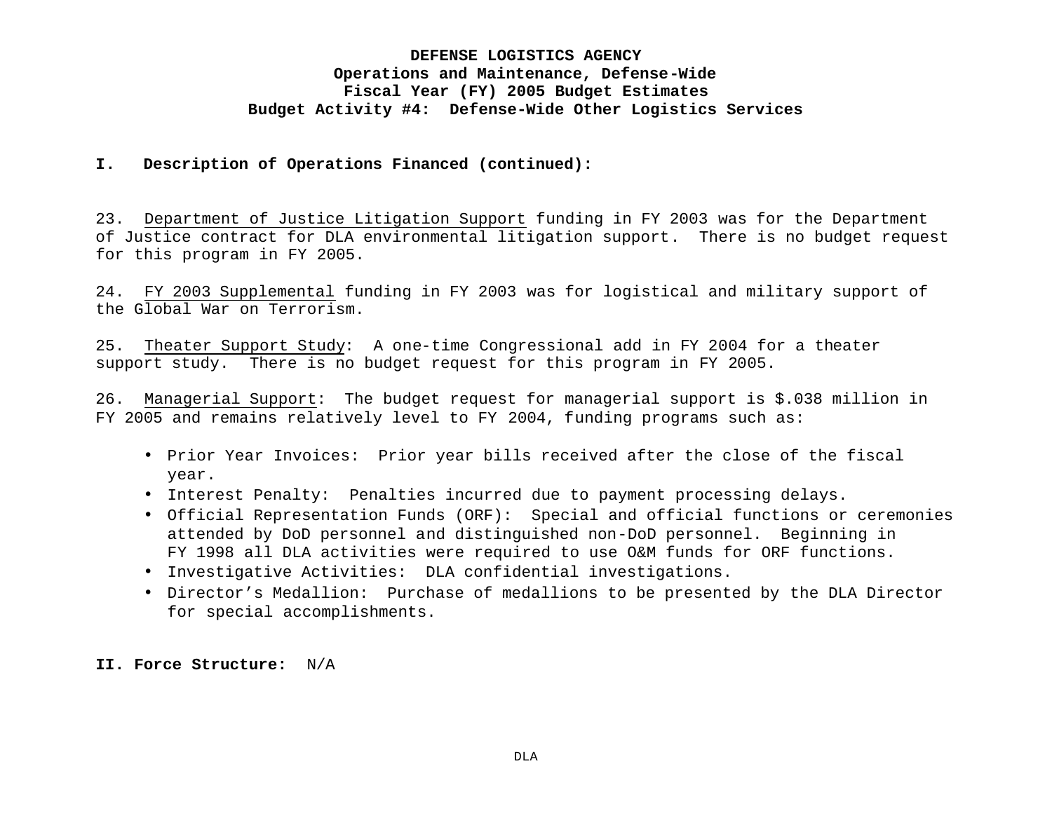**DEFENSE LOGISTICS AGENCY**
**Operations and Maintenance, Defense-Wide**
**Fiscal Year (FY) 2005 Budget Estimates**
**Budget Activity #4: Defense-Wide Other Logistics Services**

**I. Description of Operations Financed (continued):**

23. Department of Justice Litigation Support funding in FY 2003 was for the Department of Justice contract for DLA environmental litigation support. There is no budget request for this program in FY 2005.

24. FY 2003 Supplemental funding in FY 2003 was for logistical and military support of the Global War on Terrorism.

25. Theater Support Study: A one-time Congressional add in FY 2004 for a theater support study. There is no budget request for this program in FY 2005.

26. Managerial Support: The budget request for managerial support is $.038 million in FY 2005 and remains relatively level to FY 2004, funding programs such as:

- Prior Year Invoices: Prior year bills received after the close of the fiscal year.
- Interest Penalty: Penalties incurred due to payment processing delays.
- Official Representation Funds (ORF): Special and official functions or ceremonies attended by DoD personnel and distinguished non-DoD personnel. Beginning in FY 1998 all DLA activities were required to use O&M funds for ORF functions.
- Investigative Activities: DLA confidential investigations.
- Director's Medallion: Purchase of medallions to be presented by the DLA Director for special accomplishments.

**II. Force Structure:** N/A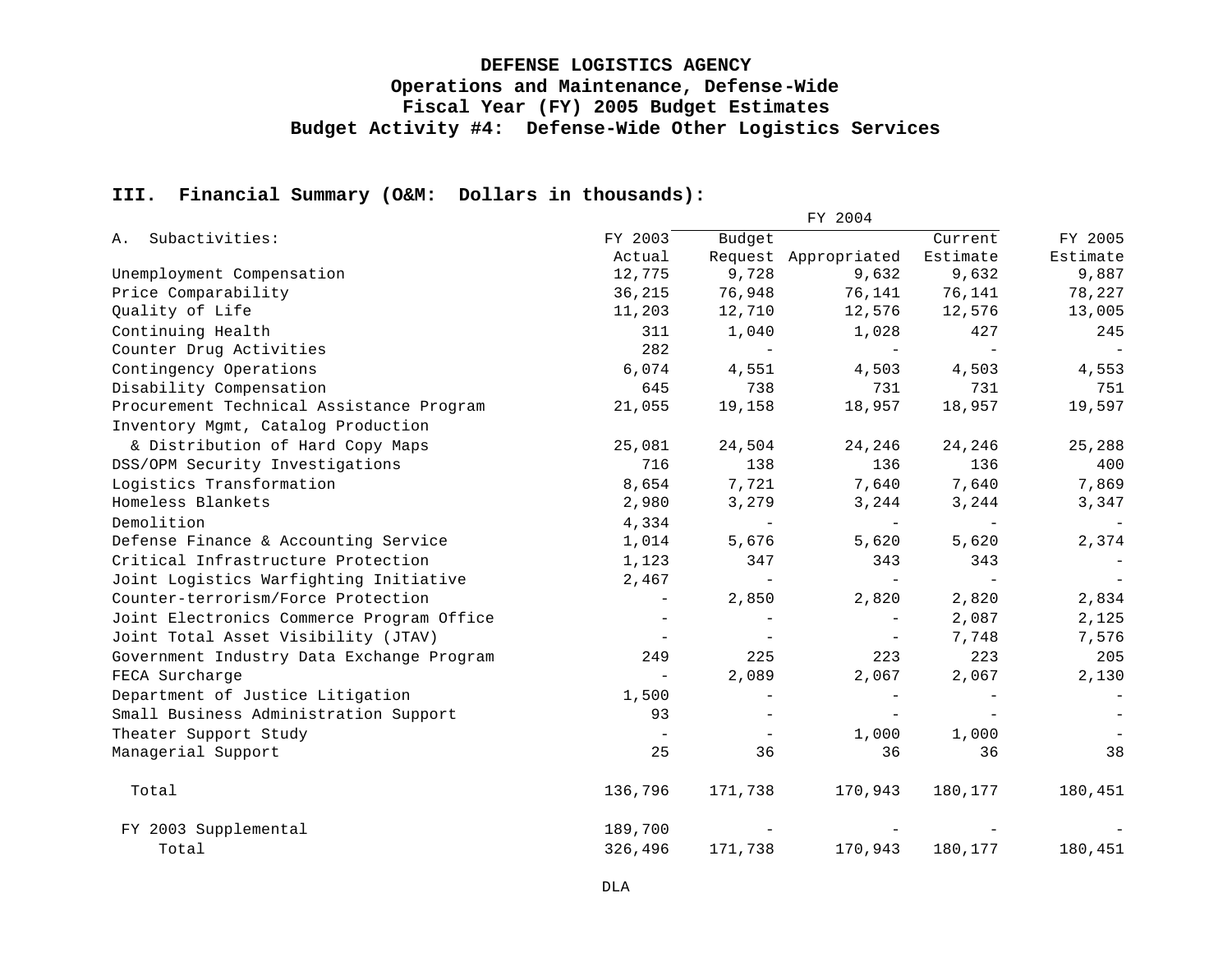**DEFENSE LOGISTICS AGENCY**
**Operations and Maintenance, Defense-Wide**
**Fiscal Year (FY) 2005 Budget Estimates**
**Budget Activity #4: Defense-Wide Other Logistics Services**

## III. Financial Summary (O&M: Dollars in thousands):

| A. Subactivities: | FY 2003 Actual | FY 2004 Budget Request | FY 2004 Appropriated | FY 2004 Current Estimate | FY 2005 Estimate |
|---|---|---|---|---|---|
| Unemployment Compensation | 12,775 | 9,728 | 9,632 | 9,632 | 9,887 |
| Price Comparability | 36,215 | 76,948 | 76,141 | 76,141 | 78,227 |
| Quality of Life | 11,203 | 12,710 | 12,576 | 12,576 | 13,005 |
| Continuing Health | 311 | 1,040 | 1,028 | 427 | 245 |
| Counter Drug Activities | 282 | - | - | - | - |
| Contingency Operations | 6,074 | 4,551 | 4,503 | 4,503 | 4,553 |
| Disability Compensation | 645 | 738 | 731 | 731 | 751 |
| Procurement Technical Assistance Program | 21,055 | 19,158 | 18,957 | 18,957 | 19,597 |
| Inventory Mgmt, Catalog Production & Distribution of Hard Copy Maps | 25,081 | 24,504 | 24,246 | 24,246 | 25,288 |
| DSS/OPM Security Investigations | 716 | 138 | 136 | 136 | 400 |
| Logistics Transformation | 8,654 | 7,721 | 7,640 | 7,640 | 7,869 |
| Homeless Blankets | 2,980 | 3,279 | 3,244 | 3,244 | 3,347 |
| Demolition | 4,334 | - | - | - | - |
| Defense Finance & Accounting Service | 1,014 | 5,676 | 5,620 | 5,620 | 2,374 |
| Critical Infrastructure Protection | 1,123 | 347 | 343 | 343 | - |
| Joint Logistics Warfighting Initiative | 2,467 | - | - | - | - |
| Counter-terrorism/Force Protection | - | 2,850 | 2,820 | 2,820 | 2,834 |
| Joint Electronics Commerce Program Office | - | - | - | 2,087 | 2,125 |
| Joint Total Asset Visibility (JTAV) | - | - | - | 7,748 | 7,576 |
| Government Industry Data Exchange Program | 249 | 225 | 223 | 223 | 205 |
| FECA Surcharge | - | 2,089 | 2,067 | 2,067 | 2,130 |
| Department of Justice Litigation | 1,500 | - | - | - | - |
| Small Business Administration Support | 93 | - | - | - | - |
| Theater Support Study | - | - | 1,000 | 1,000 | - |
| Managerial Support | 25 | 36 | 36 | 36 | 38 |
| Total | 136,796 | 171,738 | 170,943 | 180,177 | 180,451 |
| FY 2003 Supplemental | 189,700 | - | - | - | - |
| Total | 326,496 | 171,738 | 170,943 | 180,177 | 180,451 |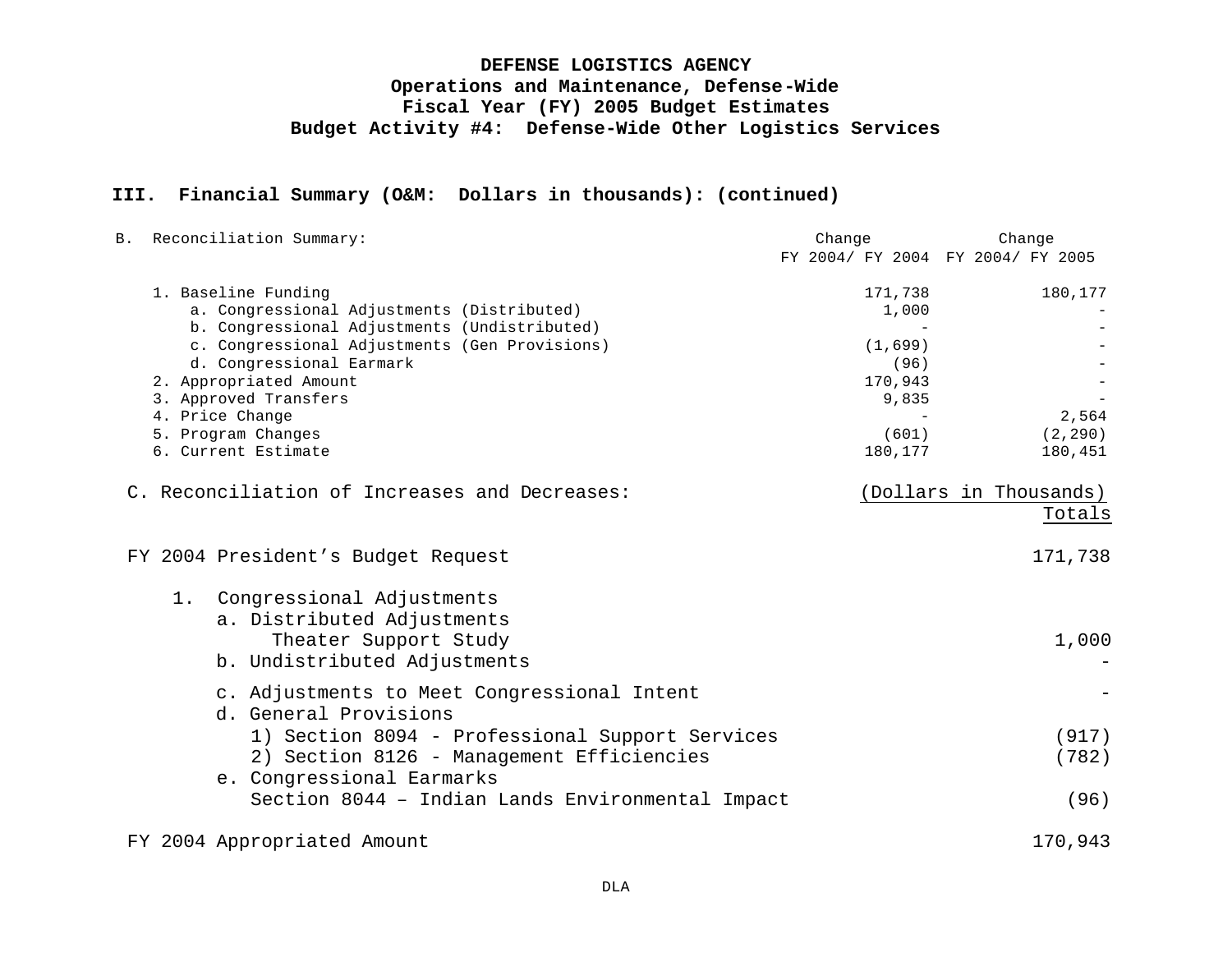**DEFENSE LOGISTICS AGENCY**
**Operations and Maintenance, Defense-Wide**
**Fiscal Year (FY) 2005 Budget Estimates**
**Budget Activity #4: Defense-Wide Other Logistics Services**

## III. Financial Summary (O&M: Dollars in thousands): (continued)

| B. Reconciliation Summary: | Change FY 2004/ FY 2004 | Change FY 2004/ FY 2005 |
|---|---|---|
| 1. Baseline Funding | 171,738 | 180,177 |
| a. Congressional Adjustments (Distributed) | 1,000 | - |
| b. Congressional Adjustments (Undistributed) | - | - |
| c. Congressional Adjustments (Gen Provisions) | (1,699) | - |
| d. Congressional Earmark | (96) | - |
| 2. Appropriated Amount | 170,943 | - |
| 3. Approved Transfers | 9,835 | - |
| 4. Price Change | - | 2,564 |
| 5. Program Changes | (601) | (2,290) |
| 6. Current Estimate | 180,177 | 180,451 |

| C. Reconciliation of Increases and Decreases: | (Dollars in Thousands) Totals |
|---|---|
| FY 2004 President's Budget Request | 171,738 |
| 1. Congressional Adjustments | |
| a. Distributed Adjustments | |
| Theater Support Study | 1,000 |
| b. Undistributed Adjustments | - |
| c. Adjustments to Meet Congressional Intent | - |
| d. General Provisions | |
| 1) Section 8094 - Professional Support Services | (917) |
| 2) Section 8126 - Management Efficiencies | (782) |
| e. Congressional Earmarks | |
| Section 8044 – Indian Lands Environmental Impact | (96) |
| FY 2004 Appropriated Amount | 170,943 |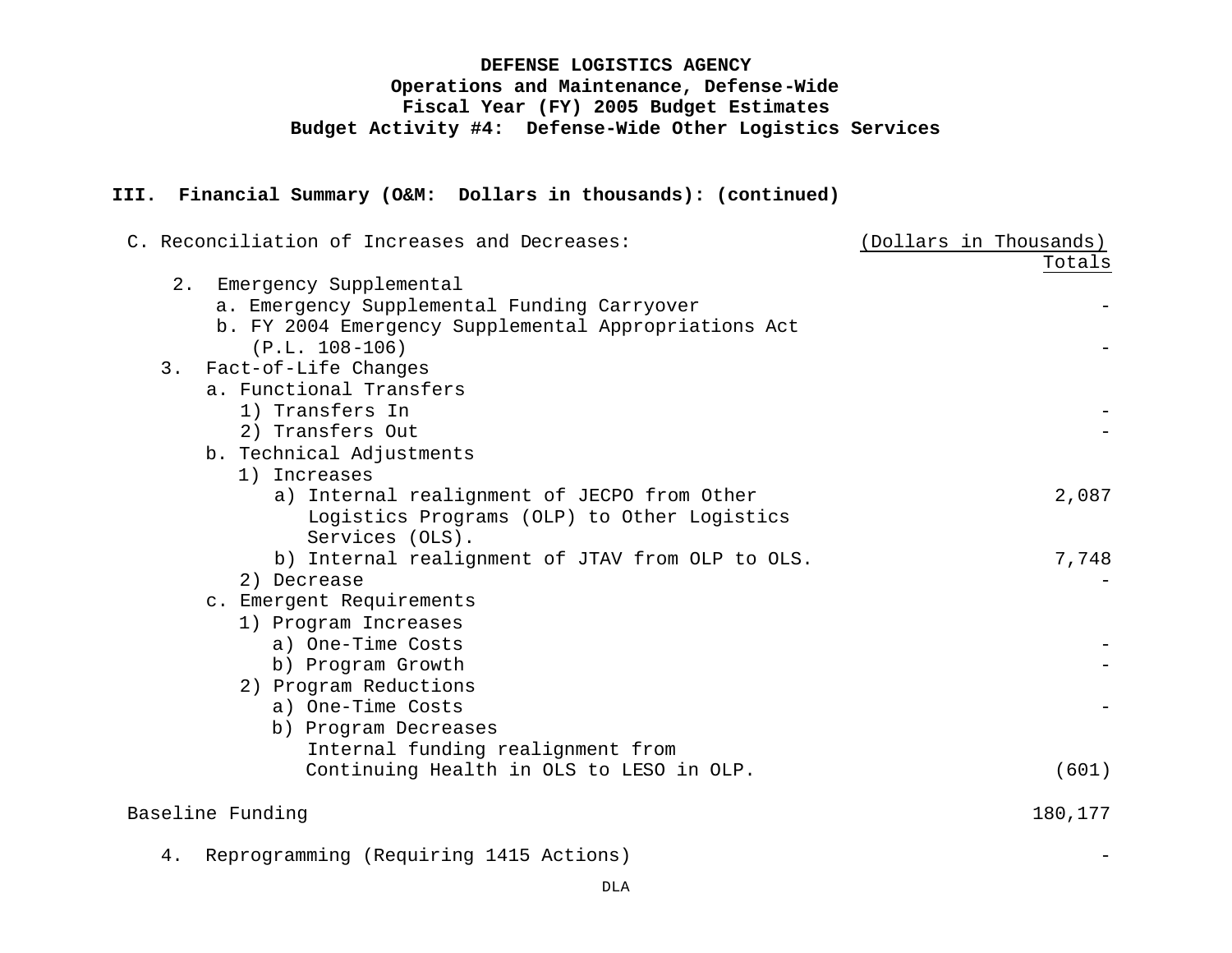**DEFENSE LOGISTICS AGENCY**
**Operations and Maintenance, Defense-Wide**
**Fiscal Year (FY) 2005 Budget Estimates**
**Budget Activity #4: Defense-Wide Other Logistics Services**

**III. Financial Summary (O&M: Dollars in thousands): (continued)**

| C. Reconciliation of Increases and Decreases: | (Dollars in Thousands) Totals |
|---|---|
| 2. Emergency Supplemental | |
| a. Emergency Supplemental Funding Carryover | - |
| b. FY 2004 Emergency Supplemental Appropriations Act (P.L. 108-106) | - |
| 3. Fact-of-Life Changes | |
| a. Functional Transfers | |
| 1) Transfers In | - |
| 2) Transfers Out | - |
| b. Technical Adjustments | |
| 1) Increases | |
| a) Internal realignment of JECPO from Other Logistics Programs (OLP) to Other Logistics Services (OLS). | 2,087 |
| b) Internal realignment of JTAV from OLP to OLS. | 7,748 |
| 2) Decrease | - |
| c. Emergent Requirements | |
| 1) Program Increases | |
| a) One-Time Costs | - |
| b) Program Growth | - |
| 2) Program Reductions | |
| a) One-Time Costs | - |
| b) Program Decreases | |
| Internal funding realignment from Continuing Health in OLS to LESO in OLP. | (601) |
| Baseline Funding | 180,177 |
| 4. Reprogramming (Requiring 1415 Actions) | - |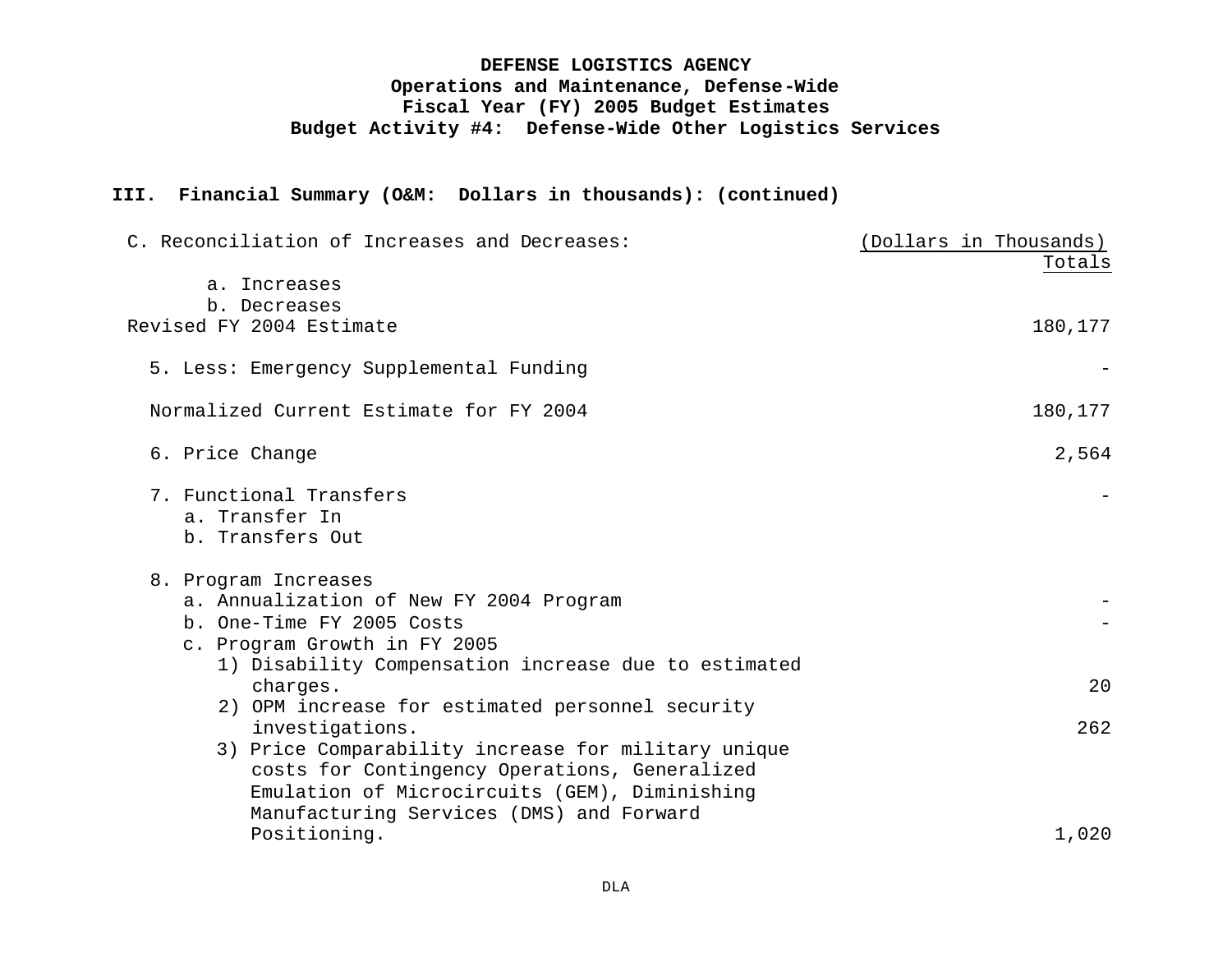**DEFENSE LOGISTICS AGENCY**
**Operations and Maintenance, Defense-Wide**
**Fiscal Year (FY) 2005 Budget Estimates**
**Budget Activity #4: Defense-Wide Other Logistics Services**

**III. Financial Summary (O&M: Dollars in thousands): (continued)**

| C. Reconciliation of Increases and Decreases: | (Dollars in Thousands) Totals |
|---|---|
| a. Increases | |
| b. Decreases | |
| Revised FY 2004 Estimate | 180,177 |
| 5. Less: Emergency Supplemental Funding | - |
| Normalized Current Estimate for FY 2004 | 180,177 |
| 6. Price Change | 2,564 |
| 7. Functional Transfers | - |
| a. Transfer In | |
| b. Transfers Out | |
| 8. Program Increases | |
| a. Annualization of New FY 2004 Program | - |
| b. One-Time FY 2005 Costs | - |
| c. Program Growth in FY 2005 | |
| 1) Disability Compensation increase due to estimated charges. | 20 |
| 2) OPM increase for estimated personnel security investigations. | 262 |
| 3) Price Comparability increase for military unique costs for Contingency Operations, Generalized Emulation of Microcircuits (GEM), Diminishing Manufacturing Services (DMS) and Forward Positioning. | 1,020 |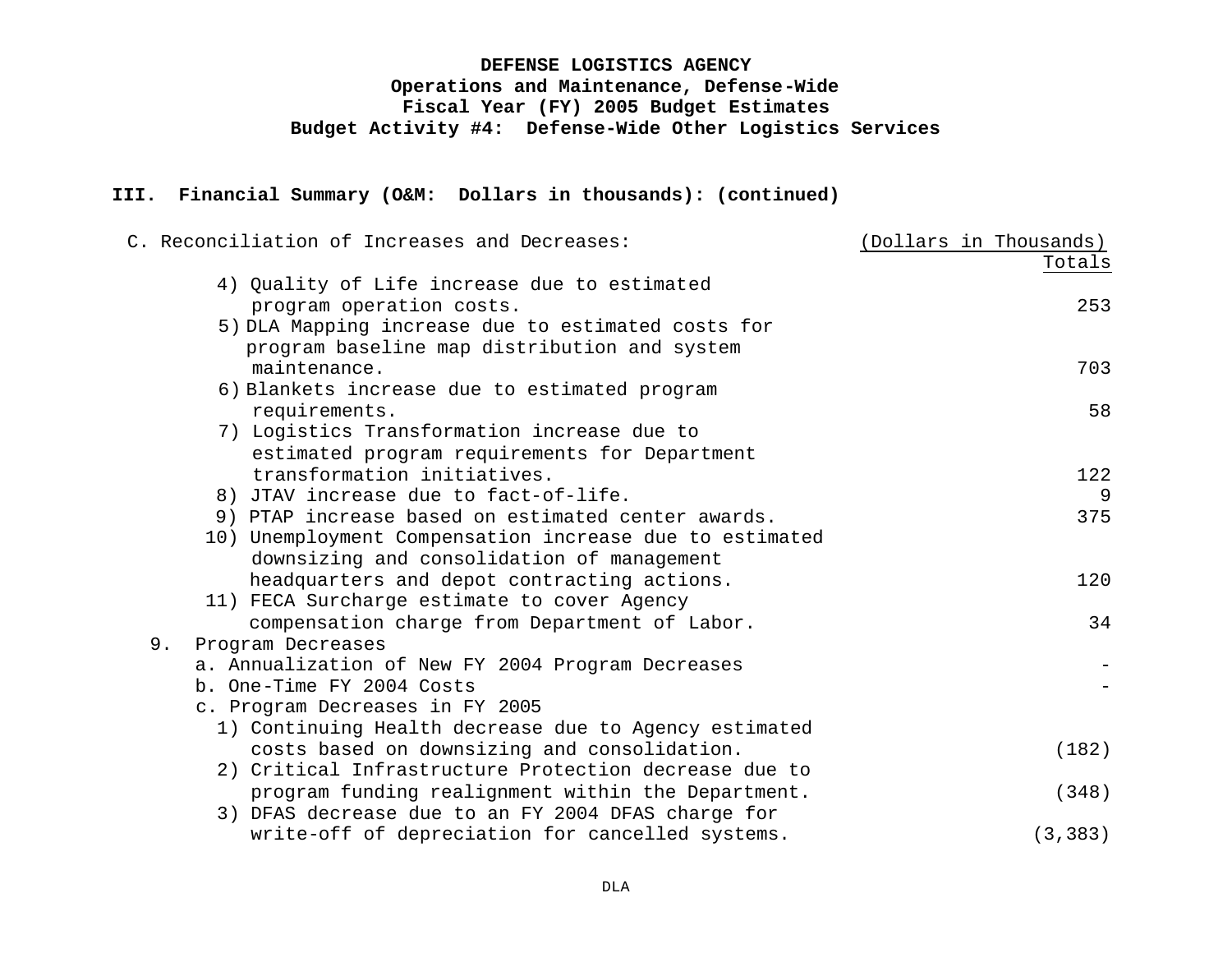**DEFENSE LOGISTICS AGENCY**
**Operations and Maintenance, Defense-Wide**
**Fiscal Year (FY) 2005 Budget Estimates**
**Budget Activity #4: Defense-Wide Other Logistics Services**

**III. Financial Summary (O&M: Dollars in thousands): (continued)**

| C. Reconciliation of Increases and Decreases: | (Dollars in Thousands) Totals |
|---|---|
| 4) Quality of Life increase due to estimated program operation costs. | 253 |
| 5) DLA Mapping increase due to estimated costs for program baseline map distribution and system maintenance. | 703 |
| 6) Blankets increase due to estimated program requirements. | 58 |
| 7) Logistics Transformation increase due to estimated program requirements for Department transformation initiatives. | 122 |
| 8) JTAV increase due to fact-of-life. | 9 |
| 9) PTAP increase based on estimated center awards. | 375 |
| 10) Unemployment Compensation increase due to estimated downsizing and consolidation of management headquarters and depot contracting actions. | 120 |
| 11) FECA Surcharge estimate to cover Agency compensation charge from Department of Labor. | 34 |
| 9. Program Decreases | |
| a. Annualization of New FY 2004 Program Decreases | - |
| b. One-Time FY 2004 Costs | - |
| c. Program Decreases in FY 2005 | |
| 1) Continuing Health decrease due to Agency estimated costs based on downsizing and consolidation. | (182) |
| 2) Critical Infrastructure Protection decrease due to program funding realignment within the Department. | (348) |
| 3) DFAS decrease due to an FY 2004 DFAS charge for write-off of depreciation for cancelled systems. | (3,383) |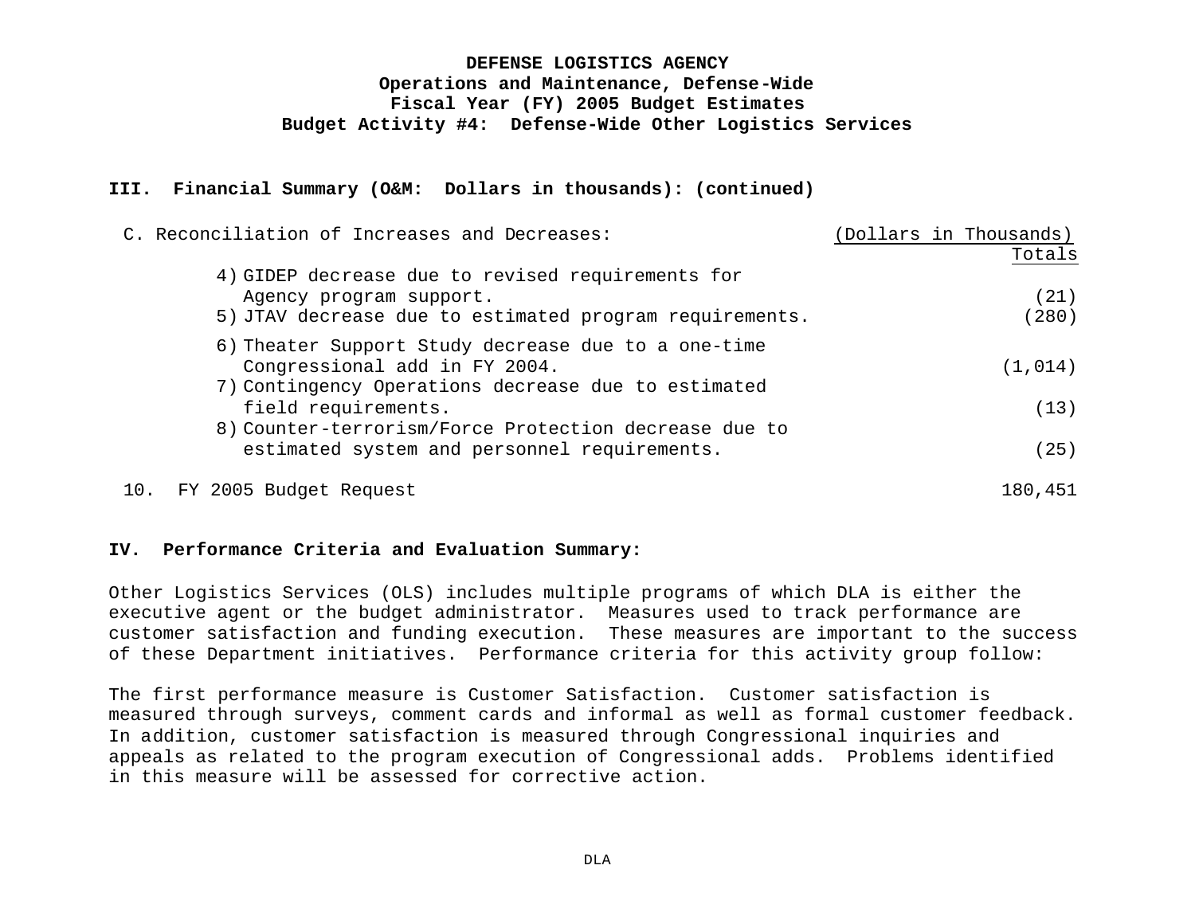**DEFENSE LOGISTICS AGENCY**
**Operations and Maintenance, Defense-Wide**
**Fiscal Year (FY) 2005 Budget Estimates**
**Budget Activity #4: Defense-Wide Other Logistics Services**

## III. Financial Summary (O&M: Dollars in thousands): (continued)

| C. Reconciliation of Increases and Decreases: | (Dollars in Thousands) Totals |
|---|---|
| 4) GIDEP decrease due to revised requirements for Agency program support. | (21) |
| 5) JTAV decrease due to estimated program requirements. | (280) |
| 6) Theater Support Study decrease due to a one-time Congressional add in FY 2004. | (1,014) |
| 7) Contingency Operations decrease due to estimated field requirements. | (13) |
| 8) Counter-terrorism/Force Protection decrease due to estimated system and personnel requirements. | (25) |
| 10. FY 2005 Budget Request | 180,451 |

## IV. Performance Criteria and Evaluation Summary:

Other Logistics Services (OLS) includes multiple programs of which DLA is either the executive agent or the budget administrator. Measures used to track performance are customer satisfaction and funding execution. These measures are important to the success of these Department initiatives. Performance criteria for this activity group follow:

The first performance measure is Customer Satisfaction. Customer satisfaction is measured through surveys, comment cards and informal as well as formal customer feedback. In addition, customer satisfaction is measured through Congressional inquiries and appeals as related to the program execution of Congressional adds. Problems identified in this measure will be assessed for corrective action.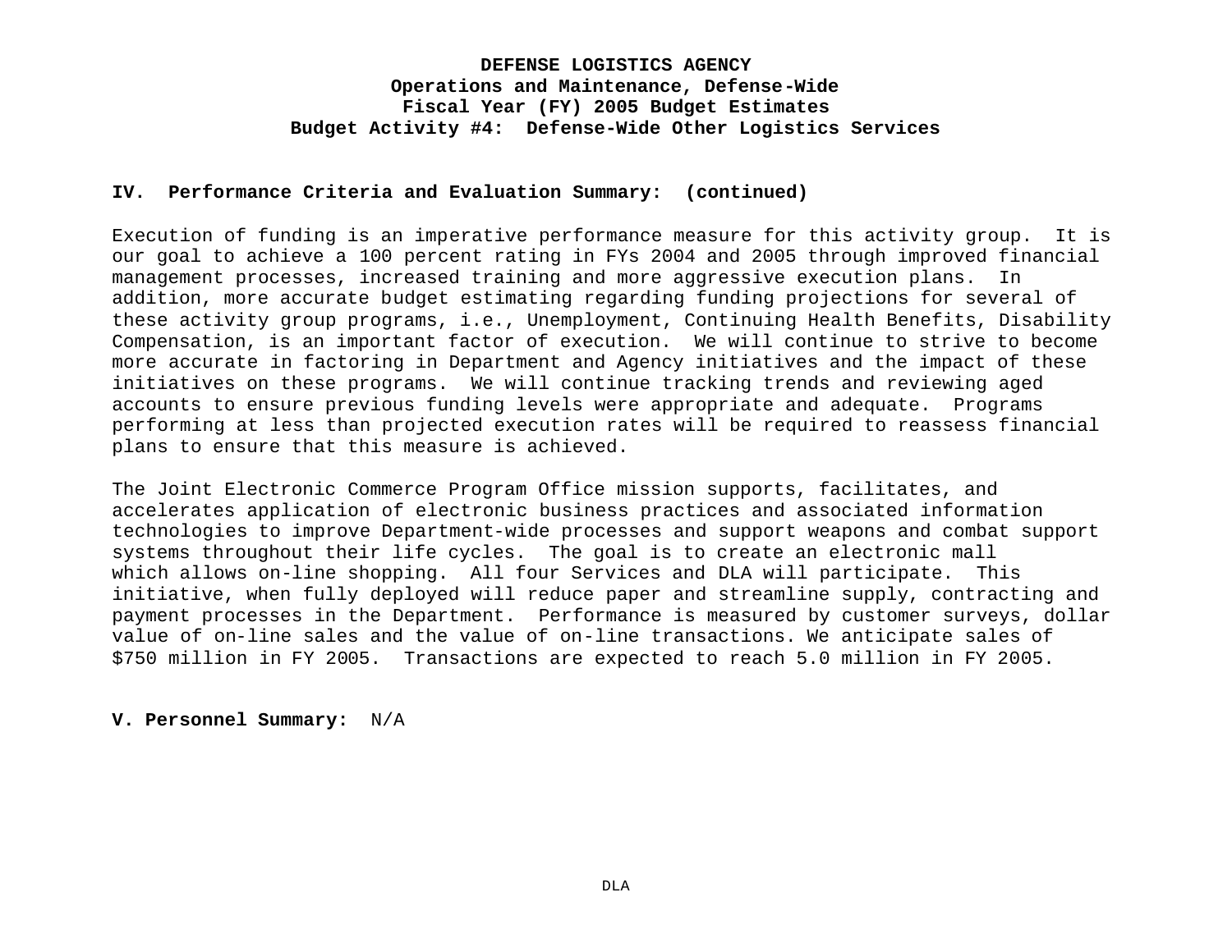# DEFENSE LOGISTICS AGENCY
## Operations and Maintenance, Defense-Wide
## Fiscal Year (FY) 2005 Budget Estimates
## Budget Activity #4: Defense-Wide Other Logistics Services

**IV. Performance Criteria and Evaluation Summary: (continued)**

Execution of funding is an imperative performance measure for this activity group. It is our goal to achieve a 100 percent rating in FYs 2004 and 2005 through improved financial management processes, increased training and more aggressive execution plans. In addition, more accurate budget estimating regarding funding projections for several of these activity group programs, i.e., Unemployment, Continuing Health Benefits, Disability Compensation, is an important factor of execution. We will continue to strive to become more accurate in factoring in Department and Agency initiatives and the impact of these initiatives on these programs. We will continue tracking trends and reviewing aged accounts to ensure previous funding levels were appropriate and adequate. Programs performing at less than projected execution rates will be required to reassess financial plans to ensure that this measure is achieved.

The Joint Electronic Commerce Program Office mission supports, facilitates, and accelerates application of electronic business practices and associated information technologies to improve Department-wide processes and support weapons and combat support systems throughout their life cycles. The goal is to create an electronic mall which allows on-line shopping. All four Services and DLA will participate. This initiative, when fully deployed will reduce paper and streamline supply, contracting and payment processes in the Department. Performance is measured by customer surveys, dollar value of on-line sales and the value of on-line transactions. We anticipate sales of $750 million in FY 2005. Transactions are expected to reach 5.0 million in FY 2005.

**V. Personnel Summary:** N/A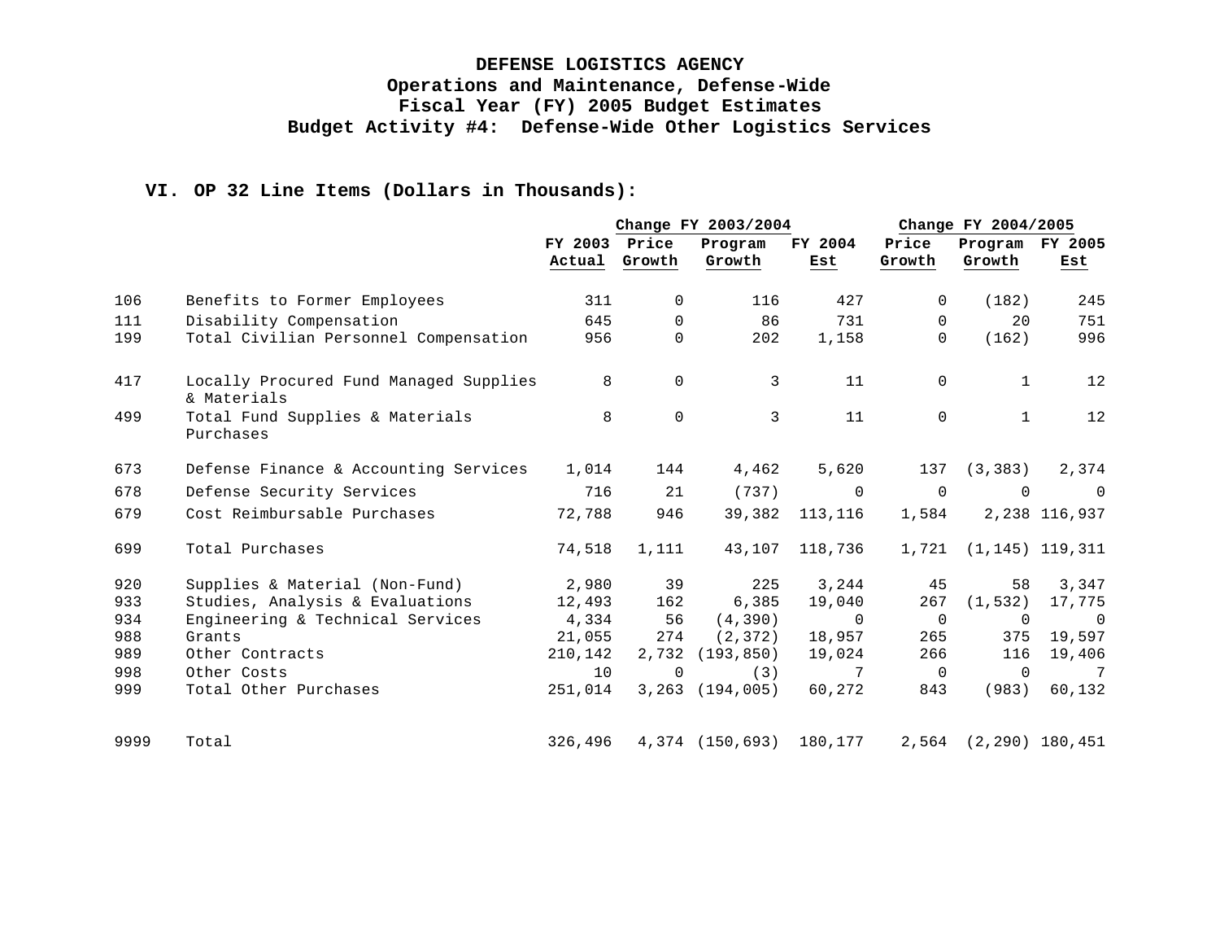**DEFENSE LOGISTICS AGENCY**
**Operations and Maintenance, Defense-Wide**
**Fiscal Year (FY) 2005 Budget Estimates**
**Budget Activity #4: Defense-Wide Other Logistics Services**

## VI. OP 32 Line Items (Dollars in Thousands):

| | | | Change FY 2003/2004 | | | Change FY 2004/2005 | | |
|---|---|---|---|---|---|---|---|---|
| | | FY 2003 Actual | Price Growth | Program Growth | FY 2004 Est | Price Growth | Program Growth | FY 2005 Est |
| 106 | Benefits to Former Employees | 311 | 0 | 116 | 427 | 0 | (182) | 245 |
| 111 | Disability Compensation | 645 | 0 | 86 | 731 | 0 | 20 | 751 |
| 199 | Total Civilian Personnel Compensation | 956 | 0 | 202 | 1,158 | 0 | (162) | 996 |
| 417 | Locally Procured Fund Managed Supplies & Materials | 8 | 0 | 3 | 11 | 0 | 1 | 12 |
| 499 | Total Fund Supplies & Materials Purchases | 8 | 0 | 3 | 11 | 0 | 1 | 12 |
| 673 | Defense Finance & Accounting Services | 1,014 | 144 | 4,462 | 5,620 | 137 | (3,383) | 2,374 |
| 678 | Defense Security Services | 716 | 21 | (737) | 0 | 0 | 0 | 0 |
| 679 | Cost Reimbursable Purchases | 72,788 | 946 | 39,382 | 113,116 | 1,584 | 2,238 | 116,937 |
| 699 | Total Purchases | 74,518 | 1,111 | 43,107 | 118,736 | 1,721 | (1,145) | 119,311 |
| 920 | Supplies & Material (Non-Fund) | 2,980 | 39 | 225 | 3,244 | 45 | 58 | 3,347 |
| 933 | Studies, Analysis & Evaluations | 12,493 | 162 | 6,385 | 19,040 | 267 | (1,532) | 17,775 |
| 934 | Engineering & Technical Services | 4,334 | 56 | (4,390) | 0 | 0 | 0 | 0 |
| 988 | Grants | 21,055 | 274 | (2,372) | 18,957 | 265 | 375 | 19,597 |
| 989 | Other Contracts | 210,142 | 2,732 | (193,850) | 19,024 | 266 | 116 | 19,406 |
| 998 | Other Costs | 10 | 0 | (3) | 7 | 0 | 0 | 7 |
| 999 | Total Other Purchases | 251,014 | 3,263 | (194,005) | 60,272 | 843 | (983) | 60,132 |
| 9999 | Total | 326,496 | 4,374 | (150,693) | 180,177 | 2,564 | (2,290) | 180,451 |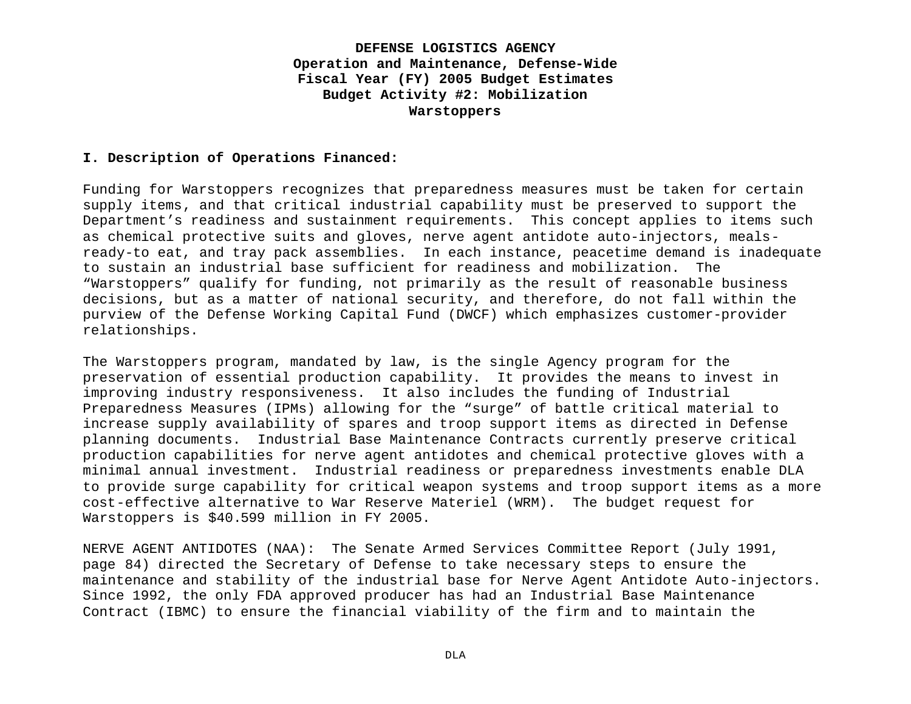**DEFENSE LOGISTICS AGENCY**
**Operation and Maintenance, Defense-Wide**
**Fiscal Year (FY) 2005 Budget Estimates**
**Budget Activity #2: Mobilization**
**Warstoppers**

**I. Description of Operations Financed:**

Funding for Warstoppers recognizes that preparedness measures must be taken for certain supply items, and that critical industrial capability must be preserved to support the Department's readiness and sustainment requirements. This concept applies to items such as chemical protective suits and gloves, nerve agent antidote auto-injectors, meals-ready-to eat, and tray pack assemblies. In each instance, peacetime demand is inadequate to sustain an industrial base sufficient for readiness and mobilization. The "Warstoppers" qualify for funding, not primarily as the result of reasonable business decisions, but as a matter of national security, and therefore, do not fall within the purview of the Defense Working Capital Fund (DWCF) which emphasizes customer-provider relationships.

The Warstoppers program, mandated by law, is the single Agency program for the preservation of essential production capability. It provides the means to invest in improving industry responsiveness. It also includes the funding of Industrial Preparedness Measures (IPMs) allowing for the "surge" of battle critical material to increase supply availability of spares and troop support items as directed in Defense planning documents. Industrial Base Maintenance Contracts currently preserve critical production capabilities for nerve agent antidotes and chemical protective gloves with a minimal annual investment. Industrial readiness or preparedness investments enable DLA to provide surge capability for critical weapon systems and troop support items as a more cost-effective alternative to War Reserve Materiel (WRM). The budget request for Warstoppers is $40.599 million in FY 2005.

NERVE AGENT ANTIDOTES (NAA): The Senate Armed Services Committee Report (July 1991, page 84) directed the Secretary of Defense to take necessary steps to ensure the maintenance and stability of the industrial base for Nerve Agent Antidote Auto-injectors. Since 1992, the only FDA approved producer has had an Industrial Base Maintenance Contract (IBMC) to ensure the financial viability of the firm and to maintain the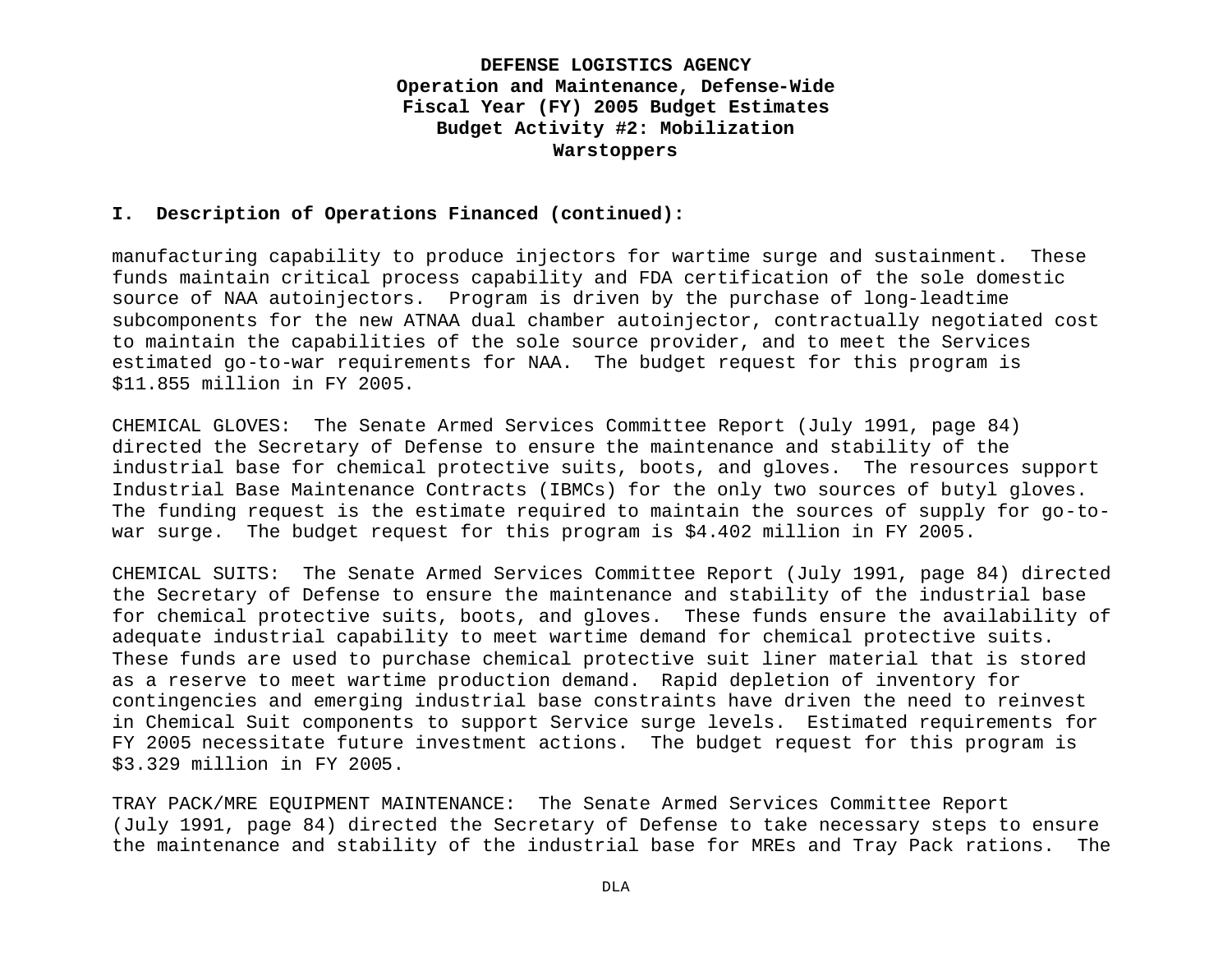**I. Description of Operations Financed (continued):**

manufacturing capability to produce injectors for wartime surge and sustainment. These funds maintain critical process capability and FDA certification of the sole domestic source of NAA autoinjectors. Program is driven by the purchase of long-leadtime subcomponents for the new ATNAA dual chamber autoinjector, contractually negotiated cost to maintain the capabilities of the sole source provider, and to meet the Services estimated go-to-war requirements for NAA. The budget request for this program is $11.855 million in FY 2005.

CHEMICAL GLOVES: The Senate Armed Services Committee Report (July 1991, page 84) directed the Secretary of Defense to ensure the maintenance and stability of the industrial base for chemical protective suits, boots, and gloves. The resources support Industrial Base Maintenance Contracts (IBMCs) for the only two sources of butyl gloves. The funding request is the estimate required to maintain the sources of supply for go-to-war surge. The budget request for this program is $4.402 million in FY 2005.

CHEMICAL SUITS: The Senate Armed Services Committee Report (July 1991, page 84) directed the Secretary of Defense to ensure the maintenance and stability of the industrial base for chemical protective suits, boots, and gloves. These funds ensure the availability of adequate industrial capability to meet wartime demand for chemical protective suits. These funds are used to purchase chemical protective suit liner material that is stored as a reserve to meet wartime production demand. Rapid depletion of inventory for contingencies and emerging industrial base constraints have driven the need to reinvest in Chemical Suit components to support Service surge levels. Estimated requirements for FY 2005 necessitate future investment actions. The budget request for this program is $3.329 million in FY 2005.

TRAY PACK/MRE EQUIPMENT MAINTENANCE: The Senate Armed Services Committee Report (July 1991, page 84) directed the Secretary of Defense to take necessary steps to ensure the maintenance and stability of the industrial base for MREs and Tray Pack rations. The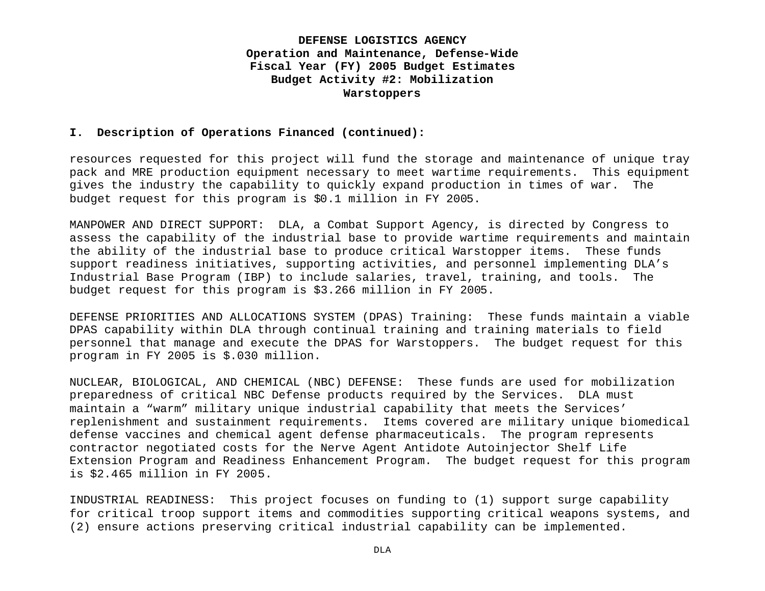**DEFENSE LOGISTICS AGENCY**
**Operation and Maintenance, Defense-Wide**
**Fiscal Year (FY) 2005 Budget Estimates**
**Budget Activity #2: Mobilization**
**Warstoppers**

**I. Description of Operations Financed (continued):**

resources requested for this project will fund the storage and maintenance of unique tray pack and MRE production equipment necessary to meet wartime requirements. This equipment gives the industry the capability to quickly expand production in times of war. The budget request for this program is $0.1 million in FY 2005.

MANPOWER AND DIRECT SUPPORT: DLA, a Combat Support Agency, is directed by Congress to assess the capability of the industrial base to provide wartime requirements and maintain the ability of the industrial base to produce critical Warstopper items. These funds support readiness initiatives, supporting activities, and personnel implementing DLA's Industrial Base Program (IBP) to include salaries, travel, training, and tools. The budget request for this program is $3.266 million in FY 2005.

DEFENSE PRIORITIES AND ALLOCATIONS SYSTEM (DPAS) Training: These funds maintain a viable DPAS capability within DLA through continual training and training materials to field personnel that manage and execute the DPAS for Warstoppers. The budget request for this program in FY 2005 is $.030 million.

NUCLEAR, BIOLOGICAL, AND CHEMICAL (NBC) DEFENSE: These funds are used for mobilization preparedness of critical NBC Defense products required by the Services. DLA must maintain a "warm" military unique industrial capability that meets the Services' replenishment and sustainment requirements. Items covered are military unique biomedical defense vaccines and chemical agent defense pharmaceuticals. The program represents contractor negotiated costs for the Nerve Agent Antidote Autoinjector Shelf Life Extension Program and Readiness Enhancement Program. The budget request for this program is $2.465 million in FY 2005.

INDUSTRIAL READINESS: This project focuses on funding to (1) support surge capability for critical troop support items and commodities supporting critical weapons systems, and (2) ensure actions preserving critical industrial capability can be implemented.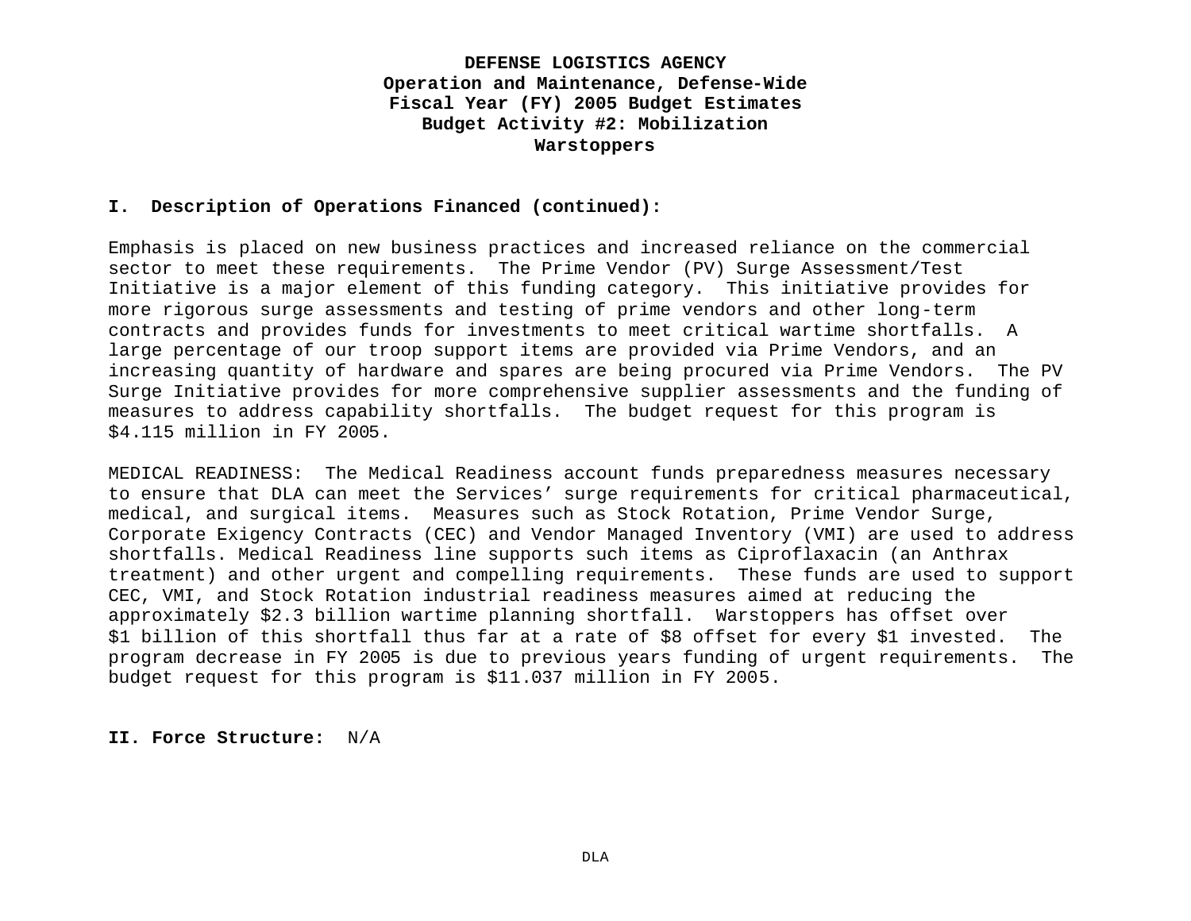**DEFENSE LOGISTICS AGENCY**
**Operation and Maintenance, Defense-Wide**
**Fiscal Year (FY) 2005 Budget Estimates**
**Budget Activity #2: Mobilization**
**Warstoppers**

## I. Description of Operations Financed (continued):

Emphasis is placed on new business practices and increased reliance on the commercial sector to meet these requirements. The Prime Vendor (PV) Surge Assessment/Test Initiative is a major element of this funding category. This initiative provides for more rigorous surge assessments and testing of prime vendors and other long-term contracts and provides funds for investments to meet critical wartime shortfalls. A large percentage of our troop support items are provided via Prime Vendors, and an increasing quantity of hardware and spares are being procured via Prime Vendors. The PV Surge Initiative provides for more comprehensive supplier assessments and the funding of measures to address capability shortfalls. The budget request for this program is $4.115 million in FY 2005.

MEDICAL READINESS: The Medical Readiness account funds preparedness measures necessary to ensure that DLA can meet the Services' surge requirements for critical pharmaceutical, medical, and surgical items. Measures such as Stock Rotation, Prime Vendor Surge, Corporate Exigency Contracts (CEC) and Vendor Managed Inventory (VMI) are used to address shortfalls. Medical Readiness line supports such items as Ciproflaxacin (an Anthrax treatment) and other urgent and compelling requirements. These funds are used to support CEC, VMI, and Stock Rotation industrial readiness measures aimed at reducing the approximately $2.3 billion wartime planning shortfall. Warstoppers has offset over $1 billion of this shortfall thus far at a rate of $8 offset for every $1 invested. The program decrease in FY 2005 is due to previous years funding of urgent requirements. The budget request for this program is $11.037 million in FY 2005.

## II. Force Structure: N/A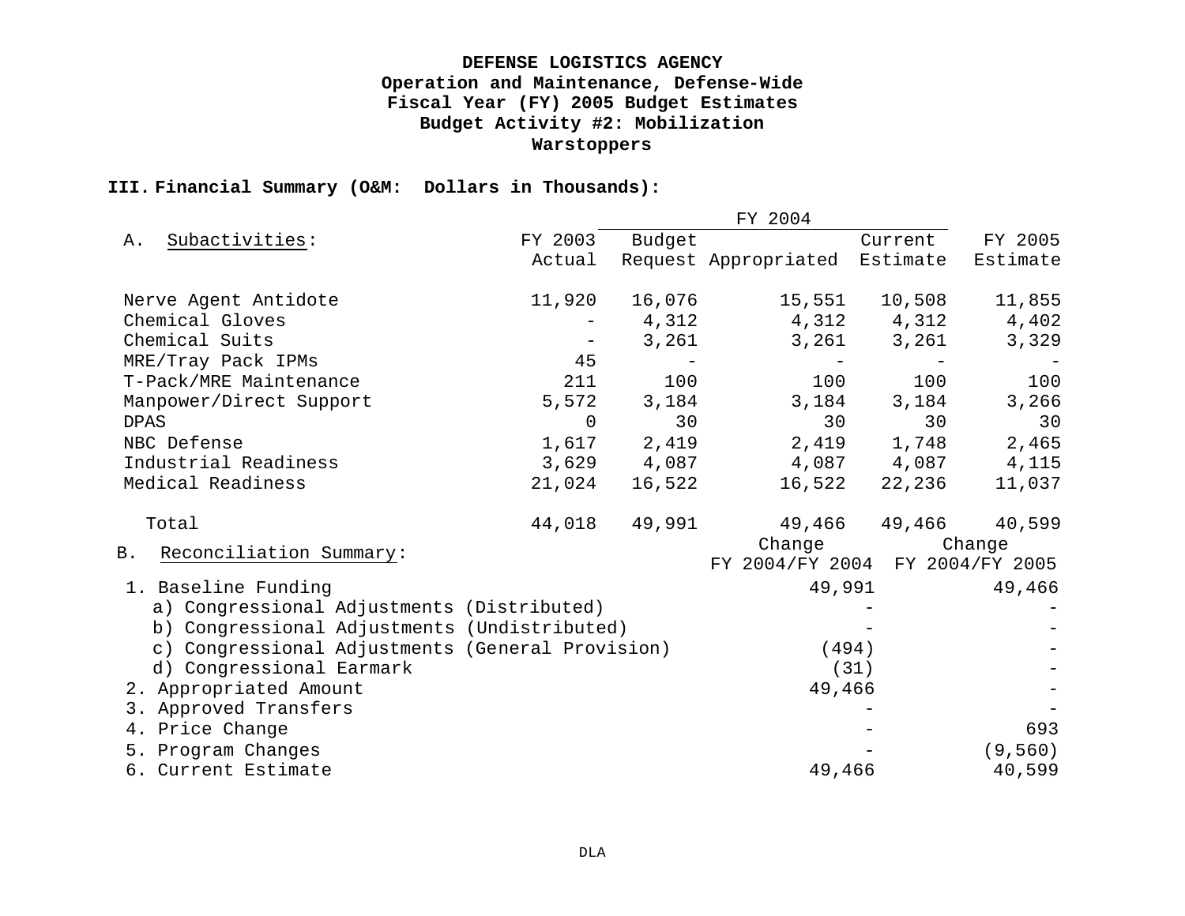**DEFENSE LOGISTICS AGENCY**
**Operation and Maintenance, Defense-Wide**
**Fiscal Year (FY) 2005 Budget Estimates**
**Budget Activity #2: Mobilization**
**Warstoppers**

## III. Financial Summary (O&M: Dollars in Thousands):

| A. Subactivities: | FY 2003 Actual | FY 2004 Budget Request | FY 2004 Appropriated | FY 2004 Current Estimate | FY 2005 Estimate |
|---|---|---|---|---|---|
| Nerve Agent Antidote | 11,920 | 16,076 | 15,551 | 10,508 | 11,855 |
| Chemical Gloves | - | 4,312 | 4,312 | 4,312 | 4,402 |
| Chemical Suits | - | 3,261 | 3,261 | 3,261 | 3,329 |
| MRE/Tray Pack IPMs | 45 | - | - | - | - |
| T-Pack/MRE Maintenance | 211 | 100 | 100 | 100 | 100 |
| Manpower/Direct Support | 5,572 | 3,184 | 3,184 | 3,184 | 3,266 |
| DPAS | 0 | 30 | 30 | 30 | 30 |
| NBC Defense | 1,617 | 2,419 | 2,419 | 1,748 | 2,465 |
| Industrial Readiness | 3,629 | 4,087 | 4,087 | 4,087 | 4,115 |
| Medical Readiness | 21,024 | 16,522 | 16,522 | 22,236 | 11,037 |
| Total | 44,018 | 49,991 | 49,466 | 49,466 | 40,599 |

| B. Reconciliation Summary: | Change FY 2004/FY 2004 | Change FY 2004/FY 2005 |
|---|---|---|
| 1. Baseline Funding | 49,991 | 49,466 |
| a) Congressional Adjustments (Distributed) | - | - |
| b) Congressional Adjustments (Undistributed) | - | - |
| c) Congressional Adjustments (General Provision) | (494) | - |
| d) Congressional Earmark | (31) | - |
| 2. Appropriated Amount | 49,466 | - |
| 3. Approved Transfers | - | - |
| 4. Price Change | - | 693 |
| 5. Program Changes | - | (9,560) |
| 6. Current Estimate | 49,466 | 40,599 |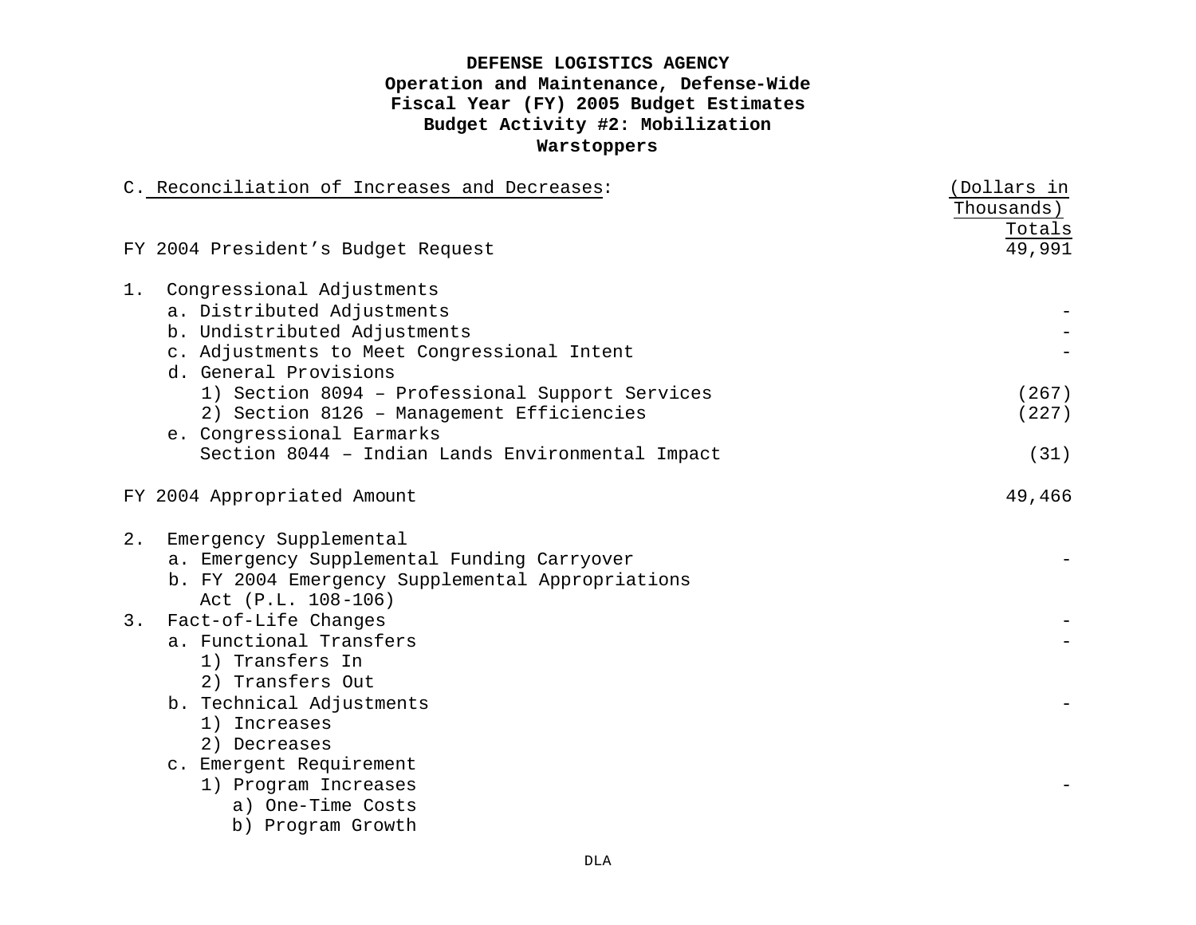**DEFENSE LOGISTICS AGENCY**
**Operation and Maintenance, Defense-Wide**
**Fiscal Year (FY) 2005 Budget Estimates**
**Budget Activity #2: Mobilization**
**Warstoppers**

| C. Reconciliation of Increases and Decreases: | (Dollars in Thousands) Totals |
|---|---|
| FY 2004 President's Budget Request | 49,991 |
| 1. Congressional Adjustments | |
| a. Distributed Adjustments | - |
| b. Undistributed Adjustments | - |
| c. Adjustments to Meet Congressional Intent | - |
| d. General Provisions | |
| 1) Section 8094 – Professional Support Services | (267) |
| 2) Section 8126 – Management Efficiencies | (227) |
| e. Congressional Earmarks | |
| Section 8044 – Indian Lands Environmental Impact | (31) |
| FY 2004 Appropriated Amount | 49,466 |
| 2. Emergency Supplemental | |
| a. Emergency Supplemental Funding Carryover | - |
| b. FY 2004 Emergency Supplemental Appropriations Act (P.L. 108-106) | |
| 3. Fact-of-Life Changes | - |
| a. Functional Transfers | - |
| 1) Transfers In | |
| 2) Transfers Out | |
| b. Technical Adjustments | - |
| 1) Increases | |
| 2) Decreases | |
| c. Emergent Requirement | |
| 1) Program Increases | - |
| a) One-Time Costs | |
| b) Program Growth | |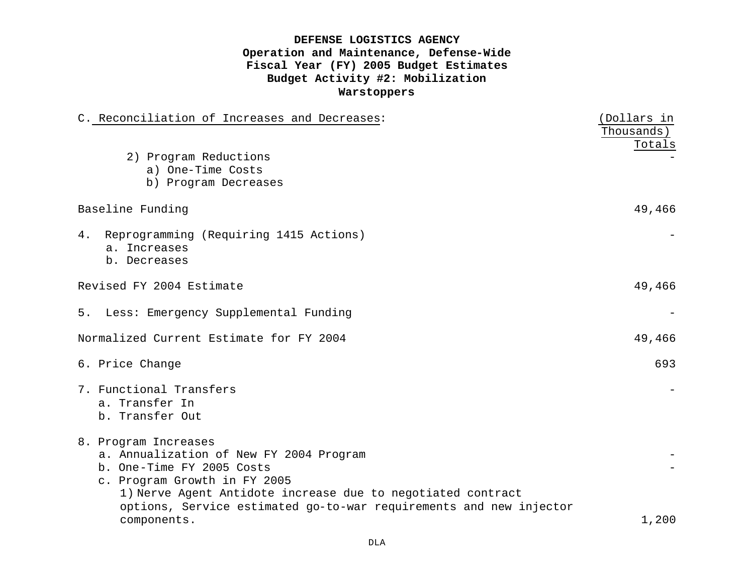# DEFENSE LOGISTICS AGENCY
## Operation and Maintenance, Defense-Wide
## Fiscal Year (FY) 2005 Budget Estimates
## Budget Activity #2: Mobilization
## Warstoppers

| C. Reconciliation of Increases and Decreases: | (Dollars in Thousands) Totals |
|---|---|
| 2) Program Reductions | - |
| a) One-Time Costs | |
| b) Program Decreases | |
| Baseline Funding | 49,466 |
| 4. Reprogramming (Requiring 1415 Actions) | - |
| a. Increases | |
| b. Decreases | |
| Revised FY 2004 Estimate | 49,466 |
| 5. Less: Emergency Supplemental Funding | - |
| Normalized Current Estimate for FY 2004 | 49,466 |
| 6. Price Change | 693 |
| 7. Functional Transfers | - |
| a. Transfer In | |
| b. Transfer Out | |
| 8. Program Increases | |
| a. Annualization of New FY 2004 Program | - |
| b. One-Time FY 2005 Costs | - |
| c. Program Growth in FY 2005 | |
| 1) Nerve Agent Antidote increase due to negotiated contract options, Service estimated go-to-war requirements and new injector components. | 1,200 |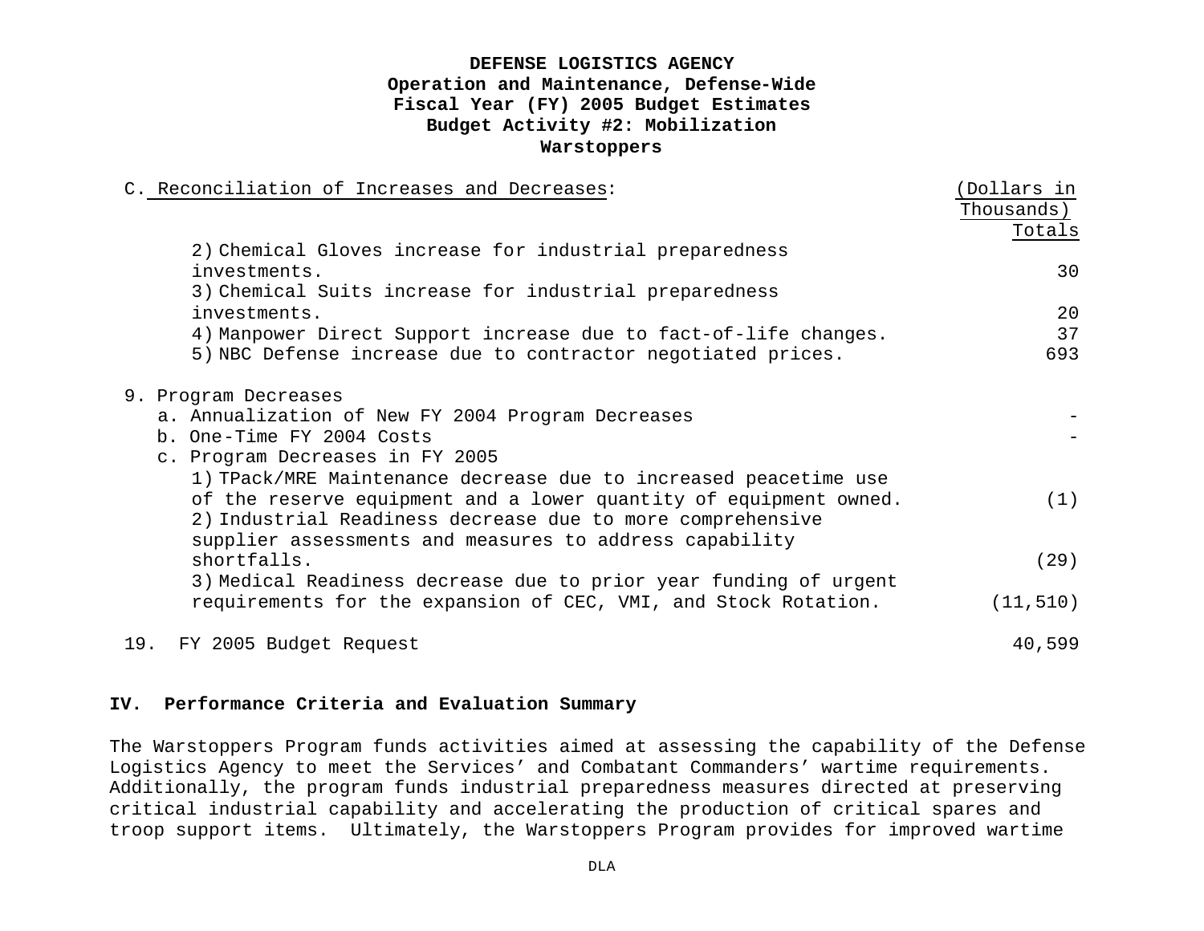**DEFENSE LOGISTICS AGENCY**
**Operation and Maintenance, Defense-Wide**
**Fiscal Year (FY) 2005 Budget Estimates**
**Budget Activity #2: Mobilization**
**Warstoppers**

| C. Reconciliation of Increases and Decreases: | (Dollars in Thousands) Totals |
|---|---|
| 2) Chemical Gloves increase for industrial preparedness investments. | 30 |
| 3) Chemical Suits increase for industrial preparedness investments. | 20 |
| 4) Manpower Direct Support increase due to fact-of-life changes. | 37 |
| 5) NBC Defense increase due to contractor negotiated prices. | 693 |
| | |
| 9. Program Decreases | |
| a. Annualization of New FY 2004 Program Decreases | - |
| b. One-Time FY 2004 Costs | - |
| c. Program Decreases in FY 2005 | |
| 1) TPack/MRE Maintenance decrease due to increased peacetime use of the reserve equipment and a lower quantity of equipment owned. | (1) |
| 2) Industrial Readiness decrease due to more comprehensive supplier assessments and measures to address capability shortfalls. | (29) |
| 3) Medical Readiness decrease due to prior year funding of urgent requirements for the expansion of CEC, VMI, and Stock Rotation. | (11,510) |
| | |
| 19. FY 2005 Budget Request | 40,599 |

**IV. Performance Criteria and Evaluation Summary**

The Warstoppers Program funds activities aimed at assessing the capability of the Defense Logistics Agency to meet the Services' and Combatant Commanders' wartime requirements. Additionally, the program funds industrial preparedness measures directed at preserving critical industrial capability and accelerating the production of critical spares and troop support items. Ultimately, the Warstoppers Program provides for improved wartime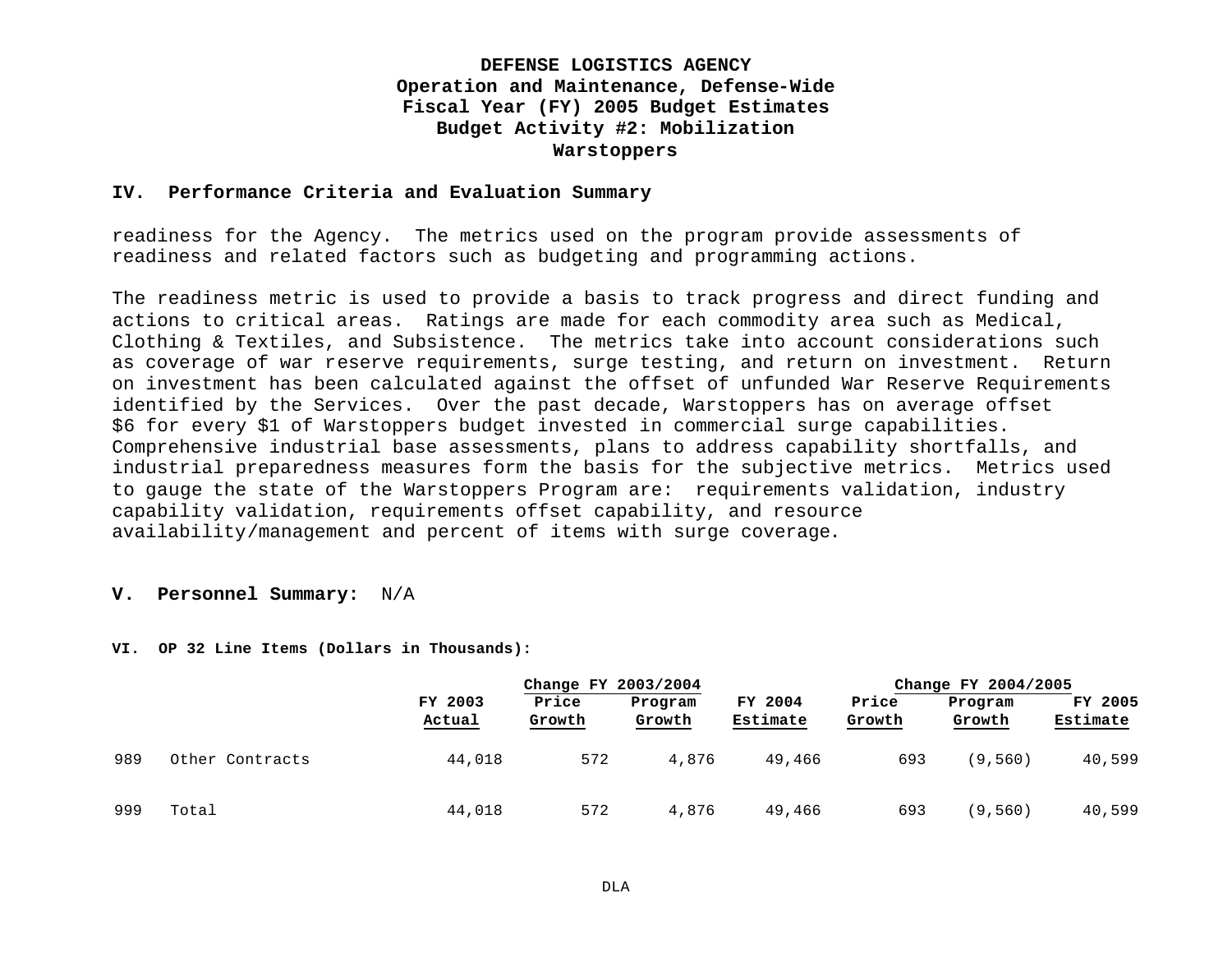**DEFENSE LOGISTICS AGENCY**
**Operation and Maintenance, Defense-Wide**
**Fiscal Year (FY) 2005 Budget Estimates**
**Budget Activity #2: Mobilization**
**Warstoppers**

## IV. Performance Criteria and Evaluation Summary

readiness for the Agency. The metrics used on the program provide assessments of readiness and related factors such as budgeting and programming actions.

The readiness metric is used to provide a basis to track progress and direct funding and actions to critical areas. Ratings are made for each commodity area such as Medical, Clothing & Textiles, and Subsistence. The metrics take into account considerations such as coverage of war reserve requirements, surge testing, and return on investment. Return on investment has been calculated against the offset of unfunded War Reserve Requirements identified by the Services. Over the past decade, Warstoppers has on average offset $6 for every $1 of Warstoppers budget invested in commercial surge capabilities. Comprehensive industrial base assessments, plans to address capability shortfalls, and industrial preparedness measures form the basis for the subjective metrics. Metrics used to gauge the state of the Warstoppers Program are: requirements validation, industry capability validation, requirements offset capability, and resource availability/management and percent of items with surge coverage.

## V. Personnel Summary: N/A

## VI. OP 32 Line Items (Dollars in Thousands):

| | | FY 2003 Actual | Change FY 2003/2004 Price Growth | Change FY 2003/2004 Program Growth | FY 2004 Estimate | Change FY 2004/2005 Price Growth | Change FY 2004/2005 Program Growth | FY 2005 Estimate |
|---|---|---|---|---|---|---|---|---|
| 989 | Other Contracts | 44,018 | 572 | 4,876 | 49,466 | 693 | (9,560) | 40,599 |
| 999 | Total | 44,018 | 572 | 4,876 | 49,466 | 693 | (9,560) | 40,599 |